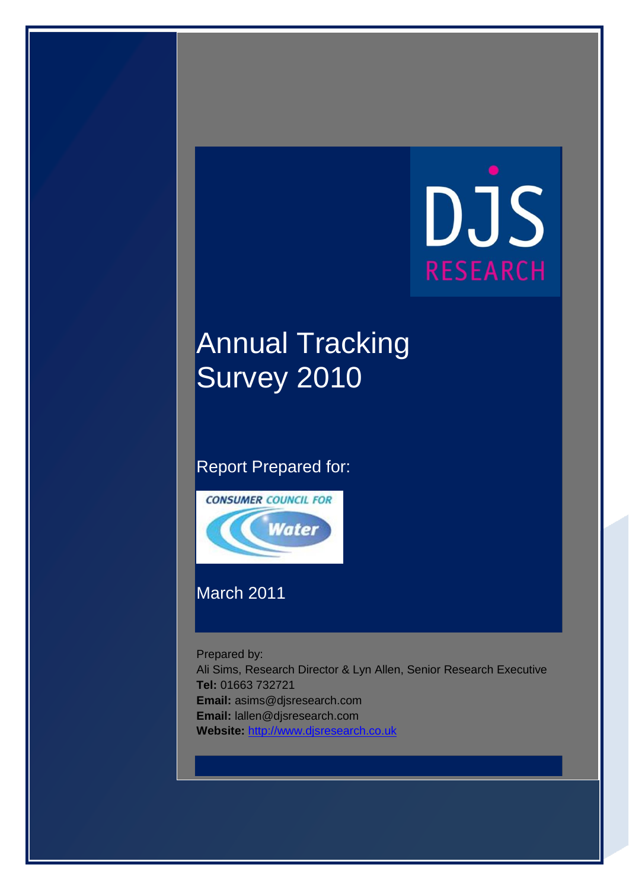DJS RESEARCH

# Annual Tracking Survey 2010

Report Prepared for:

CONSUMER COUNCIL FOR Water

March 2011

Prepared by:
Ali Sims, Research Director & Lyn Allen, Senior Research Executive
**Tel:** 01663 732721
**Email:** asims@djsresearch.com
**Email:** lallen@djsresearch.com
**Website:** http://www.djsresearch.co.uk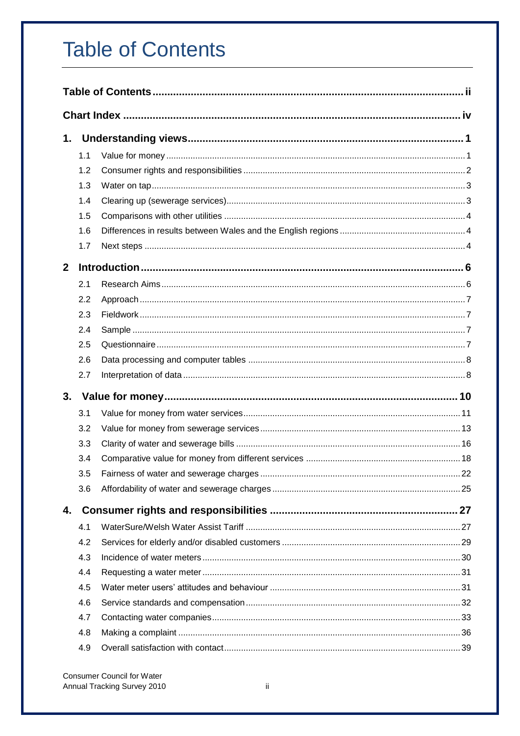# Table of Contents

**Table of Contents ...... ii**

**Chart Index ...... iv**

**1. Understanding views ...... 1**

- 1.1 Value for money ...... 1
- 1.2 Consumer rights and responsibilities ...... 2
- 1.3 Water on tap ...... 3
- 1.4 Clearing up (sewerage services) ...... 3
- 1.5 Comparisons with other utilities ...... 4
- 1.6 Differences in results between Wales and the English regions ...... 4
- 1.7 Next steps ...... 4

**2 Introduction ...... 6**

- 2.1 Research Aims ...... 6
- 2.2 Approach ...... 7
- 2.3 Fieldwork ...... 7
- 2.4 Sample ...... 7
- 2.5 Questionnaire ...... 7
- 2.6 Data processing and computer tables ...... 8
- 2.7 Interpretation of data ...... 8

**3. Value for money ...... 10**

- 3.1 Value for money from water services ...... 11
- 3.2 Value for money from sewerage services ...... 13
- 3.3 Clarity of water and sewerage bills ...... 16
- 3.4 Comparative value for money from different services ...... 18
- 3.5 Fairness of water and sewerage charges ...... 22
- 3.6 Affordability of water and sewerage charges ...... 25

**4. Consumer rights and responsibilities ...... 27**

- 4.1 WaterSure/Welsh Water Assist Tariff ...... 27
- 4.2 Services for elderly and/or disabled customers ...... 29
- 4.3 Incidence of water meters ...... 30
- 4.4 Requesting a water meter ...... 31
- 4.5 Water meter users' attitudes and behaviour ...... 31
- 4.6 Service standards and compensation ...... 32
- 4.7 Contacting water companies ...... 33
- 4.8 Making a complaint ...... 36
- 4.9 Overall satisfaction with contact ...... 39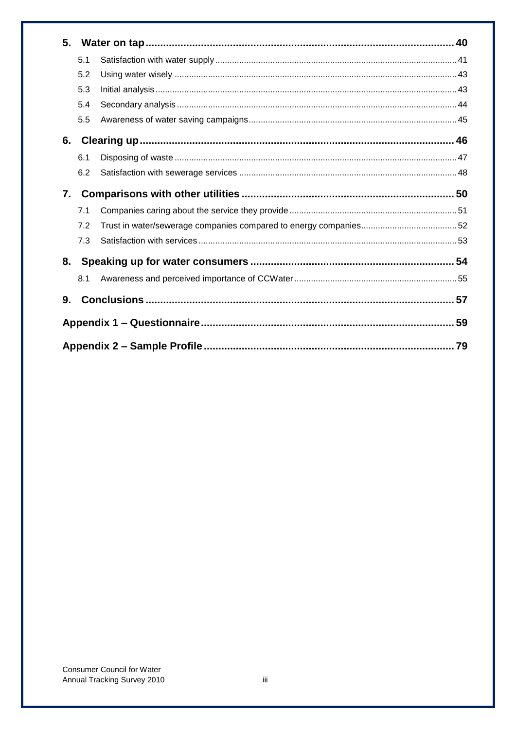**5. Water on tap** ........ 40

- 5.1 Satisfaction with water supply ........ 41
- 5.2 Using water wisely ........ 43
- 5.3 Initial analysis ........ 43
- 5.4 Secondary analysis ........ 44
- 5.5 Awareness of water saving campaigns ........ 45

**6. Clearing up** ........ 46

- 6.1 Disposing of waste ........ 47
- 6.2 Satisfaction with sewerage services ........ 48

**7. Comparisons with other utilities** ........ 50

- 7.1 Companies caring about the service they provide ........ 51
- 7.2 Trust in water/sewerage companies compared to energy companies ........ 52
- 7.3 Satisfaction with services ........ 53

**8. Speaking up for water consumers** ........ 54

- 8.1 Awareness and perceived importance of CCWater ........ 55

**9. Conclusions** ........ 57

**Appendix 1 – Questionnaire** ........ 59

**Appendix 2 – Sample Profile** ........ 79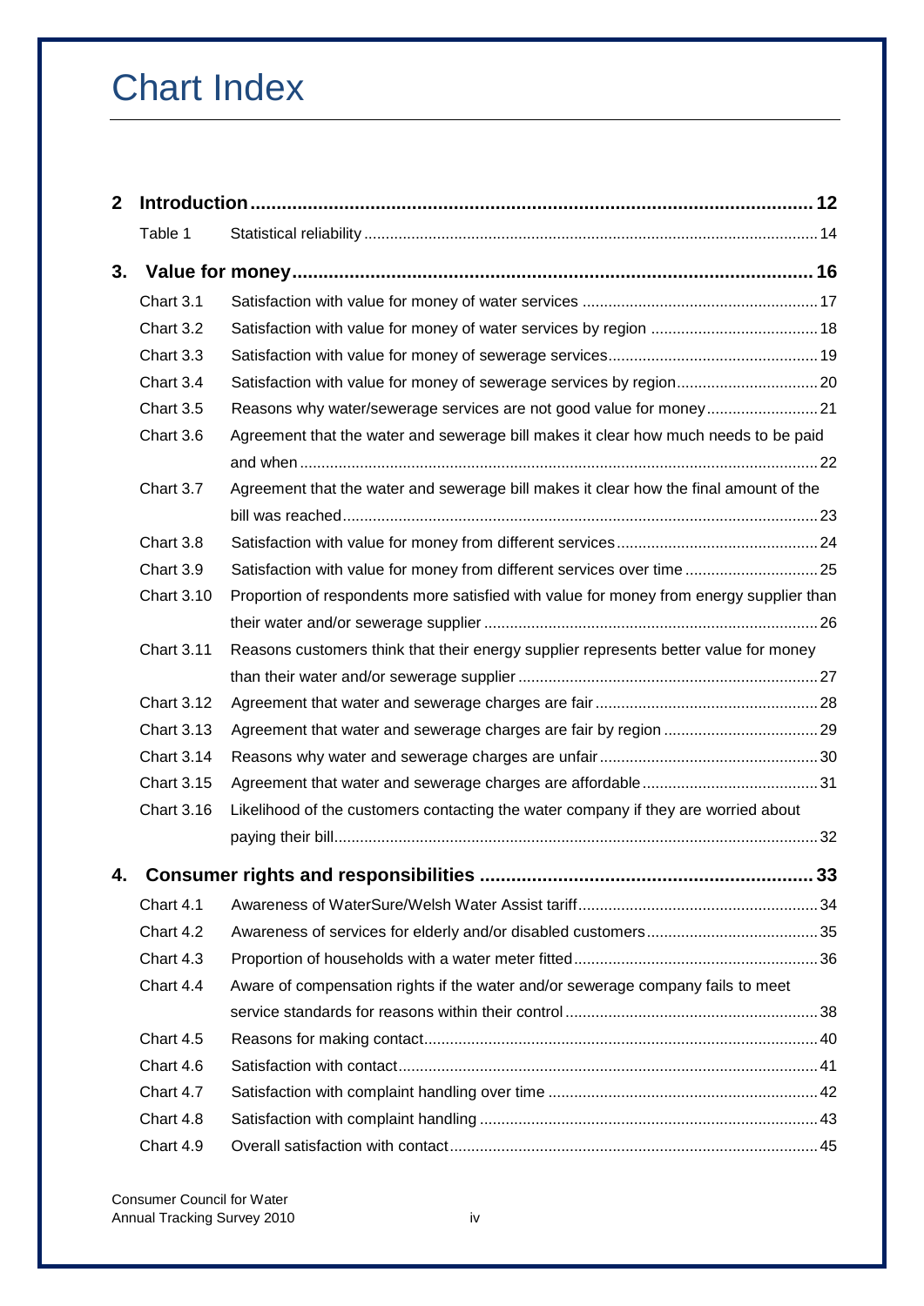# Chart Index

**2 Introduction** ........ 12

| | | |
|---|---|---|
| Table 1 | Statistical reliability | 14 |

**3. Value for money** ........ 16

| | | |
|---|---|---|
| Chart 3.1 | Satisfaction with value for money of water services | 17 |
| Chart 3.2 | Satisfaction with value for money of water services by region | 18 |
| Chart 3.3 | Satisfaction with value for money of sewerage services | 19 |
| Chart 3.4 | Satisfaction with value for money of sewerage services by region | 20 |
| Chart 3.5 | Reasons why water/sewerage services are not good value for money | 21 |
| Chart 3.6 | Agreement that the water and sewerage bill makes it clear how much needs to be paid and when | 22 |
| Chart 3.7 | Agreement that the water and sewerage bill makes it clear how the final amount of the bill was reached | 23 |
| Chart 3.8 | Satisfaction with value for money from different services | 24 |
| Chart 3.9 | Satisfaction with value for money from different services over time | 25 |
| Chart 3.10 | Proportion of respondents more satisfied with value for money from energy supplier than their water and/or sewerage supplier | 26 |
| Chart 3.11 | Reasons customers think that their energy supplier represents better value for money than their water and/or sewerage supplier | 27 |
| Chart 3.12 | Agreement that water and sewerage charges are fair | 28 |
| Chart 3.13 | Agreement that water and sewerage charges are fair by region | 29 |
| Chart 3.14 | Reasons why water and sewerage charges are unfair | 30 |
| Chart 3.15 | Agreement that water and sewerage charges are affordable | 31 |
| Chart 3.16 | Likelihood of the customers contacting the water company if they are worried about paying their bill | 32 |

**4. Consumer rights and responsibilities** ........ 33

| | | |
|---|---|---|
| Chart 4.1 | Awareness of WaterSure/Welsh Water Assist tariff | 34 |
| Chart 4.2 | Awareness of services for elderly and/or disabled customers | 35 |
| Chart 4.3 | Proportion of households with a water meter fitted | 36 |
| Chart 4.4 | Aware of compensation rights if the water and/or sewerage company fails to meet service standards for reasons within their control | 38 |
| Chart 4.5 | Reasons for making contact | 40 |
| Chart 4.6 | Satisfaction with contact | 41 |
| Chart 4.7 | Satisfaction with complaint handling over time | 42 |
| Chart 4.8 | Satisfaction with complaint handling | 43 |
| Chart 4.9 | Overall satisfaction with contact | 45 |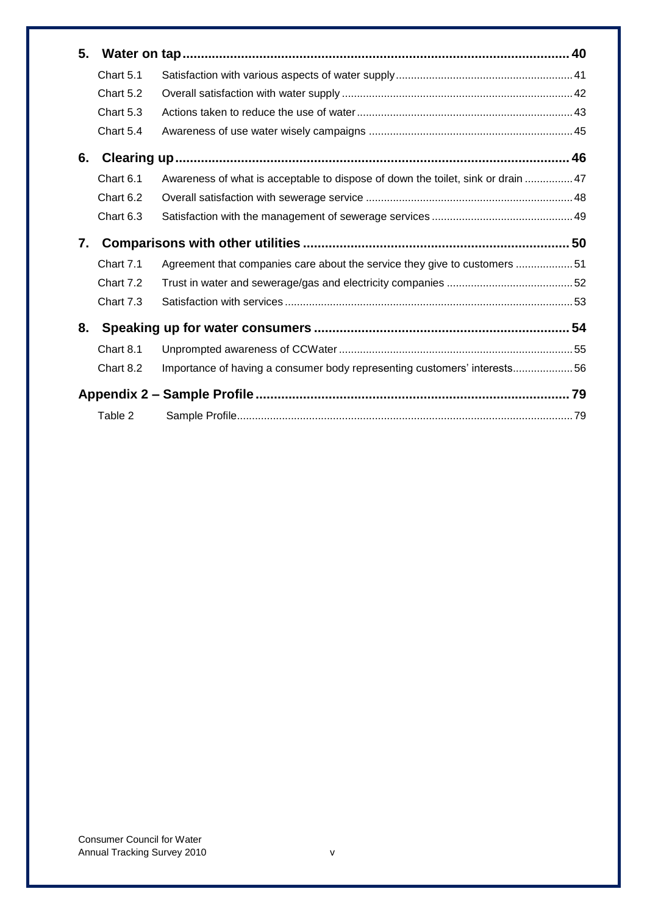**5. Water on tap** .......... 40

- Chart 5.1 Satisfaction with various aspects of water supply .......... 41
- Chart 5.2 Overall satisfaction with water supply .......... 42
- Chart 5.3 Actions taken to reduce the use of water .......... 43
- Chart 5.4 Awareness of use water wisely campaigns .......... 45

**6. Clearing up** .......... 46

- Chart 6.1 Awareness of what is acceptable to dispose of down the toilet, sink or drain .......... 47
- Chart 6.2 Overall satisfaction with sewerage service .......... 48
- Chart 6.3 Satisfaction with the management of sewerage services .......... 49

**7. Comparisons with other utilities** .......... 50

- Chart 7.1 Agreement that companies care about the service they give to customers .......... 51
- Chart 7.2 Trust in water and sewerage/gas and electricity companies .......... 52
- Chart 7.3 Satisfaction with services .......... 53

**8. Speaking up for water consumers** .......... 54

- Chart 8.1 Unprompted awareness of CCWater .......... 55
- Chart 8.2 Importance of having a consumer body representing customers' interests .......... 56

**Appendix 2 – Sample Profile** .......... 79

- Table 2 Sample Profile .......... 79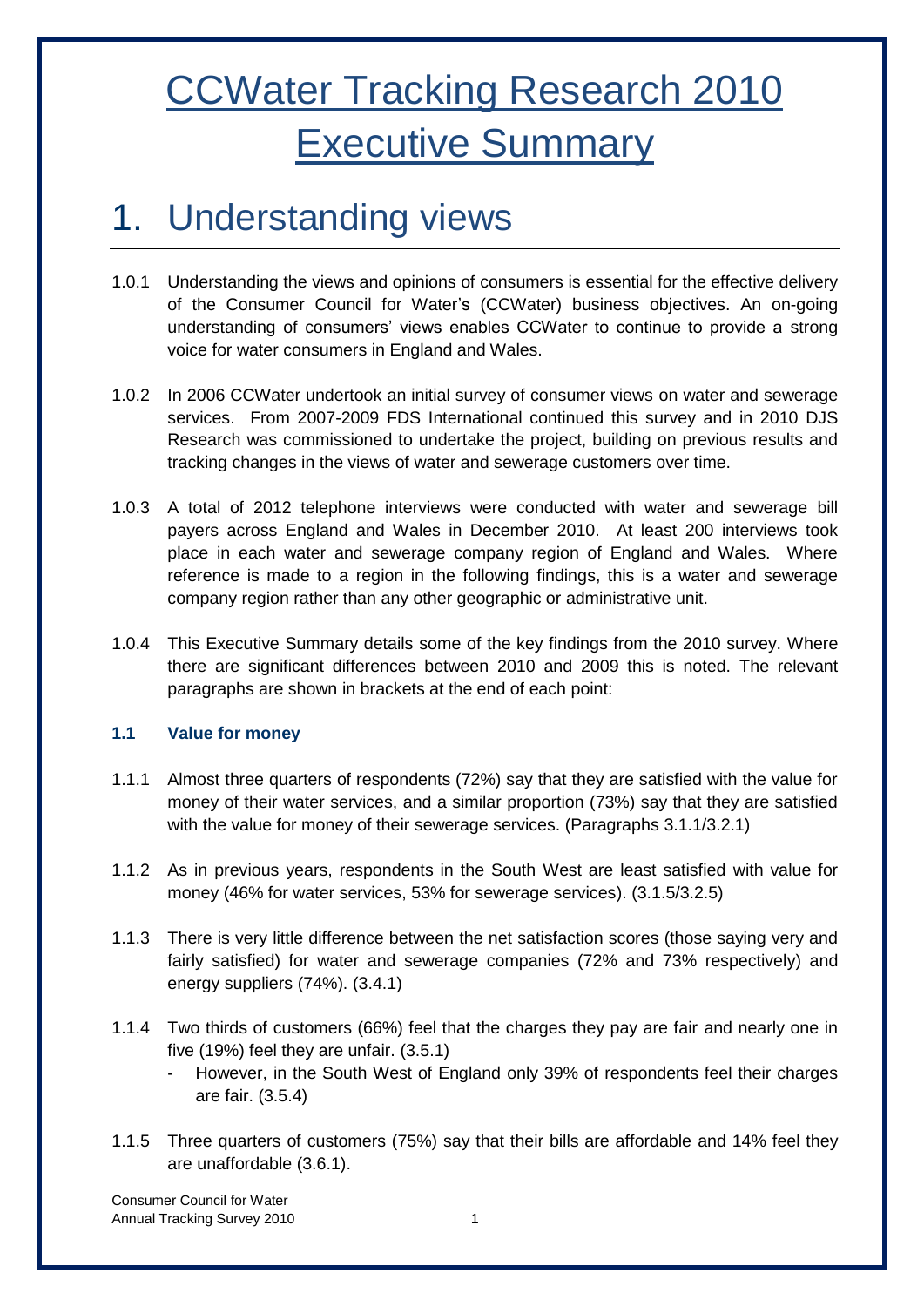# CCWater Tracking Research 2010 Executive Summary

# 1. Understanding views

1.0.1 Understanding the views and opinions of consumers is essential for the effective delivery of the Consumer Council for Water's (CCWater) business objectives. An on-going understanding of consumers' views enables CCWater to continue to provide a strong voice for water consumers in England and Wales.

1.0.2 In 2006 CCWater undertook an initial survey of consumer views on water and sewerage services. From 2007-2009 FDS International continued this survey and in 2010 DJS Research was commissioned to undertake the project, building on previous results and tracking changes in the views of water and sewerage customers over time.

1.0.3 A total of 2012 telephone interviews were conducted with water and sewerage bill payers across England and Wales in December 2010. At least 200 interviews took place in each water and sewerage company region of England and Wales. Where reference is made to a region in the following findings, this is a water and sewerage company region rather than any other geographic or administrative unit.

1.0.4 This Executive Summary details some of the key findings from the 2010 survey. Where there are significant differences between 2010 and 2009 this is noted. The relevant paragraphs are shown in brackets at the end of each point:

### 1.1 Value for money

1.1.1 Almost three quarters of respondents (72%) say that they are satisfied with the value for money of their water services, and a similar proportion (73%) say that they are satisfied with the value for money of their sewerage services. (Paragraphs 3.1.1/3.2.1)

1.1.2 As in previous years, respondents in the South West are least satisfied with value for money (46% for water services, 53% for sewerage services). (3.1.5/3.2.5)

1.1.3 There is very little difference between the net satisfaction scores (those saying very and fairly satisfied) for water and sewerage companies (72% and 73% respectively) and energy suppliers (74%). (3.4.1)

1.1.4 Two thirds of customers (66%) feel that the charges they pay are fair and nearly one in five (19%) feel they are unfair. (3.5.1)

- However, in the South West of England only 39% of respondents feel their charges are fair. (3.5.4)

1.1.5 Three quarters of customers (75%) say that their bills are affordable and 14% feel they are unaffordable (3.6.1).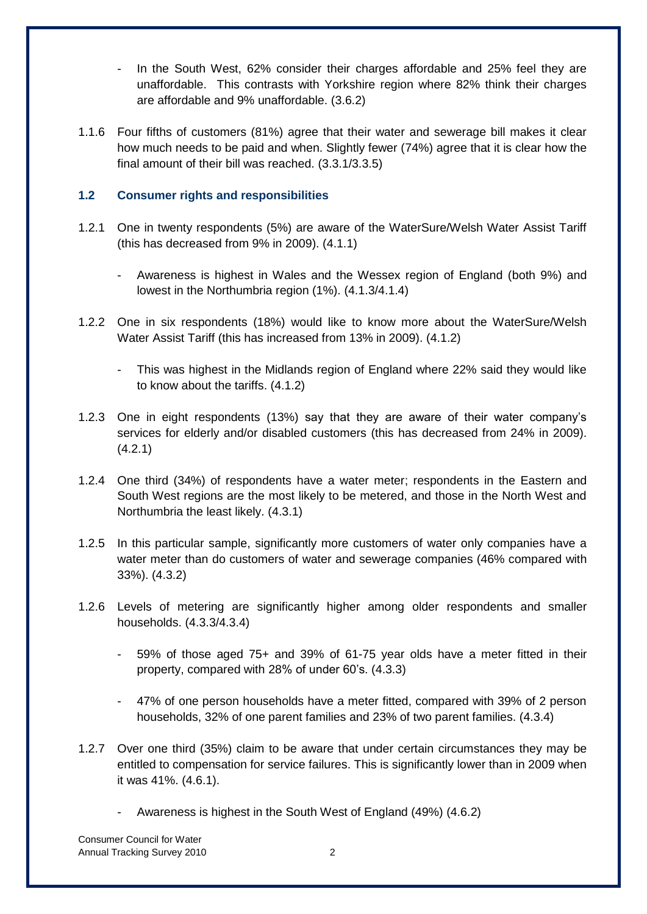- In the South West, 62% consider their charges affordable and 25% feel they are unaffordable. This contrasts with Yorkshire region where 82% think their charges are affordable and 9% unaffordable. (3.6.2)

1.1.6 Four fifths of customers (81%) agree that their water and sewerage bill makes it clear how much needs to be paid and when. Slightly fewer (74%) agree that it is clear how the final amount of their bill was reached. (3.3.1/3.3.5)

### 1.2 Consumer rights and responsibilities

1.2.1 One in twenty respondents (5%) are aware of the WaterSure/Welsh Water Assist Tariff (this has decreased from 9% in 2009). (4.1.1)

- Awareness is highest in Wales and the Wessex region of England (both 9%) and lowest in the Northumbria region (1%). (4.1.3/4.1.4)

1.2.2 One in six respondents (18%) would like to know more about the WaterSure/Welsh Water Assist Tariff (this has increased from 13% in 2009). (4.1.2)

- This was highest in the Midlands region of England where 22% said they would like to know about the tariffs. (4.1.2)

1.2.3 One in eight respondents (13%) say that they are aware of their water company's services for elderly and/or disabled customers (this has decreased from 24% in 2009). (4.2.1)

1.2.4 One third (34%) of respondents have a water meter; respondents in the Eastern and South West regions are the most likely to be metered, and those in the North West and Northumbria the least likely. (4.3.1)

1.2.5 In this particular sample, significantly more customers of water only companies have a water meter than do customers of water and sewerage companies (46% compared with 33%). (4.3.2)

1.2.6 Levels of metering are significantly higher among older respondents and smaller households. (4.3.3/4.3.4)

- 59% of those aged 75+ and 39% of 61-75 year olds have a meter fitted in their property, compared with 28% of under 60's. (4.3.3)

- 47% of one person households have a meter fitted, compared with 39% of 2 person households, 32% of one parent families and 23% of two parent families. (4.3.4)

1.2.7 Over one third (35%) claim to be aware that under certain circumstances they may be entitled to compensation for service failures. This is significantly lower than in 2009 when it was 41%. (4.6.1).

- Awareness is highest in the South West of England (49%) (4.6.2)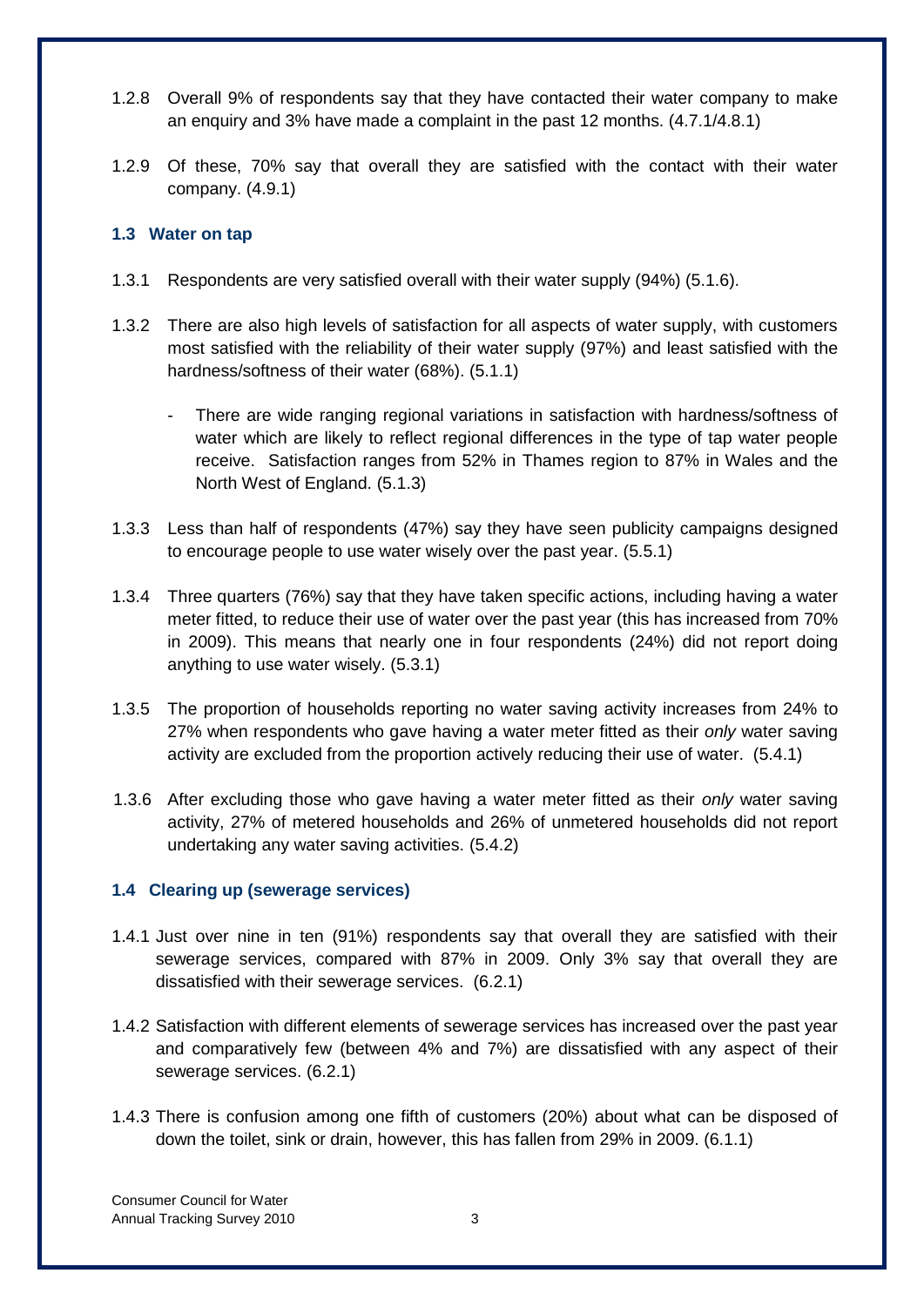1.2.8 Overall 9% of respondents say that they have contacted their water company to make an enquiry and 3% have made a complaint in the past 12 months. (4.7.1/4.8.1)

1.2.9 Of these, 70% say that overall they are satisfied with the contact with their water company. (4.9.1)

### 1.3 Water on tap

1.3.1 Respondents are very satisfied overall with their water supply (94%) (5.1.6).

1.3.2 There are also high levels of satisfaction for all aspects of water supply, with customers most satisfied with the reliability of their water supply (97%) and least satisfied with the hardness/softness of their water (68%). (5.1.1)

- There are wide ranging regional variations in satisfaction with hardness/softness of water which are likely to reflect regional differences in the type of tap water people receive. Satisfaction ranges from 52% in Thames region to 87% in Wales and the North West of England. (5.1.3)

1.3.3 Less than half of respondents (47%) say they have seen publicity campaigns designed to encourage people to use water wisely over the past year. (5.5.1)

1.3.4 Three quarters (76%) say that they have taken specific actions, including having a water meter fitted, to reduce their use of water over the past year (this has increased from 70% in 2009). This means that nearly one in four respondents (24%) did not report doing anything to use water wisely. (5.3.1)

1.3.5 The proportion of households reporting no water saving activity increases from 24% to 27% when respondents who gave having a water meter fitted as their *only* water saving activity are excluded from the proportion actively reducing their use of water. (5.4.1)

1.3.6 After excluding those who gave having a water meter fitted as their *only* water saving activity, 27% of metered households and 26% of unmetered households did not report undertaking any water saving activities. (5.4.2)

### 1.4 Clearing up (sewerage services)

1.4.1 Just over nine in ten (91%) respondents say that overall they are satisfied with their sewerage services, compared with 87% in 2009. Only 3% say that overall they are dissatisfied with their sewerage services. (6.2.1)

1.4.2 Satisfaction with different elements of sewerage services has increased over the past year and comparatively few (between 4% and 7%) are dissatisfied with any aspect of their sewerage services. (6.2.1)

1.4.3 There is confusion among one fifth of customers (20%) about what can be disposed of down the toilet, sink or drain, however, this has fallen from 29% in 2009. (6.1.1)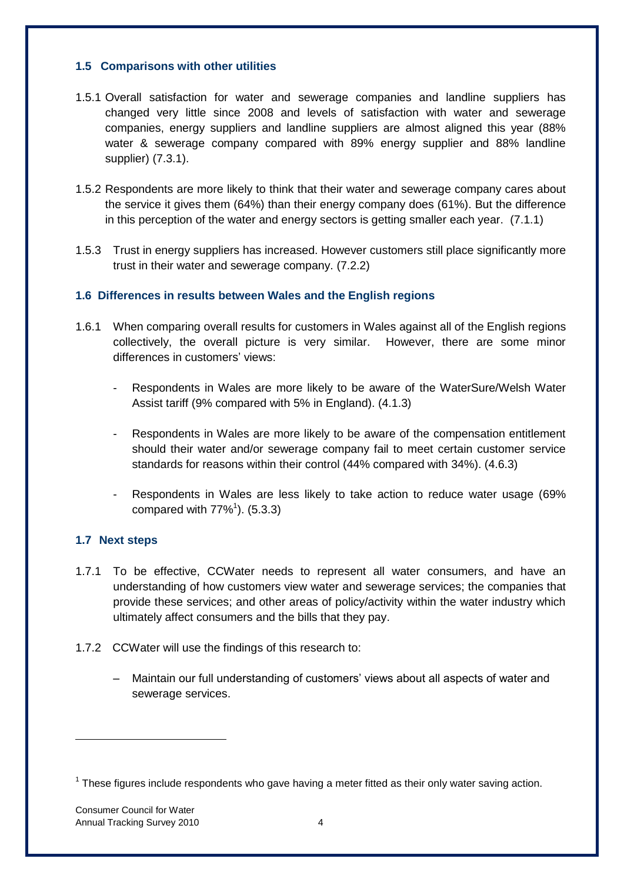### 1.5 Comparisons with other utilities

1.5.1 Overall satisfaction for water and sewerage companies and landline suppliers has changed very little since 2008 and levels of satisfaction with water and sewerage companies, energy suppliers and landline suppliers are almost aligned this year (88% water & sewerage company compared with 89% energy supplier and 88% landline supplier) (7.3.1).

1.5.2 Respondents are more likely to think that their water and sewerage company cares about the service it gives them (64%) than their energy company does (61%). But the difference in this perception of the water and energy sectors is getting smaller each year. (7.1.1)

1.5.3 Trust in energy suppliers has increased. However customers still place significantly more trust in their water and sewerage company. (7.2.2)

### 1.6 Differences in results between Wales and the English regions

1.6.1 When comparing overall results for customers in Wales against all of the English regions collectively, the overall picture is very similar. However, there are some minor differences in customers' views:

- Respondents in Wales are more likely to be aware of the WaterSure/Welsh Water Assist tariff (9% compared with 5% in England). (4.1.3)
- Respondents in Wales are more likely to be aware of the compensation entitlement should their water and/or sewerage company fail to meet certain customer service standards for reasons within their control (44% compared with 34%). (4.6.3)
- Respondents in Wales are less likely to take action to reduce water usage (69% compared with 77%[1]). (5.3.3)

### 1.7 Next steps

1.7.1 To be effective, CCWater needs to represent all water consumers, and have an understanding of how customers view water and sewerage services; the companies that provide these services; and other areas of policy/activity within the water industry which ultimately affect consumers and the bills that they pay.

1.7.2 CCWater will use the findings of this research to:

- Maintain our full understanding of customers' views about all aspects of water and sewerage services.

[1] These figures include respondents who gave having a meter fitted as their only water saving action.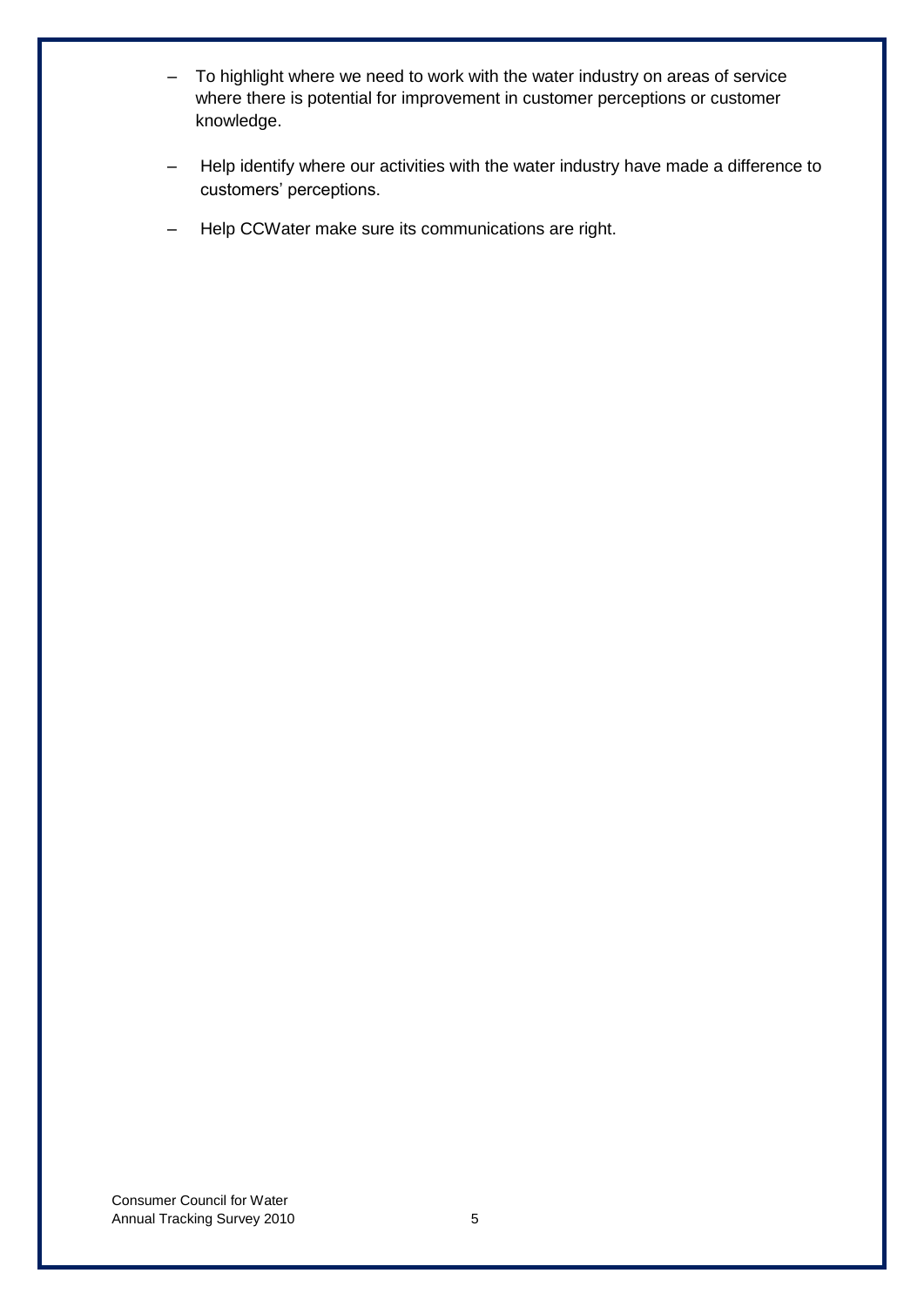- To highlight where we need to work with the water industry on areas of service where there is potential for improvement in customer perceptions or customer knowledge.
- Help identify where our activities with the water industry have made a difference to customers' perceptions.
- Help CCWater make sure its communications are right.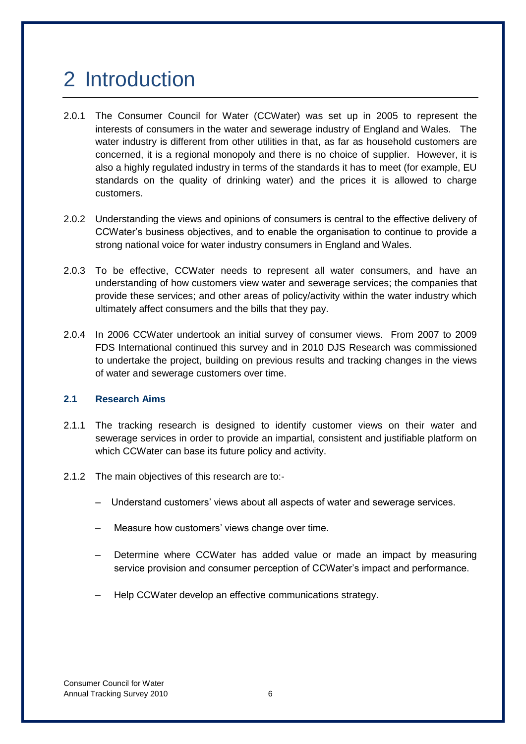# 2 Introduction

2.0.1 The Consumer Council for Water (CCWater) was set up in 2005 to represent the interests of consumers in the water and sewerage industry of England and Wales. The water industry is different from other utilities in that, as far as household customers are concerned, it is a regional monopoly and there is no choice of supplier. However, it is also a highly regulated industry in terms of the standards it has to meet (for example, EU standards on the quality of drinking water) and the prices it is allowed to charge customers.

2.0.2 Understanding the views and opinions of consumers is central to the effective delivery of CCWater's business objectives, and to enable the organisation to continue to provide a strong national voice for water industry consumers in England and Wales.

2.0.3 To be effective, CCWater needs to represent all water consumers, and have an understanding of how customers view water and sewerage services; the companies that provide these services; and other areas of policy/activity within the water industry which ultimately affect consumers and the bills that they pay.

2.0.4 In 2006 CCWater undertook an initial survey of consumer views. From 2007 to 2009 FDS International continued this survey and in 2010 DJS Research was commissioned to undertake the project, building on previous results and tracking changes in the views of water and sewerage customers over time.

## 2.1 Research Aims

2.1.1 The tracking research is designed to identify customer views on their water and sewerage services in order to provide an impartial, consistent and justifiable platform on which CCWater can base its future policy and activity.

2.1.2 The main objectives of this research are to:-

- Understand customers' views about all aspects of water and sewerage services.
- Measure how customers' views change over time.
- Determine where CCWater has added value or made an impact by measuring service provision and consumer perception of CCWater's impact and performance.
- Help CCWater develop an effective communications strategy.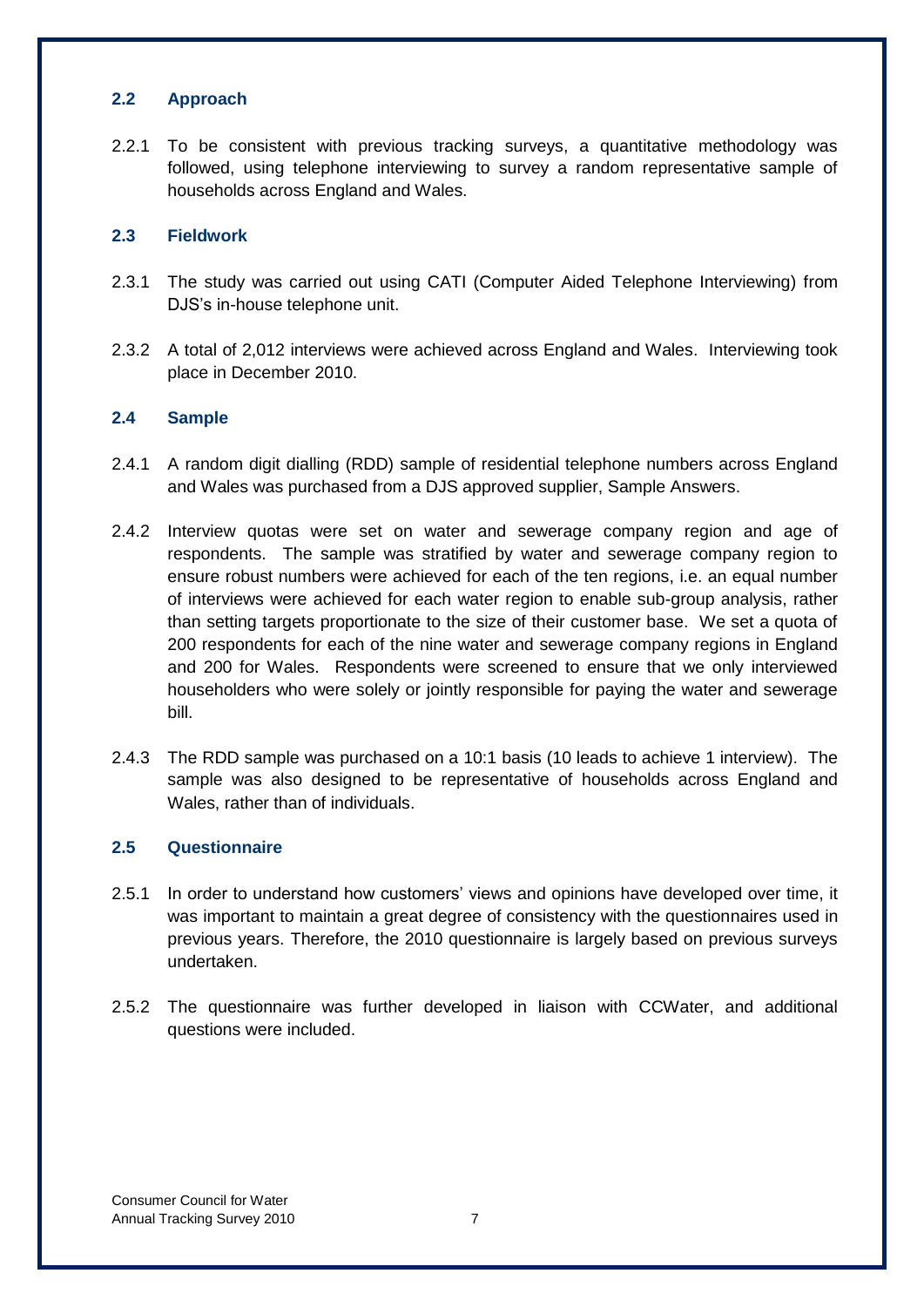## 2.2 Approach

2.2.1 To be consistent with previous tracking surveys, a quantitative methodology was followed, using telephone interviewing to survey a random representative sample of households across England and Wales.

## 2.3 Fieldwork

2.3.1 The study was carried out using CATI (Computer Aided Telephone Interviewing) from DJS's in-house telephone unit.

2.3.2 A total of 2,012 interviews were achieved across England and Wales. Interviewing took place in December 2010.

## 2.4 Sample

2.4.1 A random digit dialling (RDD) sample of residential telephone numbers across England and Wales was purchased from a DJS approved supplier, Sample Answers.

2.4.2 Interview quotas were set on water and sewerage company region and age of respondents. The sample was stratified by water and sewerage company region to ensure robust numbers were achieved for each of the ten regions, i.e. an equal number of interviews were achieved for each water region to enable sub-group analysis, rather than setting targets proportionate to the size of their customer base. We set a quota of 200 respondents for each of the nine water and sewerage company regions in England and 200 for Wales. Respondents were screened to ensure that we only interviewed householders who were solely or jointly responsible for paying the water and sewerage bill.

2.4.3 The RDD sample was purchased on a 10:1 basis (10 leads to achieve 1 interview). The sample was also designed to be representative of households across England and Wales, rather than of individuals.

## 2.5 Questionnaire

2.5.1 In order to understand how customers' views and opinions have developed over time, it was important to maintain a great degree of consistency with the questionnaires used in previous years. Therefore, the 2010 questionnaire is largely based on previous surveys undertaken.

2.5.2 The questionnaire was further developed in liaison with CCWater, and additional questions were included.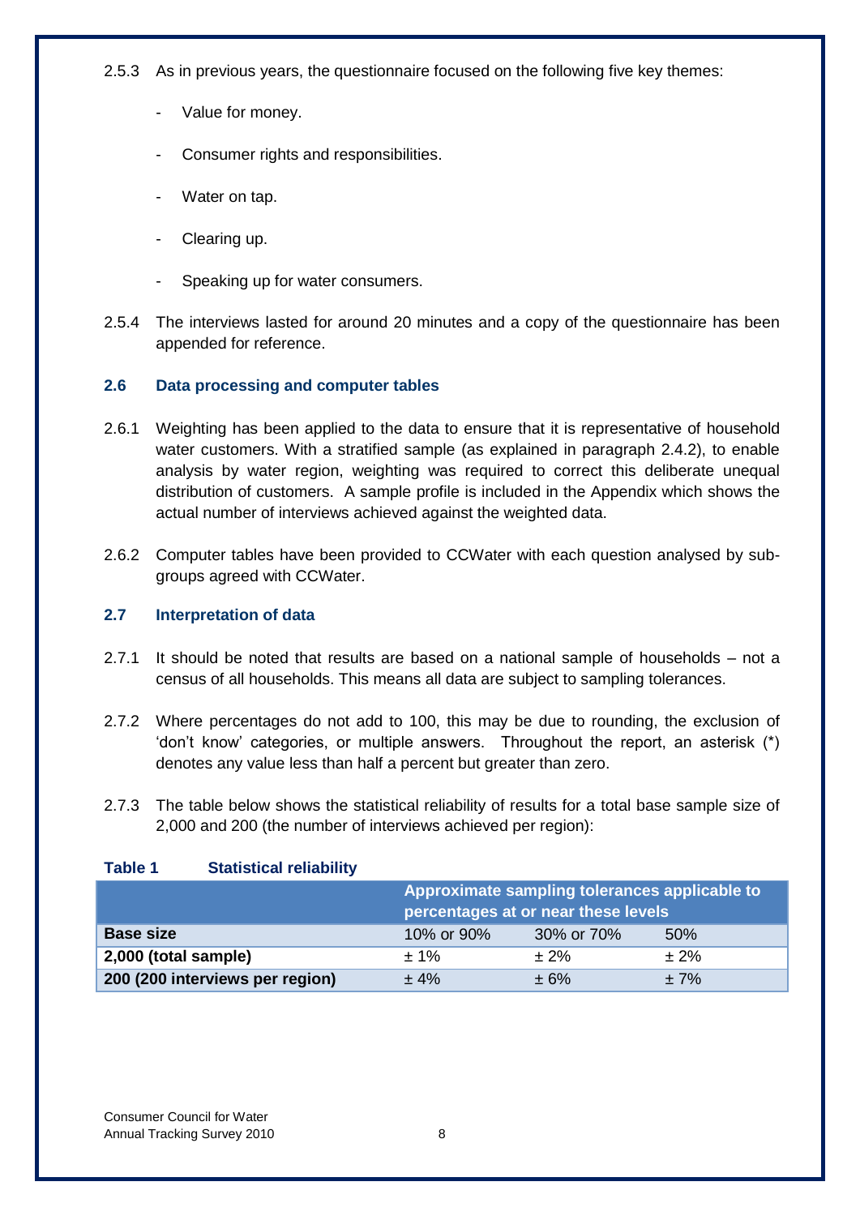2.5.3 As in previous years, the questionnaire focused on the following five key themes:

- Value for money.
- Consumer rights and responsibilities.
- Water on tap.
- Clearing up.
- Speaking up for water consumers.

2.5.4 The interviews lasted for around 20 minutes and a copy of the questionnaire has been appended for reference.

## 2.6 Data processing and computer tables

2.6.1 Weighting has been applied to the data to ensure that it is representative of household water customers. With a stratified sample (as explained in paragraph 2.4.2), to enable analysis by water region, weighting was required to correct this deliberate unequal distribution of customers. A sample profile is included in the Appendix which shows the actual number of interviews achieved against the weighted data.

2.6.2 Computer tables have been provided to CCWater with each question analysed by sub-groups agreed with CCWater.

## 2.7 Interpretation of data

2.7.1 It should be noted that results are based on a national sample of households – not a census of all households. This means all data are subject to sampling tolerances.

2.7.2 Where percentages do not add to 100, this may be due to rounding, the exclusion of 'don't know' categories, or multiple answers. Throughout the report, an asterisk (*) denotes any value less than half a percent but greater than zero.

2.7.3 The table below shows the statistical reliability of results for a total base sample size of 2,000 and 200 (the number of interviews achieved per region):

**Table 1 Statistical reliability**

| | Approximate sampling tolerances applicable to percentages at or near these levels | | |
|---|---|---|---|
| **Base size** | 10% or 90% | 30% or 70% | 50% |
| **2,000 (total sample)** | ± 1% | ± 2% | ± 2% |
| **200 (200 interviews per region)** | ± 4% | ± 6% | ± 7% |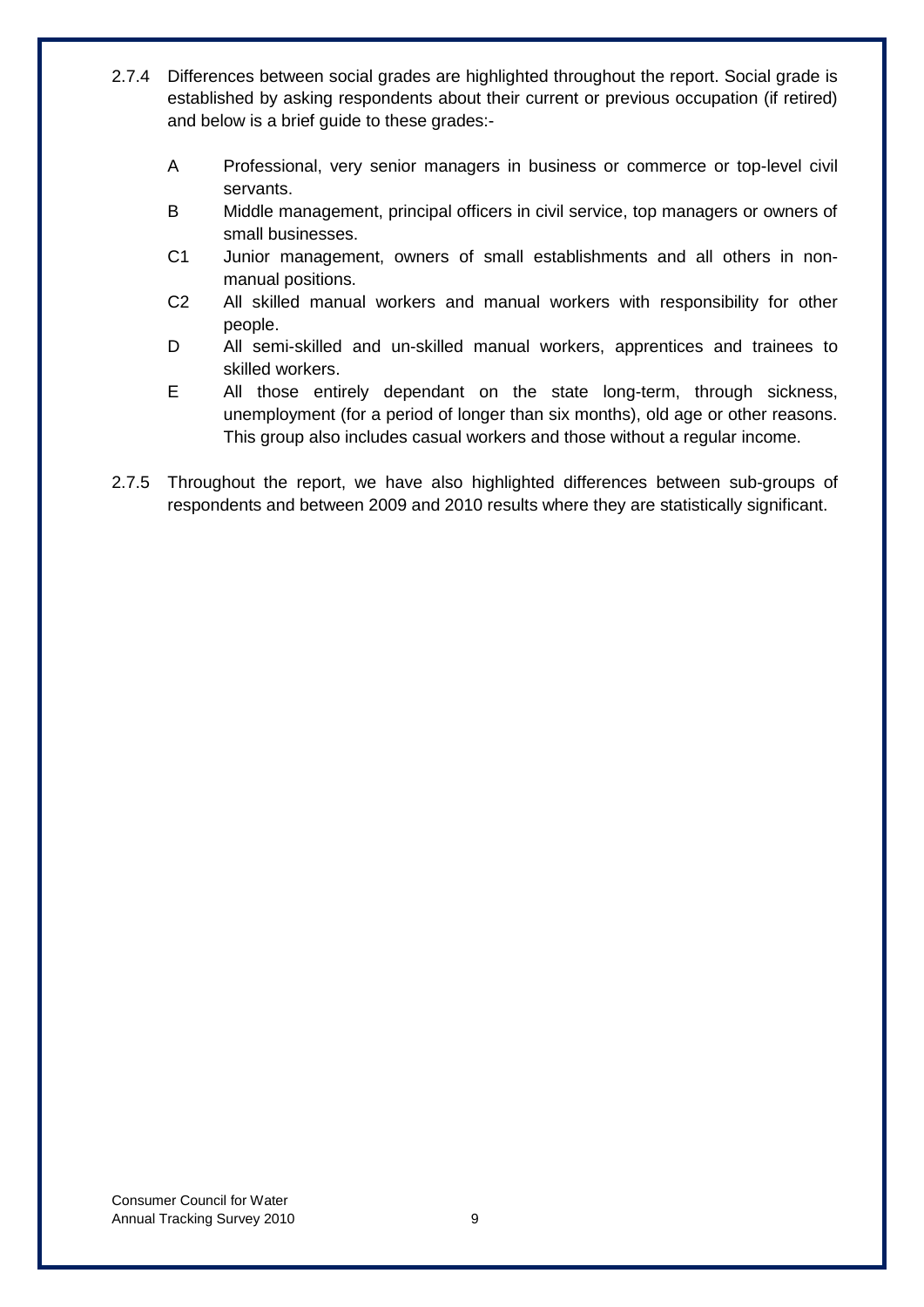2.7.4 Differences between social grades are highlighted throughout the report. Social grade is established by asking respondents about their current or previous occupation (if retired) and below is a brief guide to these grades:-

- A  Professional, very senior managers in business or commerce or top-level civil servants.
- B  Middle management, principal officers in civil service, top managers or owners of small businesses.
- C1  Junior management, owners of small establishments and all others in non-manual positions.
- C2  All skilled manual workers and manual workers with responsibility for other people.
- D  All semi-skilled and un-skilled manual workers, apprentices and trainees to skilled workers.
- E  All those entirely dependant on the state long-term, through sickness, unemployment (for a period of longer than six months), old age or other reasons. This group also includes casual workers and those without a regular income.

2.7.5 Throughout the report, we have also highlighted differences between sub-groups of respondents and between 2009 and 2010 results where they are statistically significant.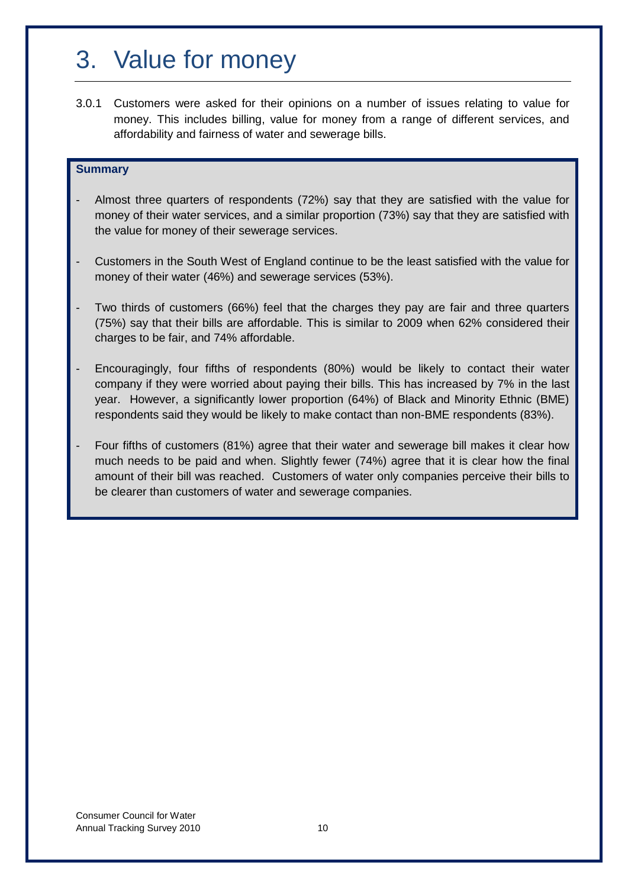# 3. Value for money

3.0.1 Customers were asked for their opinions on a number of issues relating to value for money. This includes billing, value for money from a range of different services, and affordability and fairness of water and sewerage bills.

**Summary**

- Almost three quarters of respondents (72%) say that they are satisfied with the value for money of their water services, and a similar proportion (73%) say that they are satisfied with the value for money of their sewerage services.
- Customers in the South West of England continue to be the least satisfied with the value for money of their water (46%) and sewerage services (53%).
- Two thirds of customers (66%) feel that the charges they pay are fair and three quarters (75%) say that their bills are affordable. This is similar to 2009 when 62% considered their charges to be fair, and 74% affordable.
- Encouragingly, four fifths of respondents (80%) would be likely to contact their water company if they were worried about paying their bills. This has increased by 7% in the last year. However, a significantly lower proportion (64%) of Black and Minority Ethnic (BME) respondents said they would be likely to make contact than non-BME respondents (83%).
- Four fifths of customers (81%) agree that their water and sewerage bill makes it clear how much needs to be paid and when. Slightly fewer (74%) agree that it is clear how the final amount of their bill was reached. Customers of water only companies perceive their bills to be clearer than customers of water and sewerage companies.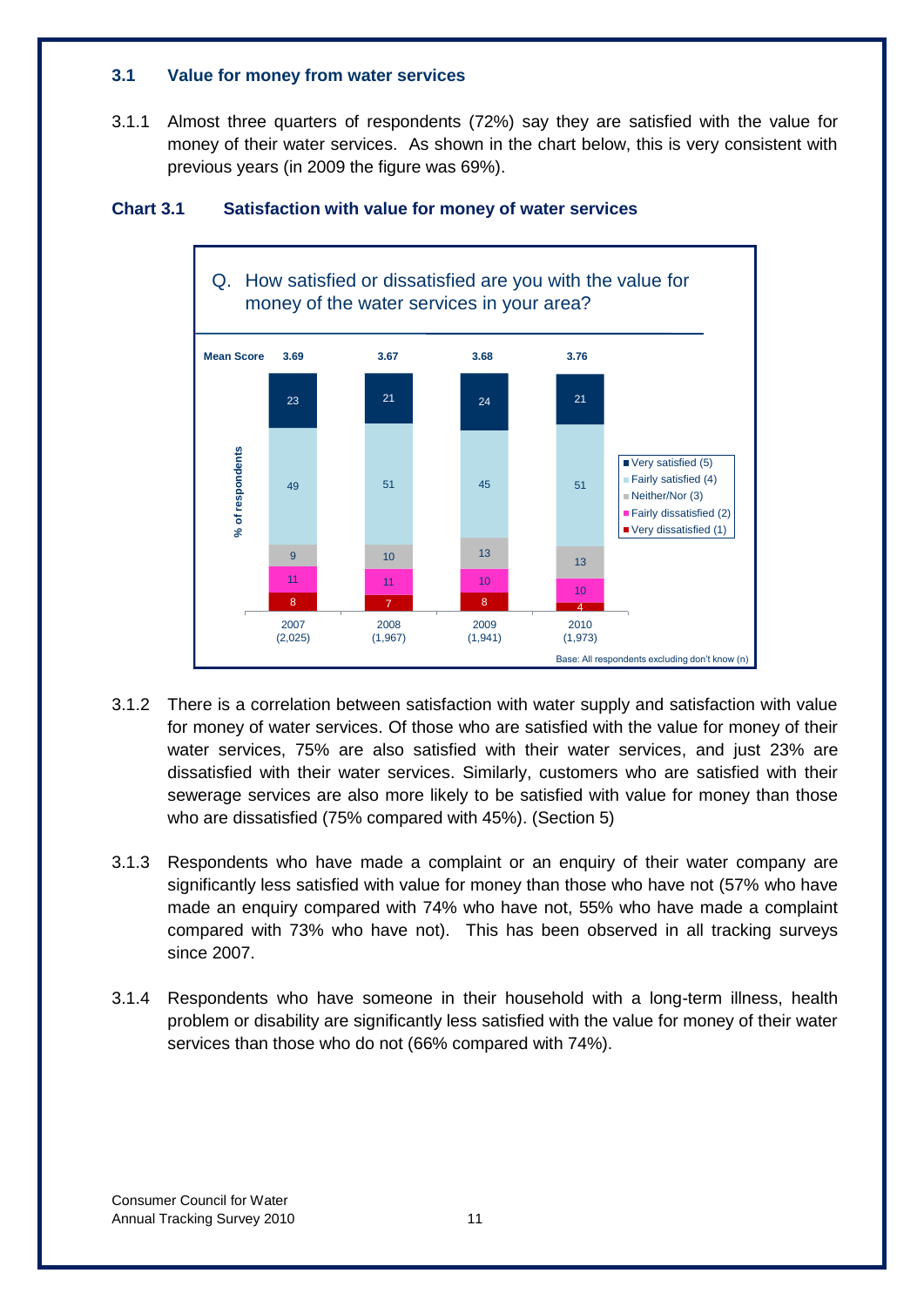### 3.1 Value for money from water services

3.1.1 Almost three quarters of respondents (72%) say they are satisfied with the value for money of their water services. As shown in the chart below, this is very consistent with previous years (in 2009 the figure was 69%).

**Chart 3.1 Satisfaction with value for money of water services**

Q. How satisfied or dissatisfied are you with the value for money of the water services in your area?

| | 2007 (2,025) | 2008 (1,967) | 2009 (1,941) | 2010 (1,973) |
|---|---|---|---|---|
| Mean Score | 3.69 | 3.67 | 3.68 | 3.76 |
| Very satisfied (5) | 23 | 21 | 24 | 21 |
| Fairly satisfied (4) | 49 | 51 | 45 | 51 |
| Neither/Nor (3) | 9 | 10 | 13 | 13 |
| Fairly dissatisfied (2) | 11 | 11 | 10 | 10 |
| Very dissatisfied (1) | 8 | 7 | 8 | 4 |

% of respondents

Base: All respondents excluding don't know (n)

3.1.2 There is a correlation between satisfaction with water supply and satisfaction with value for money of water services. Of those who are satisfied with the value for money of their water services, 75% are also satisfied with their water services, and just 23% are dissatisfied with their water services. Similarly, customers who are satisfied with their sewerage services are also more likely to be satisfied with value for money than those who are dissatisfied (75% compared with 45%). (Section 5)

3.1.3 Respondents who have made a complaint or an enquiry of their water company are significantly less satisfied with value for money than those who have not (57% who have made an enquiry compared with 74% who have not, 55% who have made a complaint compared with 73% who have not). This has been observed in all tracking surveys since 2007.

3.1.4 Respondents who have someone in their household with a long-term illness, health problem or disability are significantly less satisfied with the value for money of their water services than those who do not (66% compared with 74%).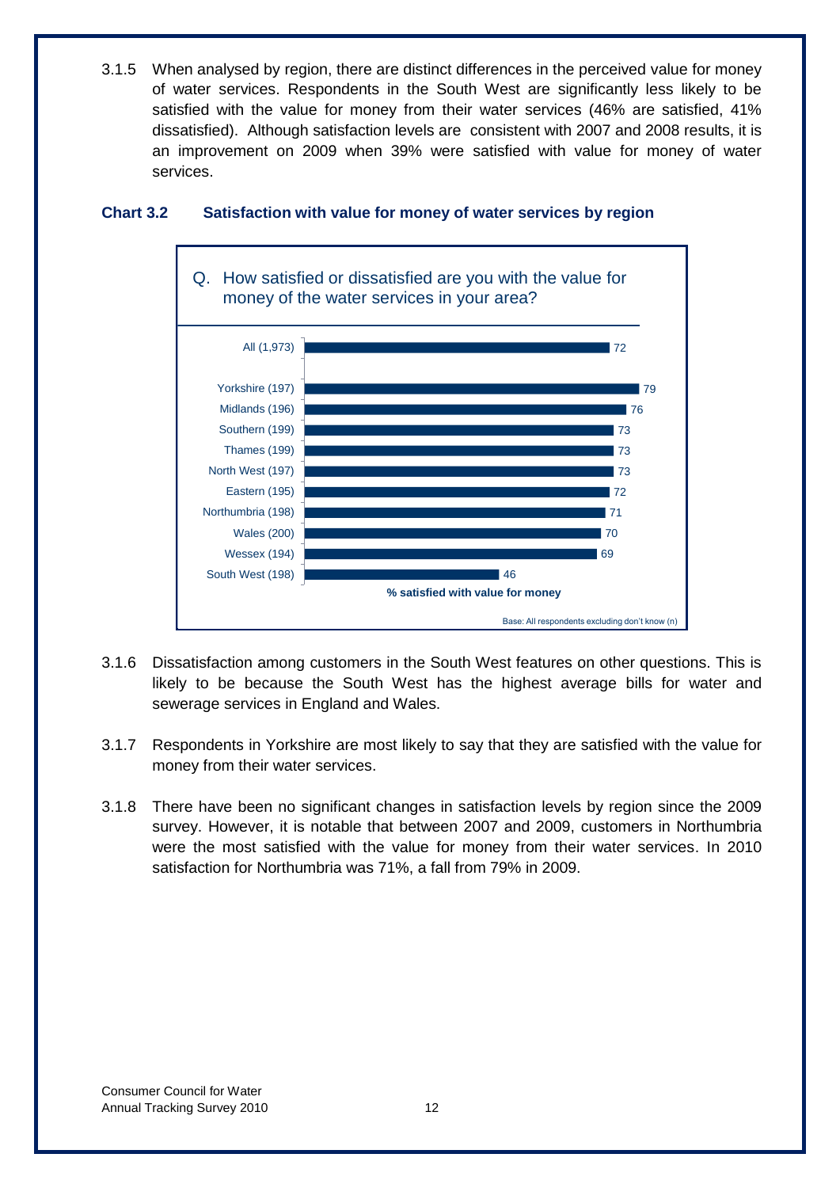3.1.5 When analysed by region, there are distinct differences in the perceived value for money of water services. Respondents in the South West are significantly less likely to be satisfied with the value for money from their water services (46% are satisfied, 41% dissatisfied). Although satisfaction levels are consistent with 2007 and 2008 results, it is an improvement on 2009 when 39% were satisfied with value for money of water services.

**Chart 3.2 Satisfaction with value for money of water services by region**

Q. How satisfied or dissatisfied are you with the value for money of the water services in your area?

| Region | % satisfied with value for money |
|---|---|
| All (1,973) | 72 |
| Yorkshire (197) | 79 |
| Midlands (196) | 76 |
| Southern (199) | 73 |
| Thames (199) | 73 |
| North West (197) | 73 |
| Eastern (195) | 72 |
| Northumbria (198) | 71 |
| Wales (200) | 70 |
| Wessex (194) | 69 |
| South West (198) | 46 |

Base: All respondents excluding don't know (n)

3.1.6 Dissatisfaction among customers in the South West features on other questions. This is likely to be because the South West has the highest average bills for water and sewerage services in England and Wales.

3.1.7 Respondents in Yorkshire are most likely to say that they are satisfied with the value for money from their water services.

3.1.8 There have been no significant changes in satisfaction levels by region since the 2009 survey. However, it is notable that between 2007 and 2009, customers in Northumbria were the most satisfied with the value for money from their water services. In 2010 satisfaction for Northumbria was 71%, a fall from 79% in 2009.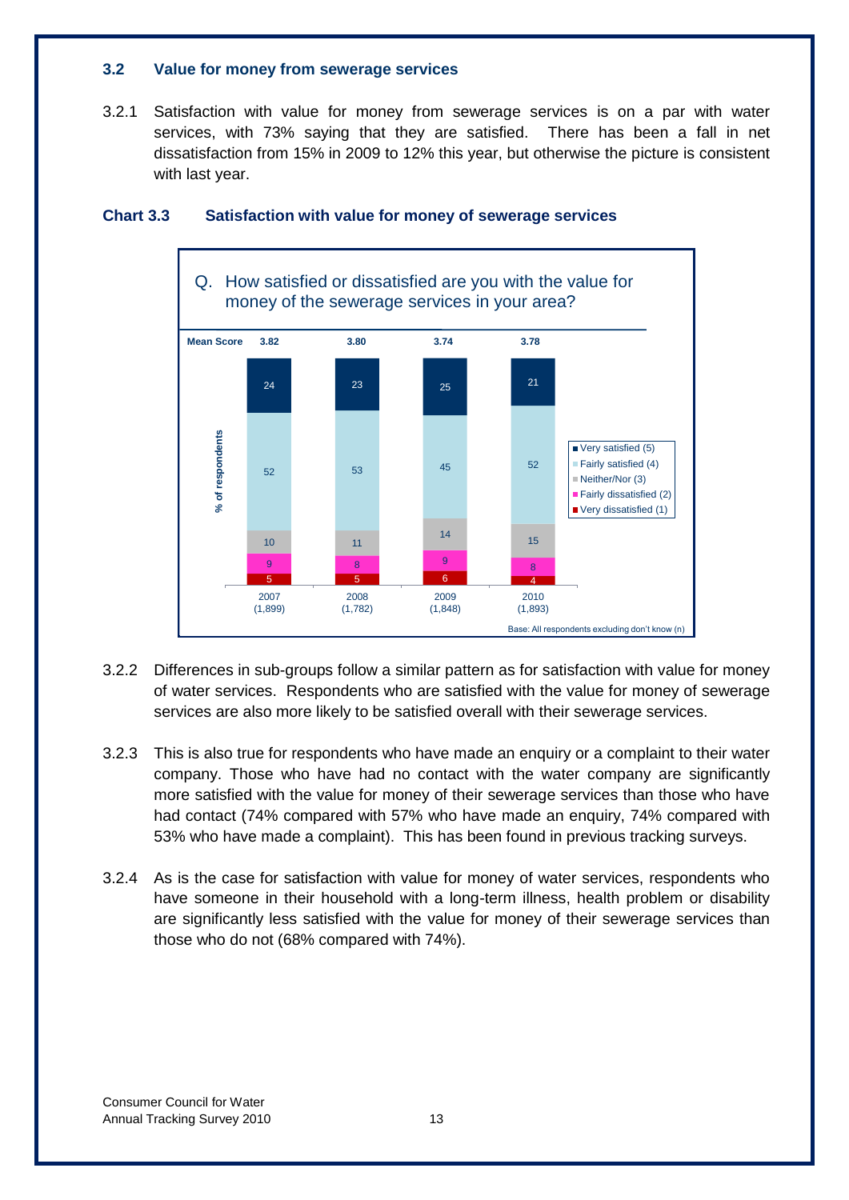### 3.2 Value for money from sewerage services

3.2.1 Satisfaction with value for money from sewerage services is on a par with water services, with 73% saying that they are satisfied. There has been a fall in net dissatisfaction from 15% in 2009 to 12% this year, but otherwise the picture is consistent with last year.

**Chart 3.3 Satisfaction with value for money of sewerage services**

Q. How satisfied or dissatisfied are you with the value for money of the sewerage services in your area?

| % of respondents | 2007 (1,899) | 2008 (1,782) | 2009 (1,848) | 2010 (1,893) |
|---|---|---|---|---|
| Mean Score | 3.82 | 3.80 | 3.74 | 3.78 |
| Very satisfied (5) | 24 | 23 | 25 | 21 |
| Fairly satisfied (4) | 52 | 53 | 45 | 52 |
| Neither/Nor (3) | 10 | 11 | 14 | 15 |
| Fairly dissatisfied (2) | 9 | 8 | 9 | 8 |
| Very dissatisfied (1) | 5 | 5 | 6 | 4 |

Base: All respondents excluding don't know (n)

3.2.2 Differences in sub-groups follow a similar pattern as for satisfaction with value for money of water services. Respondents who are satisfied with the value for money of sewerage services are also more likely to be satisfied overall with their sewerage services.

3.2.3 This is also true for respondents who have made an enquiry or a complaint to their water company. Those who have had no contact with the water company are significantly more satisfied with the value for money of their sewerage services than those who have had contact (74% compared with 57% who have made an enquiry, 74% compared with 53% who have made a complaint). This has been found in previous tracking surveys.

3.2.4 As is the case for satisfaction with value for money of water services, respondents who have someone in their household with a long-term illness, health problem or disability are significantly less satisfied with the value for money of their sewerage services than those who do not (68% compared with 74%).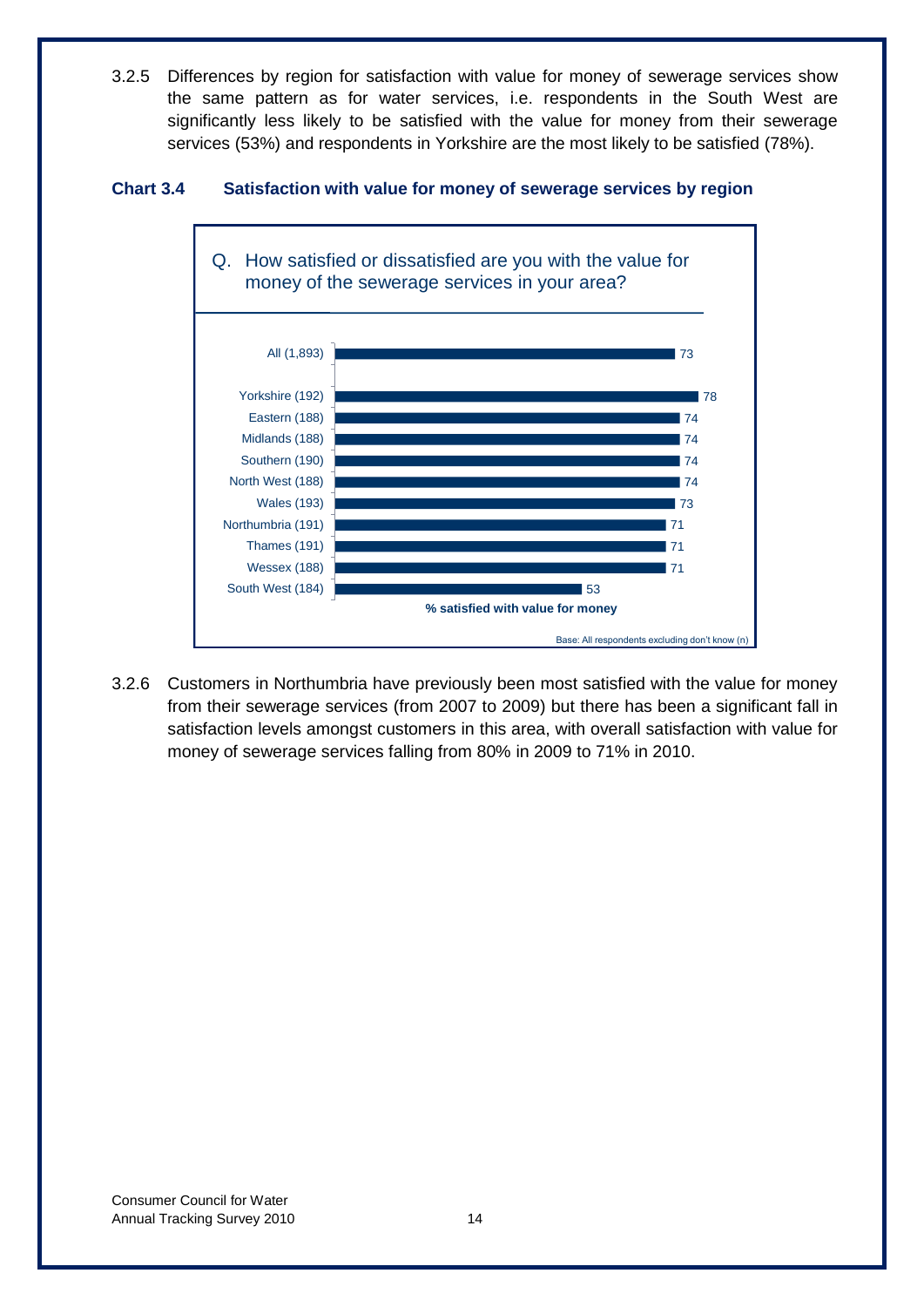3.2.5 Differences by region for satisfaction with value for money of sewerage services show the same pattern as for water services, i.e. respondents in the South West are significantly less likely to be satisfied with the value for money from their sewerage services (53%) and respondents in Yorkshire are the most likely to be satisfied (78%).

**Chart 3.4 Satisfaction with value for money of sewerage services by region**

Q. How satisfied or dissatisfied are you with the value for money of the sewerage services in your area?

| Region | % satisfied with value for money |
|---|---|
| All (1,893) | 73 |
| Yorkshire (192) | 78 |
| Eastern (188) | 74 |
| Midlands (188) | 74 |
| Southern (190) | 74 |
| North West (188) | 74 |
| Wales (193) | 73 |
| Northumbria (191) | 71 |
| Thames (191) | 71 |
| Wessex (188) | 71 |
| South West (184) | 53 |

Base: All respondents excluding don't know (n)

3.2.6 Customers in Northumbria have previously been most satisfied with the value for money from their sewerage services (from 2007 to 2009) but there has been a significant fall in satisfaction levels amongst customers in this area, with overall satisfaction with value for money of sewerage services falling from 80% in 2009 to 71% in 2010.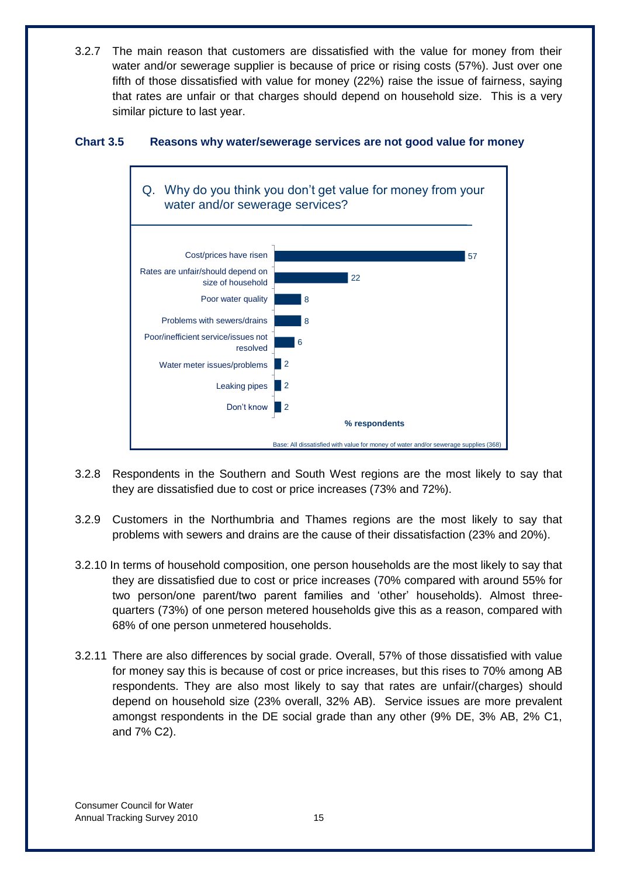3.2.7 The main reason that customers are dissatisfied with the value for money from their water and/or sewerage supplier is because of price or rising costs (57%). Just over one fifth of those dissatisfied with value for money (22%) raise the issue of fairness, saying that rates are unfair or that charges should depend on household size. This is a very similar picture to last year.

**Chart 3.5 Reasons why water/sewerage services are not good value for money**

Q. Why do you think you don't get value for money from your water and/or sewerage services?

| Reason | % respondents |
|---|---|
| Cost/prices have risen | 57 |
| Rates are unfair/should depend on size of household | 22 |
| Poor water quality | 8 |
| Problems with sewers/drains | 8 |
| Poor/inefficient service/issues not resolved | 6 |
| Water meter issues/problems | 2 |
| Leaking pipes | 2 |
| Don't know | 2 |

Base: All dissatisfied with value for money of water and/or sewerage supplies (368)

3.2.8 Respondents in the Southern and South West regions are the most likely to say that they are dissatisfied due to cost or price increases (73% and 72%).

3.2.9 Customers in the Northumbria and Thames regions are the most likely to say that problems with sewers and drains are the cause of their dissatisfaction (23% and 20%).

3.2.10 In terms of household composition, one person households are the most likely to say that they are dissatisfied due to cost or price increases (70% compared with around 55% for two person/one parent/two parent families and 'other' households). Almost three-quarters (73%) of one person metered households give this as a reason, compared with 68% of one person unmetered households.

3.2.11 There are also differences by social grade. Overall, 57% of those dissatisfied with value for money say this is because of cost or price increases, but this rises to 70% among AB respondents. They are also most likely to say that rates are unfair/(charges) should depend on household size (23% overall, 32% AB). Service issues are more prevalent amongst respondents in the DE social grade than any other (9% DE, 3% AB, 2% C1, and 7% C2).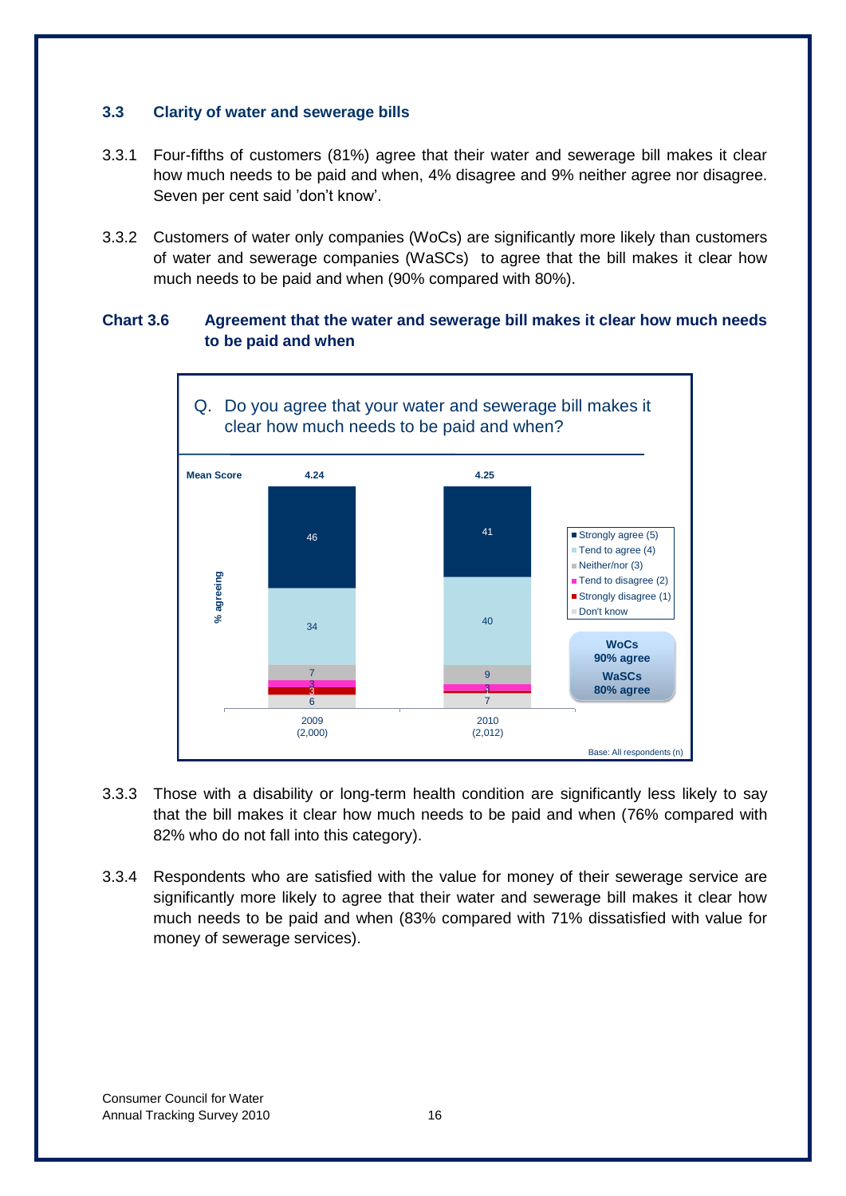### 3.3 Clarity of water and sewerage bills

3.3.1 Four-fifths of customers (81%) agree that their water and sewerage bill makes it clear how much needs to be paid and when, 4% disagree and 9% neither agree nor disagree. Seven per cent said 'don't know'.

3.3.2 Customers of water only companies (WoCs) are significantly more likely than customers of water and sewerage companies (WaSCs) to agree that the bill makes it clear how much needs to be paid and when (90% compared with 80%).

**Chart 3.6 Agreement that the water and sewerage bill makes it clear how much needs to be paid and when**

Q. Do you agree that your water and sewerage bill makes it clear how much needs to be paid and when?

| | 2009 (2,000) | 2010 (2,012) |
|---|---|---|
| Mean Score | 4.24 | 4.25 |
| Strongly agree (5) | 46 | 41 |
| Tend to agree (4) | 34 | 40 |
| Neither/nor (3) | 7 | 9 |
| Tend to disagree (2) | 3 | 3 |
| Strongly disagree (1) | 3 | 1 |
| Don't know | 6 | 7 |

WoCs 90% agree
WaSCs 80% agree

Base: All respondents (n)

3.3.3 Those with a disability or long-term health condition are significantly less likely to say that the bill makes it clear how much needs to be paid and when (76% compared with 82% who do not fall into this category).

3.3.4 Respondents who are satisfied with the value for money of their sewerage service are significantly more likely to agree that their water and sewerage bill makes it clear how much needs to be paid and when (83% compared with 71% dissatisfied with value for money of sewerage services).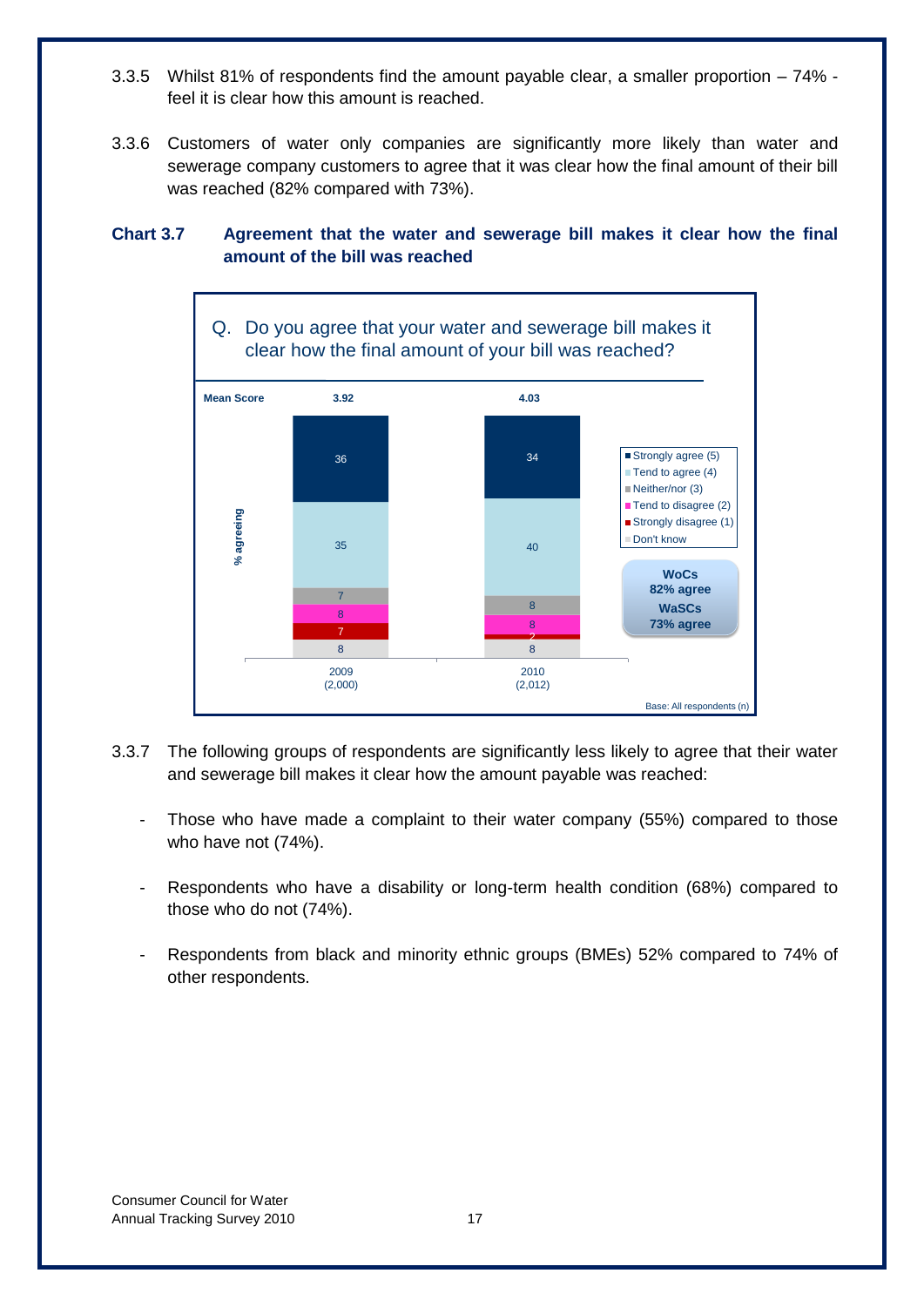3.3.5 Whilst 81% of respondents find the amount payable clear, a smaller proportion – 74% - feel it is clear how this amount is reached.

3.3.6 Customers of water only companies are significantly more likely than water and sewerage company customers to agree that it was clear how the final amount of their bill was reached (82% compared with 73%).

**Chart 3.7 Agreement that the water and sewerage bill makes it clear how the final amount of the bill was reached**

Q. Do you agree that your water and sewerage bill makes it clear how the final amount of your bill was reached?

| % agreeing | 2009 (2,000) | 2010 (2,012) |
|---|---|---|
| Mean Score | 3.92 | 4.03 |
| Strongly agree (5) | 36 | 34 |
| Tend to agree (4) | 35 | 40 |
| Neither/nor (3) | 7 | 8 |
| Tend to disagree (2) | 8 | 8 |
| Strongly disagree (1) | 7 | 2 |
| Don't know | 8 | 8 |

WoCs 82% agree

WaSCs 73% agree

Base: All respondents (n)

3.3.7 The following groups of respondents are significantly less likely to agree that their water and sewerage bill makes it clear how the amount payable was reached:

- Those who have made a complaint to their water company (55%) compared to those who have not (74%).
- Respondents who have a disability or long-term health condition (68%) compared to those who do not (74%).
- Respondents from black and minority ethnic groups (BMEs) 52% compared to 74% of other respondents.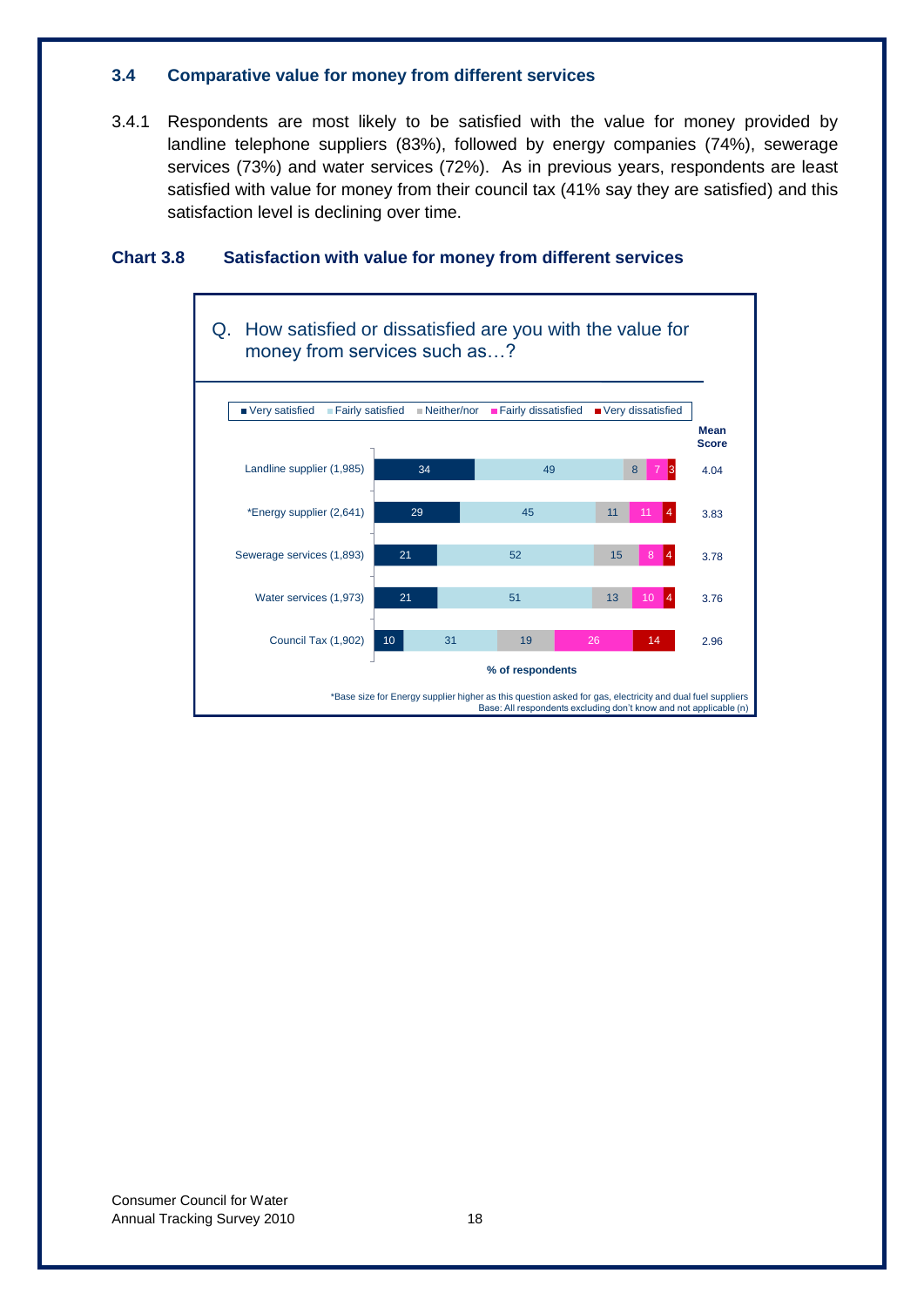### 3.4 Comparative value for money from different services

3.4.1 Respondents are most likely to be satisfied with the value for money provided by landline telephone suppliers (83%), followed by energy companies (74%), sewerage services (73%) and water services (72%). As in previous years, respondents are least satisfied with value for money from their council tax (41% say they are satisfied) and this satisfaction level is declining over time.

**Chart 3.8 Satisfaction with value for money from different services**

Q. How satisfied or dissatisfied are you with the value for money from services such as…?

| | Very satisfied | Fairly satisfied | Neither/nor | Fairly dissatisfied | Very dissatisfied | Mean Score |
|---|---|---|---|---|---|---|
| Landline supplier (1,985) | 34 | 49 | 8 | 7 | 3 | 4.04 |
| *Energy supplier (2,641) | 29 | 45 | 11 | 11 | 4 | 3.83 |
| Sewerage services (1,893) | 21 | 52 | 15 | 8 | 4 | 3.78 |
| Water services (1,973) | 21 | 51 | 13 | 10 | 4 | 3.76 |
| Council Tax (1,902) | 10 | 31 | 19 | 26 | 14 | 2.96 |

% of respondents

*Base size for Energy supplier higher as this question asked for gas, electricity and dual fuel suppliers
Base: All respondents excluding don't know and not applicable (n)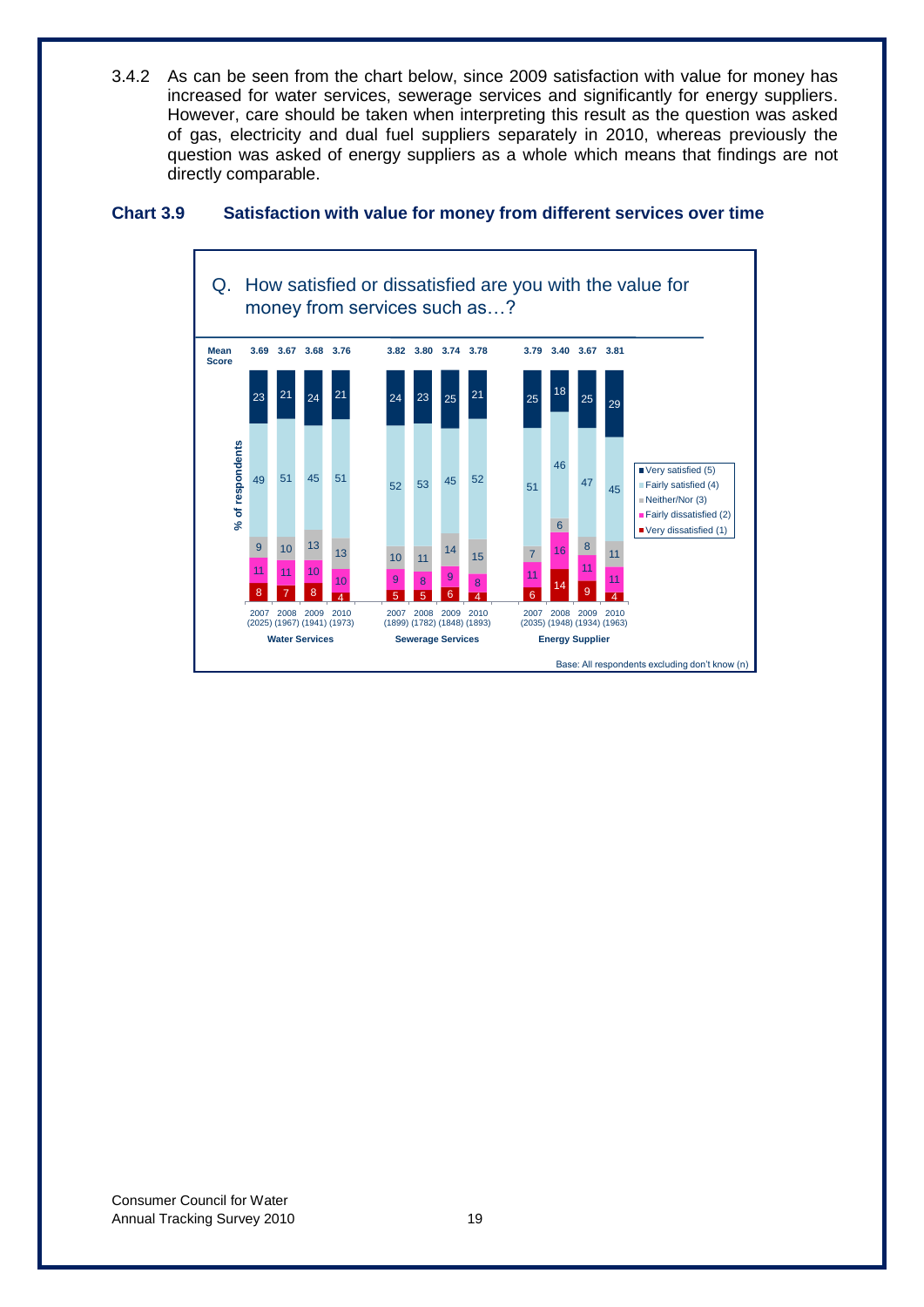3.4.2 As can be seen from the chart below, since 2009 satisfaction with value for money has increased for water services, sewerage services and significantly for energy suppliers. However, care should be taken when interpreting this result as the question was asked of gas, electricity and dual fuel suppliers separately in 2010, whereas previously the question was asked of energy suppliers as a whole which means that findings are not directly comparable.

**Chart 3.9 Satisfaction with value for money from different services over time**

Q. How satisfied or dissatisfied are you with the value for money from services such as…?

| Service | Year (n) | Mean Score | Very satisfied (5) | Fairly satisfied (4) | Neither/Nor (3) | Fairly dissatisfied (2) | Very dissatisfied (1) |
|---|---|---|---|---|---|---|---|
| Water Services | 2007 (2025) | 3.69 | 23 | 49 | 9 | 11 | 8 |
| | 2008 (1967) | 3.67 | 21 | 51 | 10 | 11 | 7 |
| | 2009 (1941) | 3.68 | 24 | 45 | 13 | 10 | 8 |
| | 2010 (1973) | 3.76 | 21 | 51 | 13 | 10 | 4 |
| Sewerage Services | 2007 (1899) | 3.82 | 24 | 52 | 10 | 9 | 5 |
| | 2008 (1782) | 3.80 | 23 | 53 | 11 | 8 | 5 |
| | 2009 (1848) | 3.74 | 25 | 45 | 14 | 9 | 6 |
| | 2010 (1893) | 3.78 | 21 | 52 | 15 | 8 | 4 |
| Energy Supplier | 2007 (2035) | 3.79 | 25 | 51 | 7 | 11 | 6 |
| | 2008 (1948) | 3.40 | 18 | 46 | 6 | 16 | 14 |
| | 2009 (1934) | 3.67 | 25 | 47 | 8 | 11 | 9 |
| | 2010 (1963) | 3.81 | 29 | 45 | 11 | 11 | 4 |

% of respondents

Base: All respondents excluding don't know (n)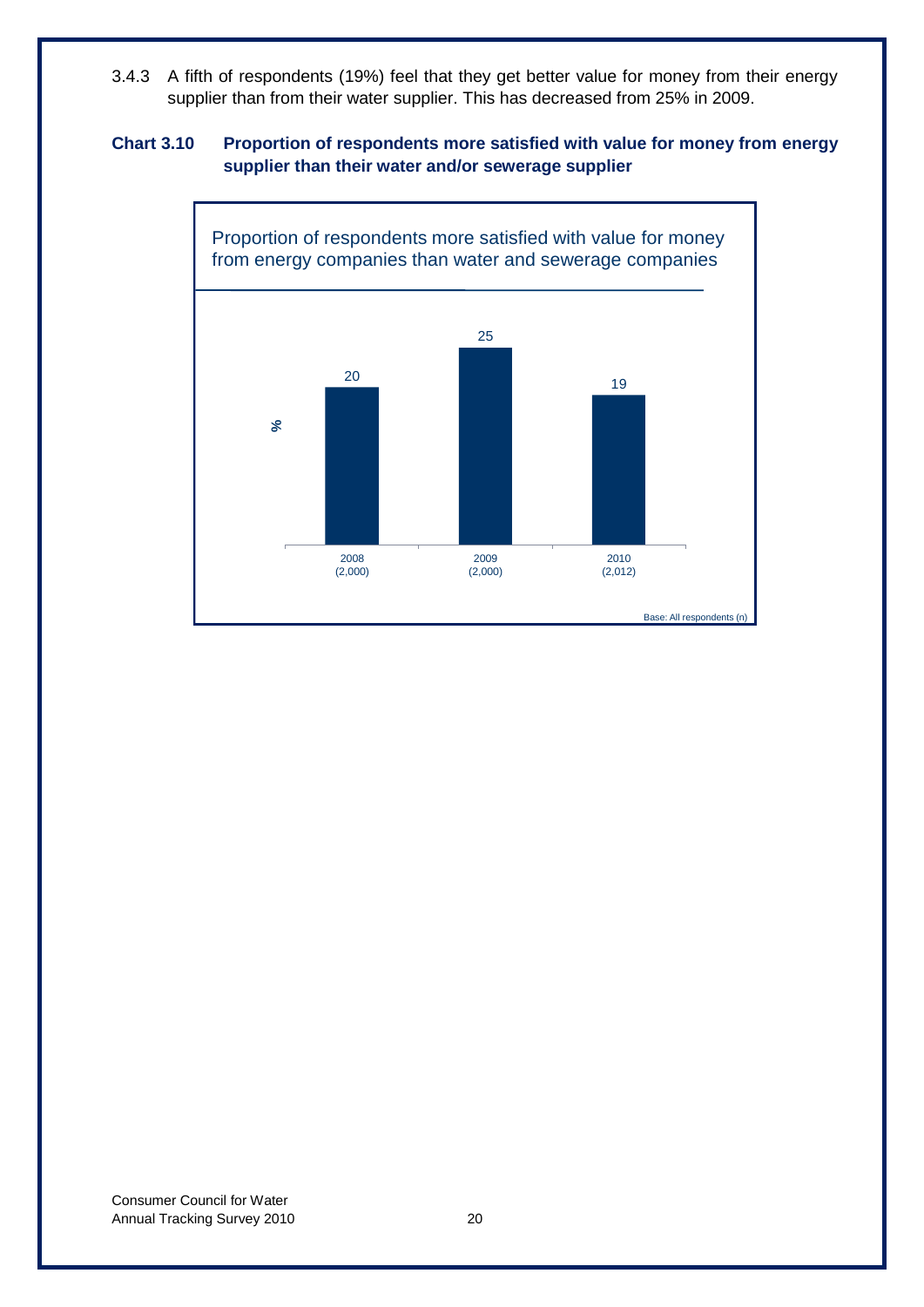3.4.3 A fifth of respondents (19%) feel that they get better value for money from their energy supplier than from their water supplier. This has decreased from 25% in 2009.

**Chart 3.10 Proportion of respondents more satisfied with value for money from energy supplier than their water and/or sewerage supplier**

Proportion of respondents more satisfied with value for money from energy companies than water and sewerage companies

| Year (n) | % |
|---|---|
| 2008 (2,000) | 20 |
| 2009 (2,000) | 25 |
| 2010 (2,012) | 19 |

Base: All respondents (n)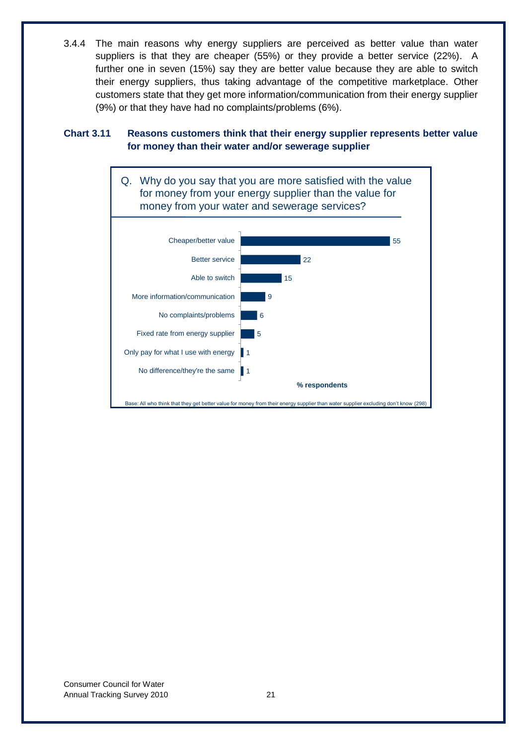3.4.4 The main reasons why energy suppliers are perceived as better value than water suppliers is that they are cheaper (55%) or they provide a better service (22%). A further one in seven (15%) say they are better value because they are able to switch their energy suppliers, thus taking advantage of the competitive marketplace. Other customers state that they get more information/communication from their energy supplier (9%) or that they have had no complaints/problems (6%).

**Chart 3.11 Reasons customers think that their energy supplier represents better value for money than their water and/or sewerage supplier**

Q. Why do you say that you are more satisfied with the value for money from your energy supplier than the value for money from your water and sewerage services?

| Reason | % respondents |
|---|---|
| Cheaper/better value | 55 |
| Better service | 22 |
| Able to switch | 15 |
| More information/communication | 9 |
| No complaints/problems | 6 |
| Fixed rate from energy supplier | 5 |
| Only pay for what I use with energy | 1 |
| No difference/they're the same | 1 |

Base: All who think that they get better value for money from their energy supplier than water supplier excluding don't know (298)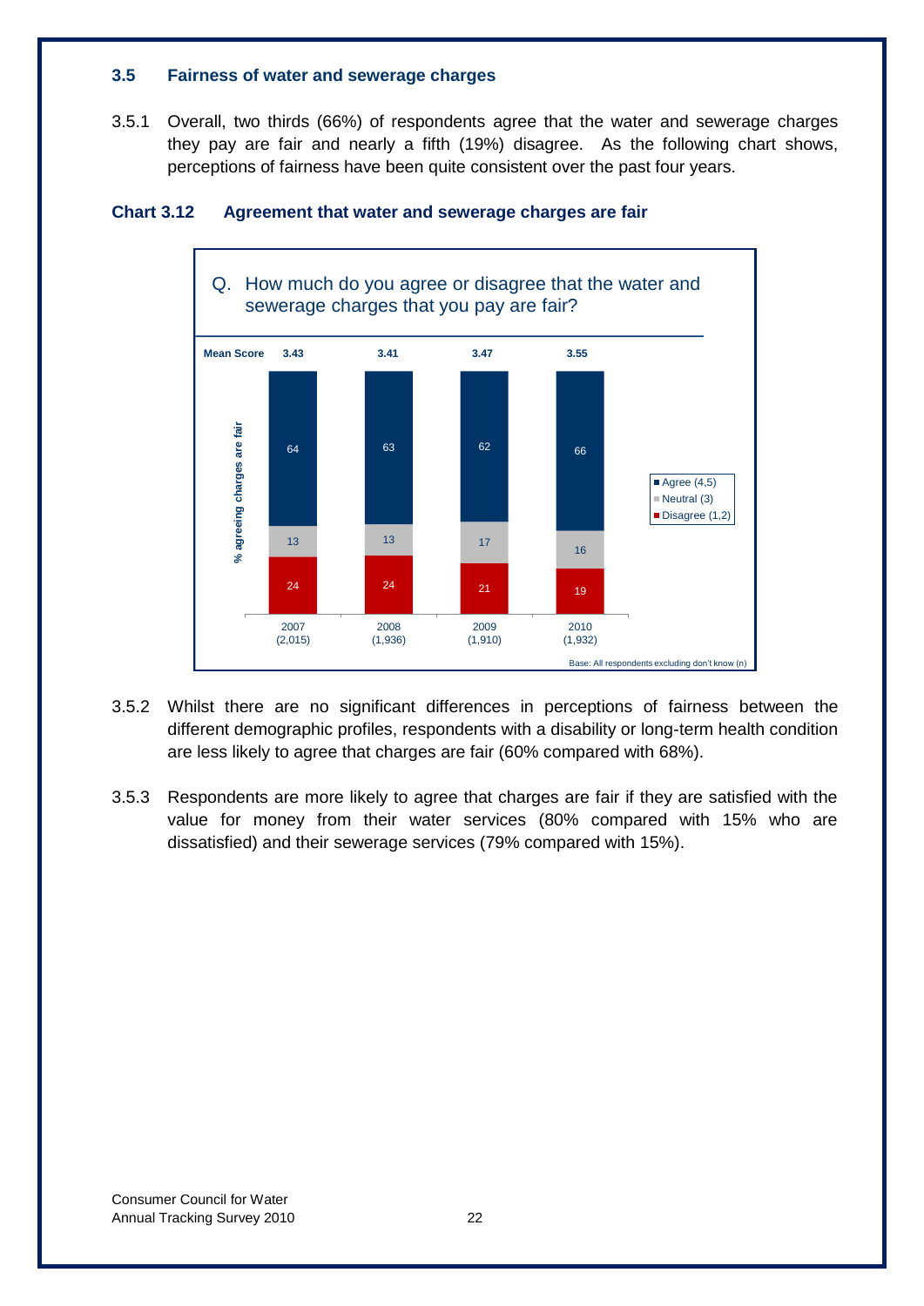### 3.5 Fairness of water and sewerage charges

3.5.1 Overall, two thirds (66%) of respondents agree that the water and sewerage charges they pay are fair and nearly a fifth (19%) disagree. As the following chart shows, perceptions of fairness have been quite consistent over the past four years.

**Chart 3.12 Agreement that water and sewerage charges are fair**

Q. How much do you agree or disagree that the water and sewerage charges that you pay are fair?

| % agreeing charges are fair | 2007 (2,015) | 2008 (1,936) | 2009 (1,910) | 2010 (1,932) |
|---|---|---|---|---|
| Mean Score | 3.43 | 3.41 | 3.47 | 3.55 |
| Agree (4,5) | 64 | 63 | 62 | 66 |
| Neutral (3) | 13 | 13 | 17 | 16 |
| Disagree (1,2) | 24 | 24 | 21 | 19 |

Base: All respondents excluding don't know (n)

3.5.2 Whilst there are no significant differences in perceptions of fairness between the different demographic profiles, respondents with a disability or long-term health condition are less likely to agree that charges are fair (60% compared with 68%).

3.5.3 Respondents are more likely to agree that charges are fair if they are satisfied with the value for money from their water services (80% compared with 15% who are dissatisfied) and their sewerage services (79% compared with 15%).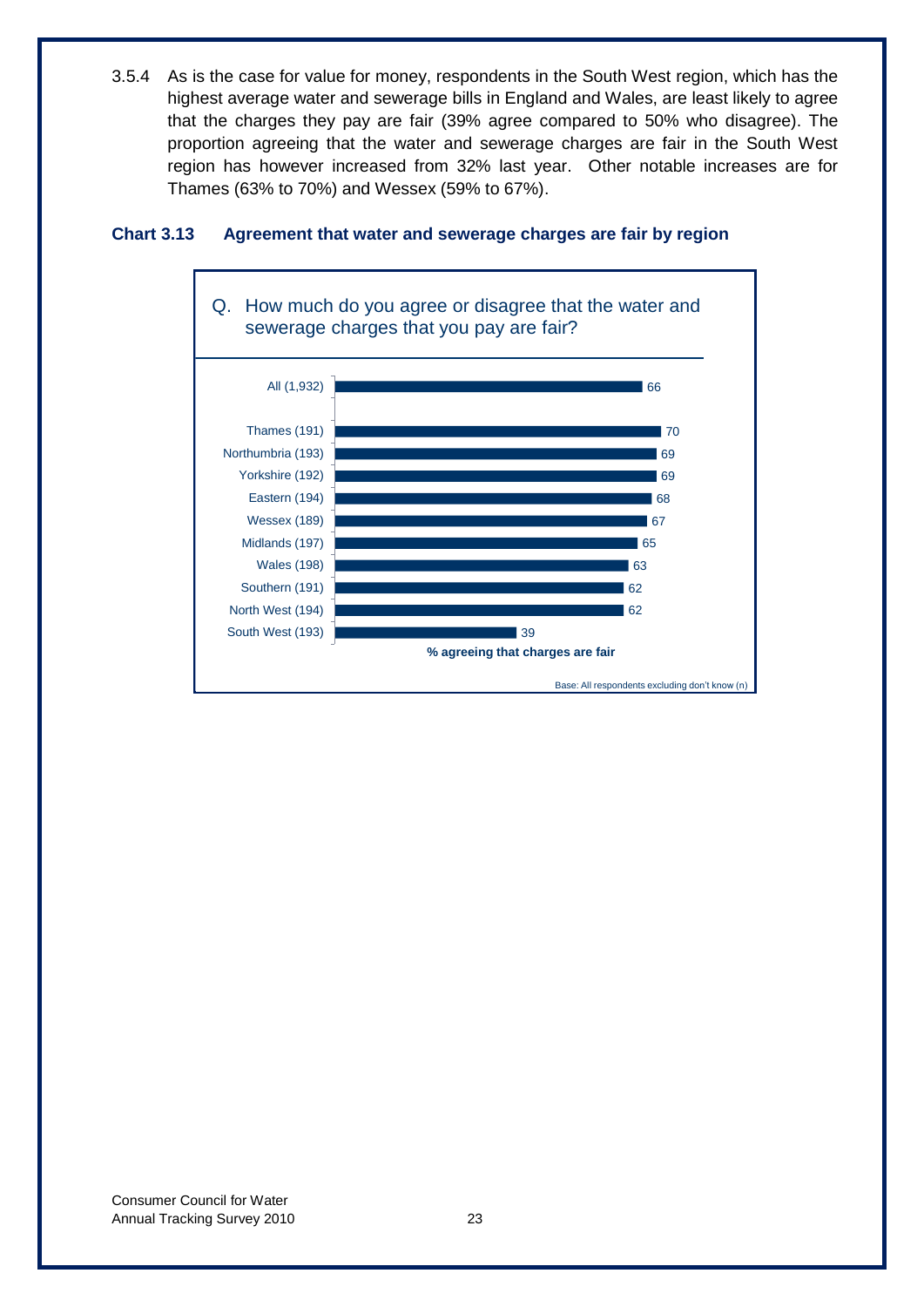3.5.4 As is the case for value for money, respondents in the South West region, which has the highest average water and sewerage bills in England and Wales, are least likely to agree that the charges they pay are fair (39% agree compared to 50% who disagree). The proportion agreeing that the water and sewerage charges are fair in the South West region has however increased from 32% last year. Other notable increases are for Thames (63% to 70%) and Wessex (59% to 67%).

**Chart 3.13 Agreement that water and sewerage charges are fair by region**

Q. How much do you agree or disagree that the water and sewerage charges that you pay are fair?

| Region | % agreeing that charges are fair |
|---|---|
| All (1,932) | 66 |
| Thames (191) | 70 |
| Northumbria (193) | 69 |
| Yorkshire (192) | 69 |
| Eastern (194) | 68 |
| Wessex (189) | 67 |
| Midlands (197) | 65 |
| Wales (198) | 63 |
| Southern (191) | 62 |
| North West (194) | 62 |
| South West (193) | 39 |

Base: All respondents excluding don't know (n)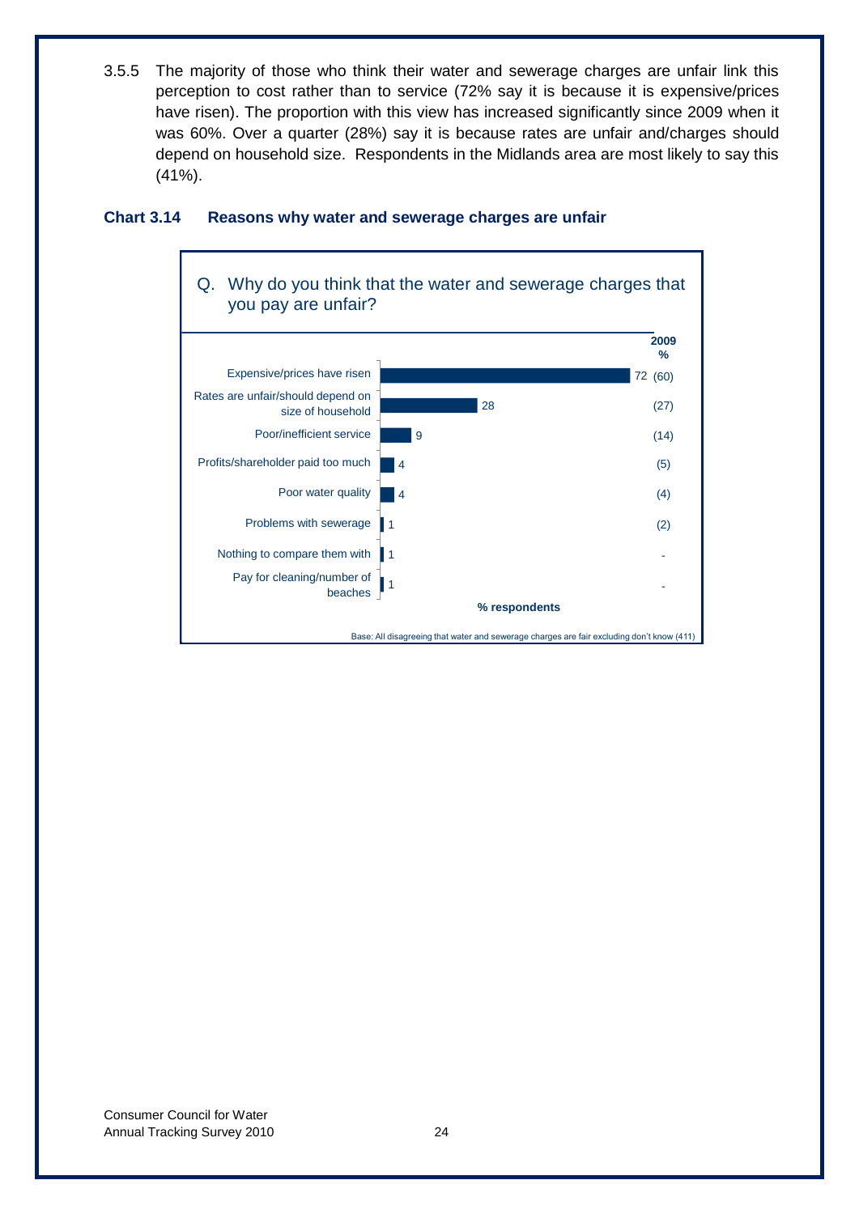3.5.5 The majority of those who think their water and sewerage charges are unfair link this perception to cost rather than to service (72% say it is because it is expensive/prices have risen). The proportion with this view has increased significantly since 2009 when it was 60%. Over a quarter (28%) say it is because rates are unfair and/charges should depend on household size. Respondents in the Midlands area are most likely to say this (41%).

**Chart 3.14 Reasons why water and sewerage charges are unfair**

Q. Why do you think that the water and sewerage charges that you pay are unfair?

| Reason | % respondents | 2009 % |
|---|---|---|
| Expensive/prices have risen | 72 | (60) |
| Rates are unfair/should depend on size of household | 28 | (27) |
| Poor/inefficient service | 9 | (14) |
| Profits/shareholder paid too much | 4 | (5) |
| Poor water quality | 4 | (4) |
| Problems with sewerage | 1 | (2) |
| Nothing to compare them with | 1 | - |
| Pay for cleaning/number of beaches | 1 | - |

Base: All disagreeing that water and sewerage charges are fair excluding don't know (411)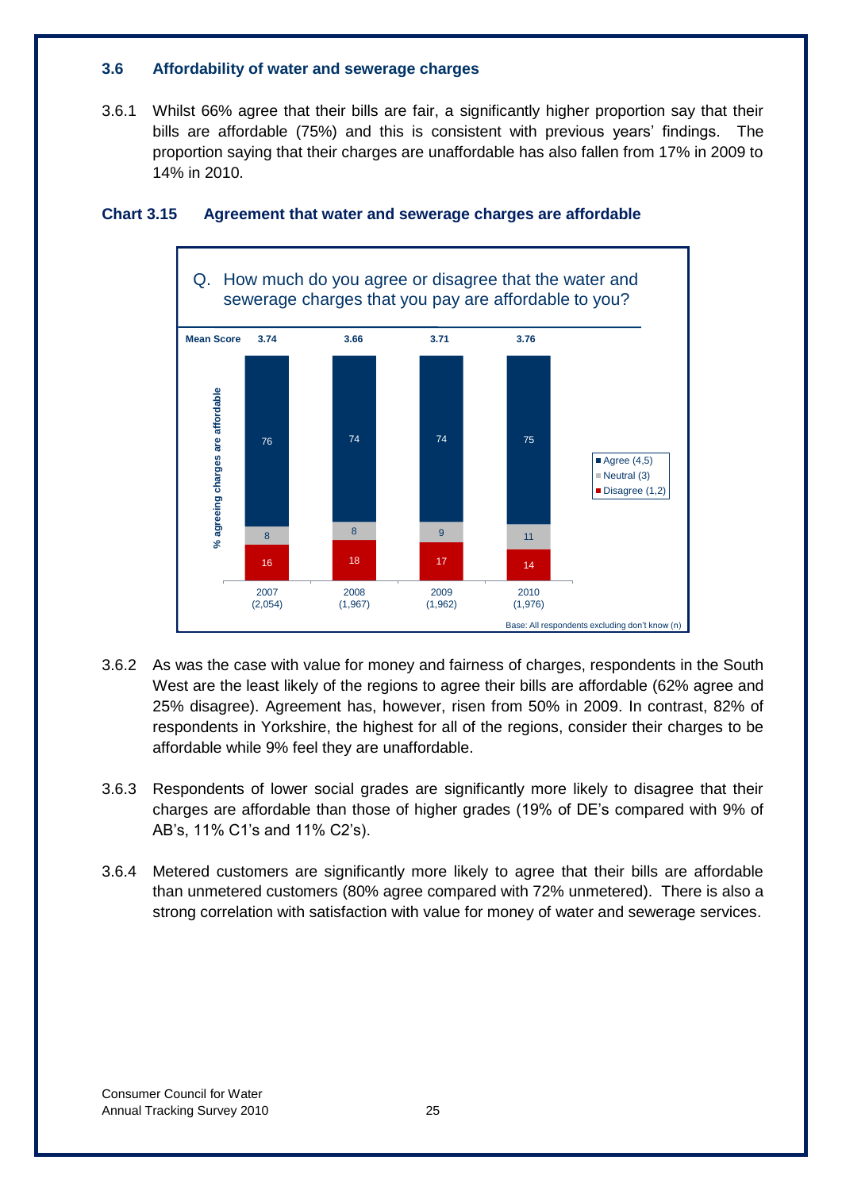### 3.6 Affordability of water and sewerage charges

3.6.1 Whilst 66% agree that their bills are fair, a significantly higher proportion say that their bills are affordable (75%) and this is consistent with previous years' findings. The proportion saying that their charges are unaffordable has also fallen from 17% in 2009 to 14% in 2010.

**Chart 3.15 Agreement that water and sewerage charges are affordable**

Q. How much do you agree or disagree that the water and sewerage charges that you pay are affordable to you?

| % agreeing charges are affordable | 2007 (2,054) | 2008 (1,967) | 2009 (1,962) | 2010 (1,976) |
|---|---|---|---|---|
| Mean Score | 3.74 | 3.66 | 3.71 | 3.76 |
| Agree (4,5) | 76 | 74 | 74 | 75 |
| Neutral (3) | 8 | 8 | 9 | 11 |
| Disagree (1,2) | 16 | 18 | 17 | 14 |

Base: All respondents excluding don't know (n)

3.6.2 As was the case with value for money and fairness of charges, respondents in the South West are the least likely of the regions to agree their bills are affordable (62% agree and 25% disagree). Agreement has, however, risen from 50% in 2009. In contrast, 82% of respondents in Yorkshire, the highest for all of the regions, consider their charges to be affordable while 9% feel they are unaffordable.

3.6.3 Respondents of lower social grades are significantly more likely to disagree that their charges are affordable than those of higher grades (19% of DE's compared with 9% of AB's, 11% C1's and 11% C2's).

3.6.4 Metered customers are significantly more likely to agree that their bills are affordable than unmetered customers (80% agree compared with 72% unmetered). There is also a strong correlation with satisfaction with value for money of water and sewerage services.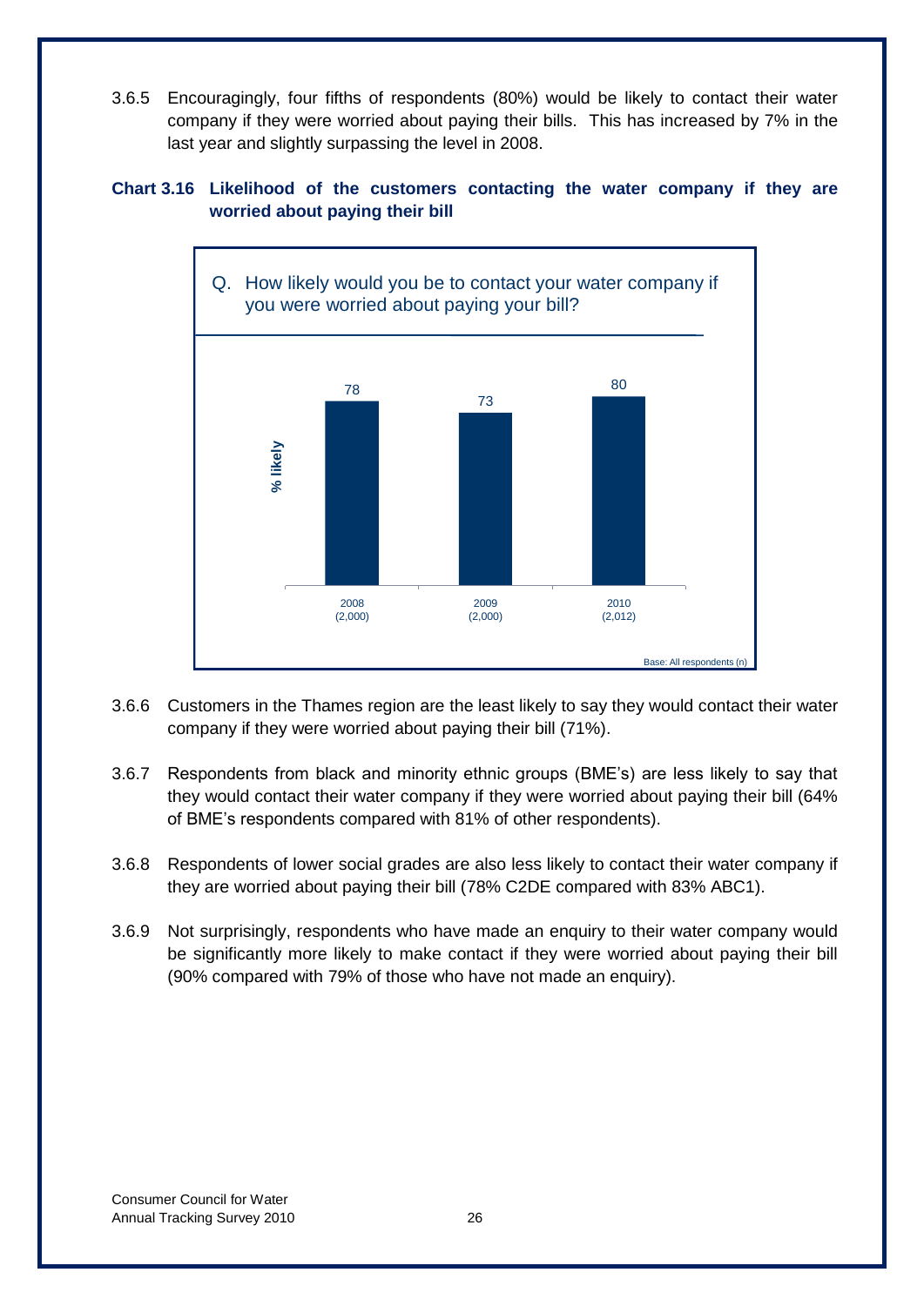3.6.5 Encouragingly, four fifths of respondents (80%) would be likely to contact their water company if they were worried about paying their bills. This has increased by 7% in the last year and slightly surpassing the level in 2008.

**Chart 3.16 Likelihood of the customers contacting the water company if they are worried about paying their bill**

Q. How likely would you be to contact your water company if you were worried about paying your bill?

| % likely | 2008 (2,000) | 2009 (2,000) | 2010 (2,012) |
|---|---|---|---|
| % likely | 78 | 73 | 80 |

Base: All respondents (n)

3.6.6 Customers in the Thames region are the least likely to say they would contact their water company if they were worried about paying their bill (71%).

3.6.7 Respondents from black and minority ethnic groups (BME's) are less likely to say that they would contact their water company if they were worried about paying their bill (64% of BME's respondents compared with 81% of other respondents).

3.6.8 Respondents of lower social grades are also less likely to contact their water company if they are worried about paying their bill (78% C2DE compared with 83% ABC1).

3.6.9 Not surprisingly, respondents who have made an enquiry to their water company would be significantly more likely to make contact if they were worried about paying their bill (90% compared with 79% of those who have not made an enquiry).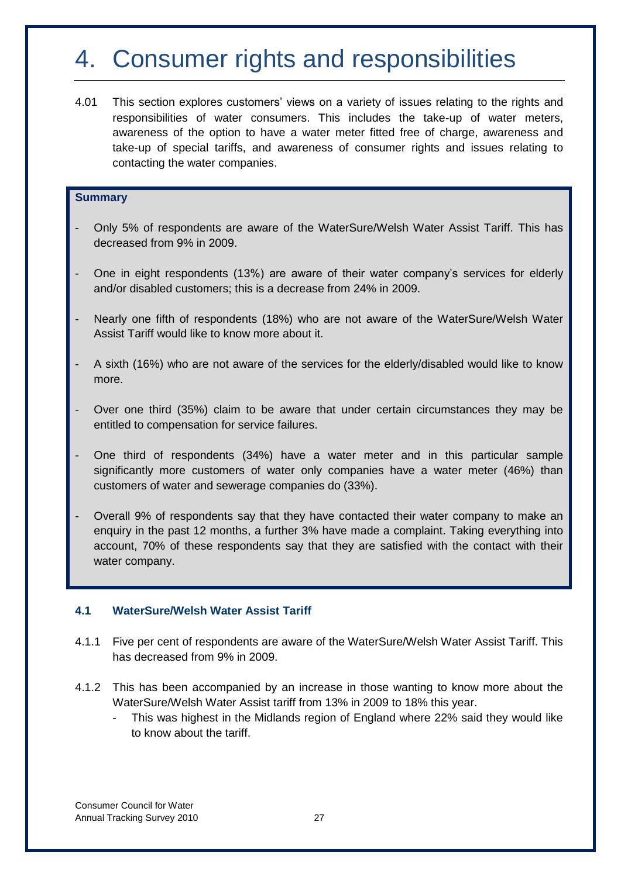# 4. Consumer rights and responsibilities

4.01 This section explores customers' views on a variety of issues relating to the rights and responsibilities of water consumers. This includes the take-up of water meters, awareness of the option to have a water meter fitted free of charge, awareness and take-up of special tariffs, and awareness of consumer rights and issues relating to contacting the water companies.

**Summary**

- Only 5% of respondents are aware of the WaterSure/Welsh Water Assist Tariff. This has decreased from 9% in 2009.
- One in eight respondents (13%) are aware of their water company's services for elderly and/or disabled customers; this is a decrease from 24% in 2009.
- Nearly one fifth of respondents (18%) who are not aware of the WaterSure/Welsh Water Assist Tariff would like to know more about it.
- A sixth (16%) who are not aware of the services for the elderly/disabled would like to know more.
- Over one third (35%) claim to be aware that under certain circumstances they may be entitled to compensation for service failures.
- One third of respondents (34%) have a water meter and in this particular sample significantly more customers of water only companies have a water meter (46%) than customers of water and sewerage companies do (33%).
- Overall 9% of respondents say that they have contacted their water company to make an enquiry in the past 12 months, a further 3% have made a complaint. Taking everything into account, 70% of these respondents say that they are satisfied with the contact with their water company.

### 4.1 WaterSure/Welsh Water Assist Tariff

4.1.1 Five per cent of respondents are aware of the WaterSure/Welsh Water Assist Tariff. This has decreased from 9% in 2009.

4.1.2 This has been accompanied by an increase in those wanting to know more about the WaterSure/Welsh Water Assist tariff from 13% in 2009 to 18% this year.

- This was highest in the Midlands region of England where 22% said they would like to know about the tariff.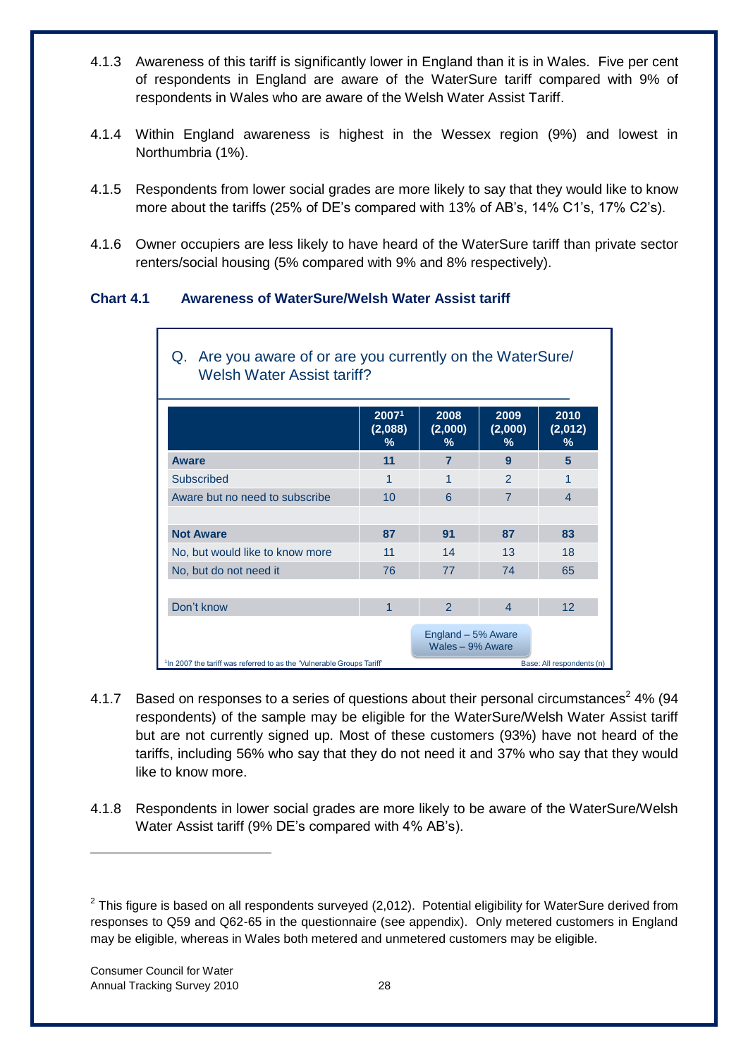4.1.3 Awareness of this tariff is significantly lower in England than it is in Wales. Five per cent of respondents in England are aware of the WaterSure tariff compared with 9% of respondents in Wales who are aware of the Welsh Water Assist Tariff.

4.1.4 Within England awareness is highest in the Wessex region (9%) and lowest in Northumbria (1%).

4.1.5 Respondents from lower social grades are more likely to say that they would like to know more about the tariffs (25% of DE's compared with 13% of AB's, 14% C1's, 17% C2's).

4.1.6 Owner occupiers are less likely to have heard of the WaterSure tariff than private sector renters/social housing (5% compared with 9% and 8% respectively).

**Chart 4.1 Awareness of WaterSure/Welsh Water Assist tariff**

Q. Are you aware of or are you currently on the WaterSure/ Welsh Water Assist tariff?

| | 2007[1] (2,088) % | 2008 (2,000) % | 2009 (2,000) % | 2010 (2,012) % |
|---|---|---|---|---|
| **Aware** | **11** | **7** | **9** | **5** |
| Subscribed | 1 | 1 | 2 | 1 |
| Aware but no need to subscribe | 10 | 6 | 7 | 4 |
| | | | | |
| **Not Aware** | **87** | **91** | **87** | **83** |
| No, but would like to know more | 11 | 14 | 13 | 18 |
| No, but do not need it | 76 | 77 | 74 | 65 |
| | | | | |
| Don't know | 1 | 2 | 4 | 12 |

England – 5% Aware
Wales – 9% Aware

[1] In 2007 the tariff was referred to as the 'Vulnerable Groups Tariff'

Base: All respondents (n)

4.1.7 Based on responses to a series of questions about their personal circumstances[2] 4% (94 respondents) of the sample may be eligible for the WaterSure/Welsh Water Assist tariff but are not currently signed up. Most of these customers (93%) have not heard of the tariffs, including 56% who say that they do not need it and 37% who say that they would like to know more.

4.1.8 Respondents in lower social grades are more likely to be aware of the WaterSure/Welsh Water Assist tariff (9% DE's compared with 4% AB's).

---

[2] This figure is based on all respondents surveyed (2,012). Potential eligibility for WaterSure derived from responses to Q59 and Q62-65 in the questionnaire (see appendix). Only metered customers in England may be eligible, whereas in Wales both metered and unmetered customers may be eligible.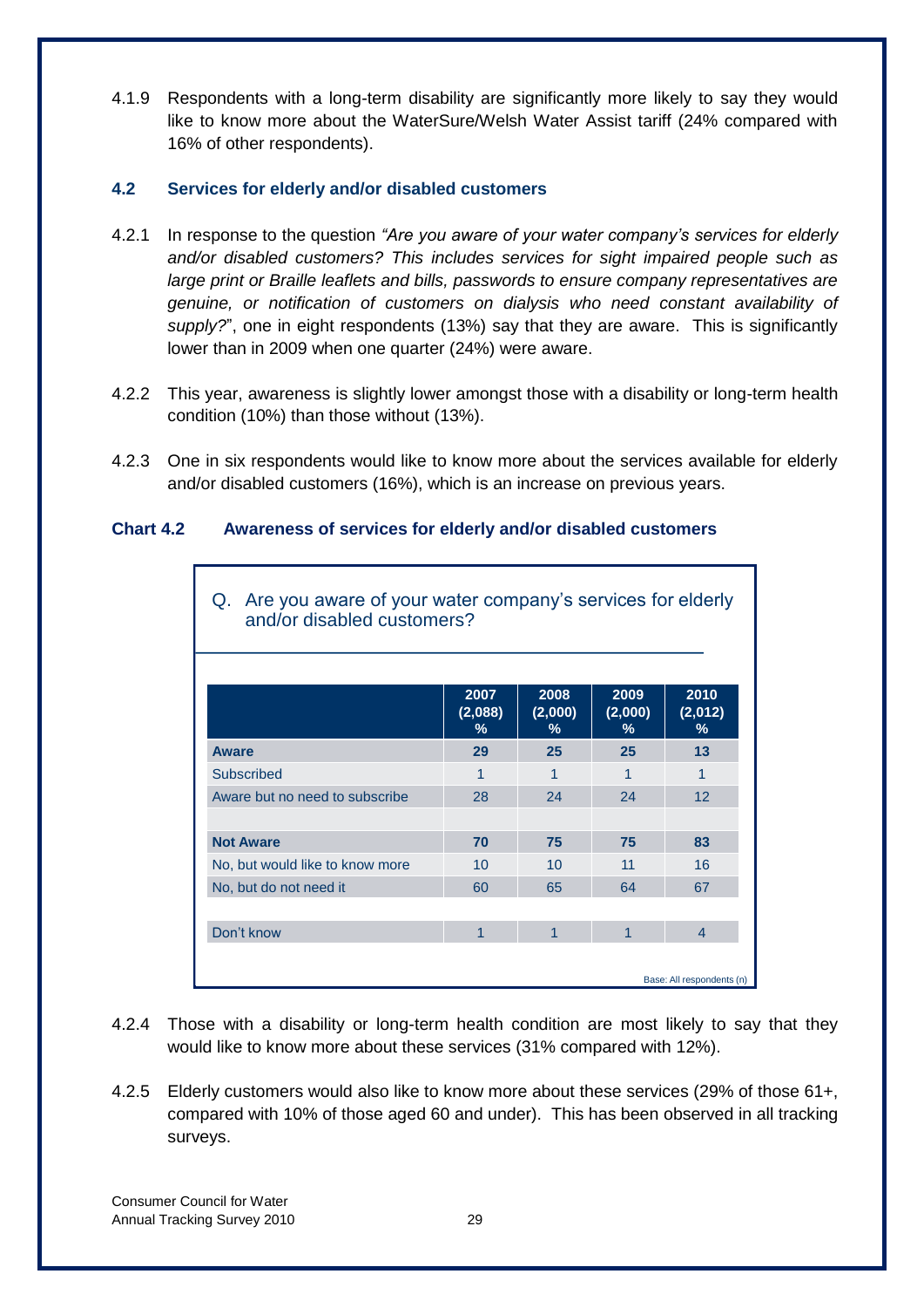4.1.9 Respondents with a long-term disability are significantly more likely to say they would like to know more about the WaterSure/Welsh Water Assist tariff (24% compared with 16% of other respondents).

### 4.2 Services for elderly and/or disabled customers

4.2.1 In response to the question *"Are you aware of your water company's services for elderly and/or disabled customers? This includes services for sight impaired people such as large print or Braille leaflets and bills, passwords to ensure company representatives are genuine, or notification of customers on dialysis who need constant availability of supply?*", one in eight respondents (13%) say that they are aware. This is significantly lower than in 2009 when one quarter (24%) were aware.

4.2.2 This year, awareness is slightly lower amongst those with a disability or long-term health condition (10%) than those without (13%).

4.2.3 One in six respondents would like to know more about the services available for elderly and/or disabled customers (16%), which is an increase on previous years.

**Chart 4.2 Awareness of services for elderly and/or disabled customers**

Q. Are you aware of your water company's services for elderly and/or disabled customers?

| | 2007 (2,088) % | 2008 (2,000) % | 2009 (2,000) % | 2010 (2,012) % |
|---|---|---|---|---|
| **Aware** | **29** | **25** | **25** | **13** |
| Subscribed | 1 | 1 | 1 | 1 |
| Aware but no need to subscribe | 28 | 24 | 24 | 12 |
| | | | | |
| **Not Aware** | **70** | **75** | **75** | **83** |
| No, but would like to know more | 10 | 10 | 11 | 16 |
| No, but do not need it | 60 | 65 | 64 | 67 |
| | | | | |
| Don't know | 1 | 1 | 1 | 4 |

Base: All respondents (n)

4.2.4 Those with a disability or long-term health condition are most likely to say that they would like to know more about these services (31% compared with 12%).

4.2.5 Elderly customers would also like to know more about these services (29% of those 61+, compared with 10% of those aged 60 and under). This has been observed in all tracking surveys.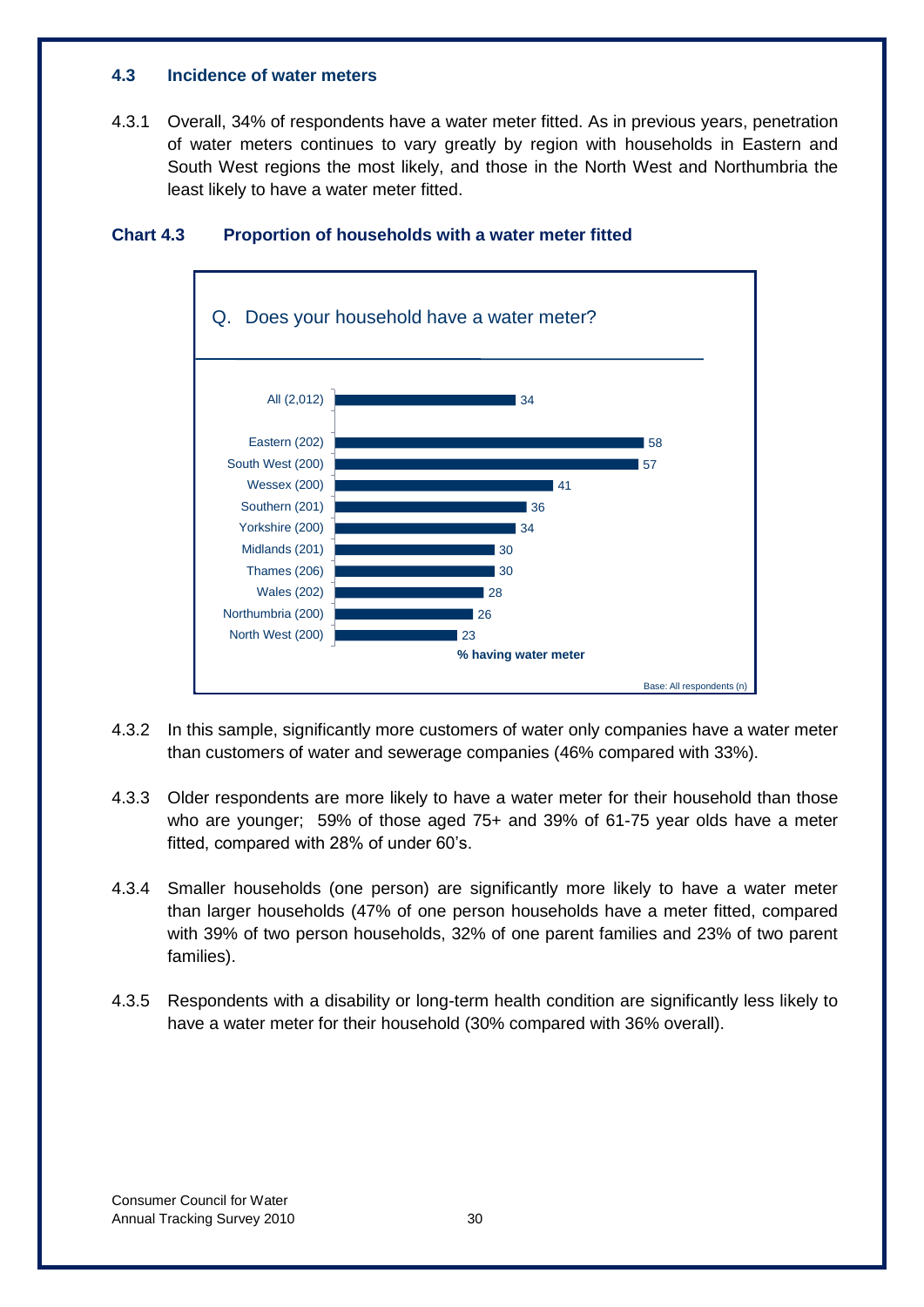### 4.3 Incidence of water meters

4.3.1 Overall, 34% of respondents have a water meter fitted. As in previous years, penetration of water meters continues to vary greatly by region with households in Eastern and South West regions the most likely, and those in the North West and Northumbria the least likely to have a water meter fitted.

**Chart 4.3 Proportion of households with a water meter fitted**

Q. Does your household have a water meter?

| | % having water meter |
|---|---|
| All (2,012) | 34 |
| Eastern (202) | 58 |
| South West (200) | 57 |
| Wessex (200) | 41 |
| Southern (201) | 36 |
| Yorkshire (200) | 34 |
| Midlands (201) | 30 |
| Thames (206) | 30 |
| Wales (202) | 28 |
| Northumbria (200) | 26 |
| North West (200) | 23 |

Base: All respondents (n)

4.3.2 In this sample, significantly more customers of water only companies have a water meter than customers of water and sewerage companies (46% compared with 33%).

4.3.3 Older respondents are more likely to have a water meter for their household than those who are younger; 59% of those aged 75+ and 39% of 61-75 year olds have a meter fitted, compared with 28% of under 60's.

4.3.4 Smaller households (one person) are significantly more likely to have a water meter than larger households (47% of one person households have a meter fitted, compared with 39% of two person households, 32% of one parent families and 23% of two parent families).

4.3.5 Respondents with a disability or long-term health condition are significantly less likely to have a water meter for their household (30% compared with 36% overall).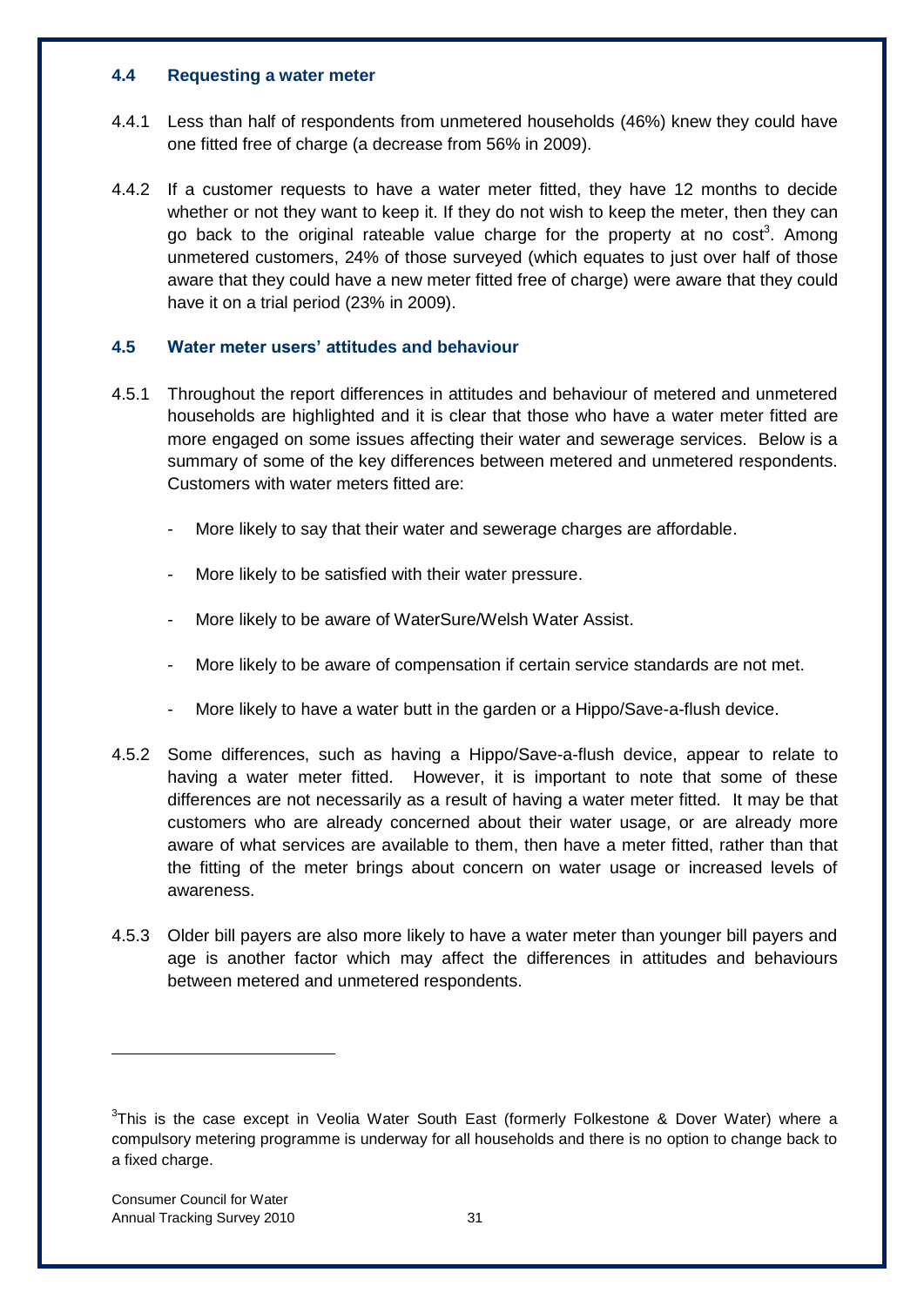### 4.4 Requesting a water meter

4.4.1 Less than half of respondents from unmetered households (46%) knew they could have one fitted free of charge (a decrease from 56% in 2009).

4.4.2 If a customer requests to have a water meter fitted, they have 12 months to decide whether or not they want to keep it. If they do not wish to keep the meter, then they can go back to the original rateable value charge for the property at no cost[3]. Among unmetered customers, 24% of those surveyed (which equates to just over half of those aware that they could have a new meter fitted free of charge) were aware that they could have it on a trial period (23% in 2009).

### 4.5 Water meter users' attitudes and behaviour

4.5.1 Throughout the report differences in attitudes and behaviour of metered and unmetered households are highlighted and it is clear that those who have a water meter fitted are more engaged on some issues affecting their water and sewerage services. Below is a summary of some of the key differences between metered and unmetered respondents. Customers with water meters fitted are:

- More likely to say that their water and sewerage charges are affordable.
- More likely to be satisfied with their water pressure.
- More likely to be aware of WaterSure/Welsh Water Assist.
- More likely to be aware of compensation if certain service standards are not met.
- More likely to have a water butt in the garden or a Hippo/Save-a-flush device.

4.5.2 Some differences, such as having a Hippo/Save-a-flush device, appear to relate to having a water meter fitted. However, it is important to note that some of these differences are not necessarily as a result of having a water meter fitted. It may be that customers who are already concerned about their water usage, or are already more aware of what services are available to them, then have a meter fitted, rather than that the fitting of the meter brings about concern on water usage or increased levels of awareness.

4.5.3 Older bill payers are also more likely to have a water meter than younger bill payers and age is another factor which may affect the differences in attitudes and behaviours between metered and unmetered respondents.

---

[3] This is the case except in Veolia Water South East (formerly Folkestone & Dover Water) where a compulsory metering programme is underway for all households and there is no option to change back to a fixed charge.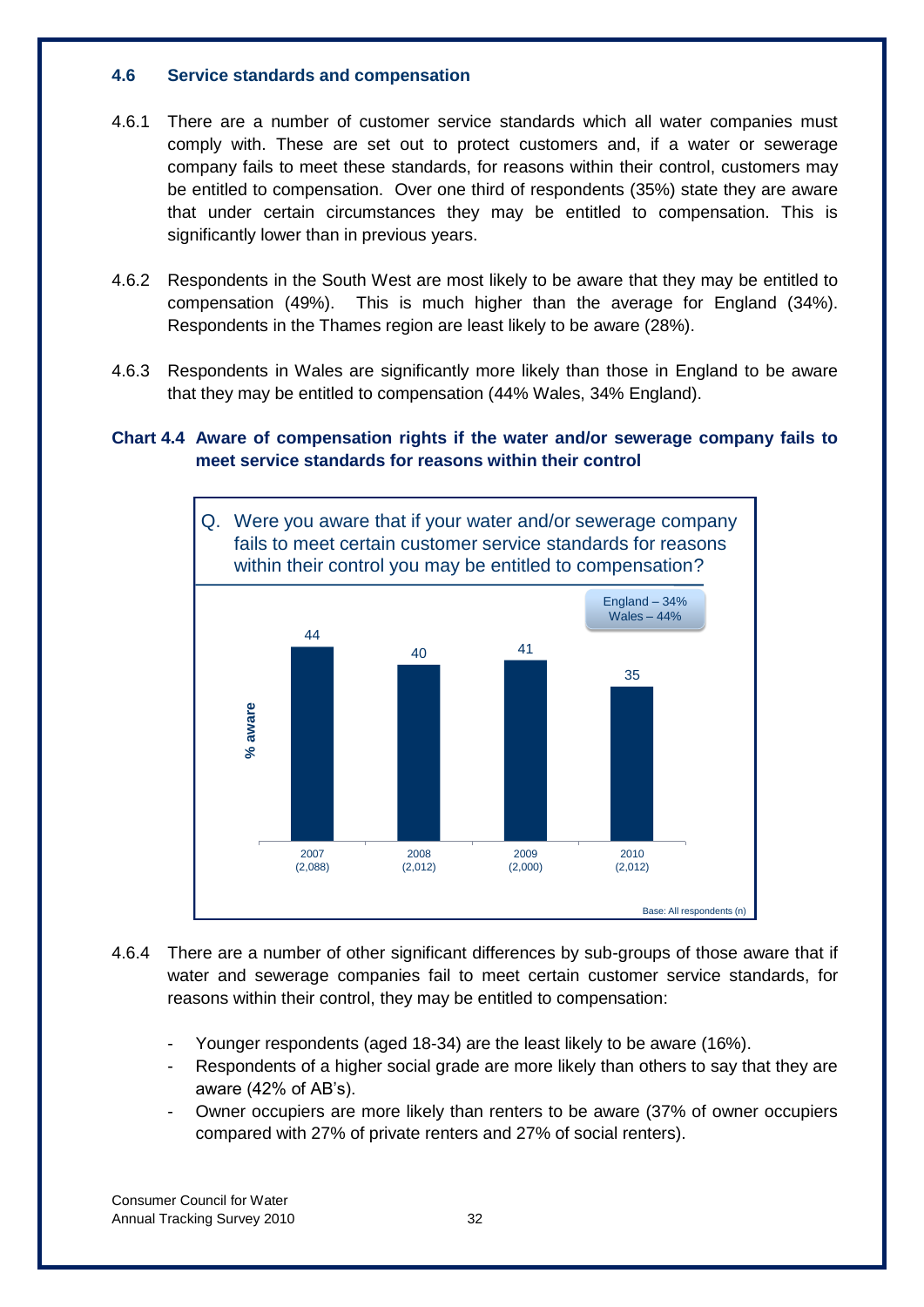### 4.6 Service standards and compensation

4.6.1 There are a number of customer service standards which all water companies must comply with. These are set out to protect customers and, if a water or sewerage company fails to meet these standards, for reasons within their control, customers may be entitled to compensation. Over one third of respondents (35%) state they are aware that under certain circumstances they may be entitled to compensation. This is significantly lower than in previous years.

4.6.2 Respondents in the South West are most likely to be aware that they may be entitled to compensation (49%). This is much higher than the average for England (34%). Respondents in the Thames region are least likely to be aware (28%).

4.6.3 Respondents in Wales are significantly more likely than those in England to be aware that they may be entitled to compensation (44% Wales, 34% England).

**Chart 4.4 Aware of compensation rights if the water and/or sewerage company fails to meet service standards for reasons within their control**

Q. Were you aware that if your water and/or sewerage company fails to meet certain customer service standards for reasons within their control you may be entitled to compensation?

England – 34%
Wales – 44%

| Year (n) | % aware |
|---|---|
| 2007 (2,088) | 44 |
| 2008 (2,012) | 40 |
| 2009 (2,000) | 41 |
| 2010 (2,012) | 35 |

Base: All respondents (n)

4.6.4 There are a number of other significant differences by sub-groups of those aware that if water and sewerage companies fail to meet certain customer service standards, for reasons within their control, they may be entitled to compensation:

- Younger respondents (aged 18-34) are the least likely to be aware (16%).
- Respondents of a higher social grade are more likely than others to say that they are aware (42% of AB's).
- Owner occupiers are more likely than renters to be aware (37% of owner occupiers compared with 27% of private renters and 27% of social renters).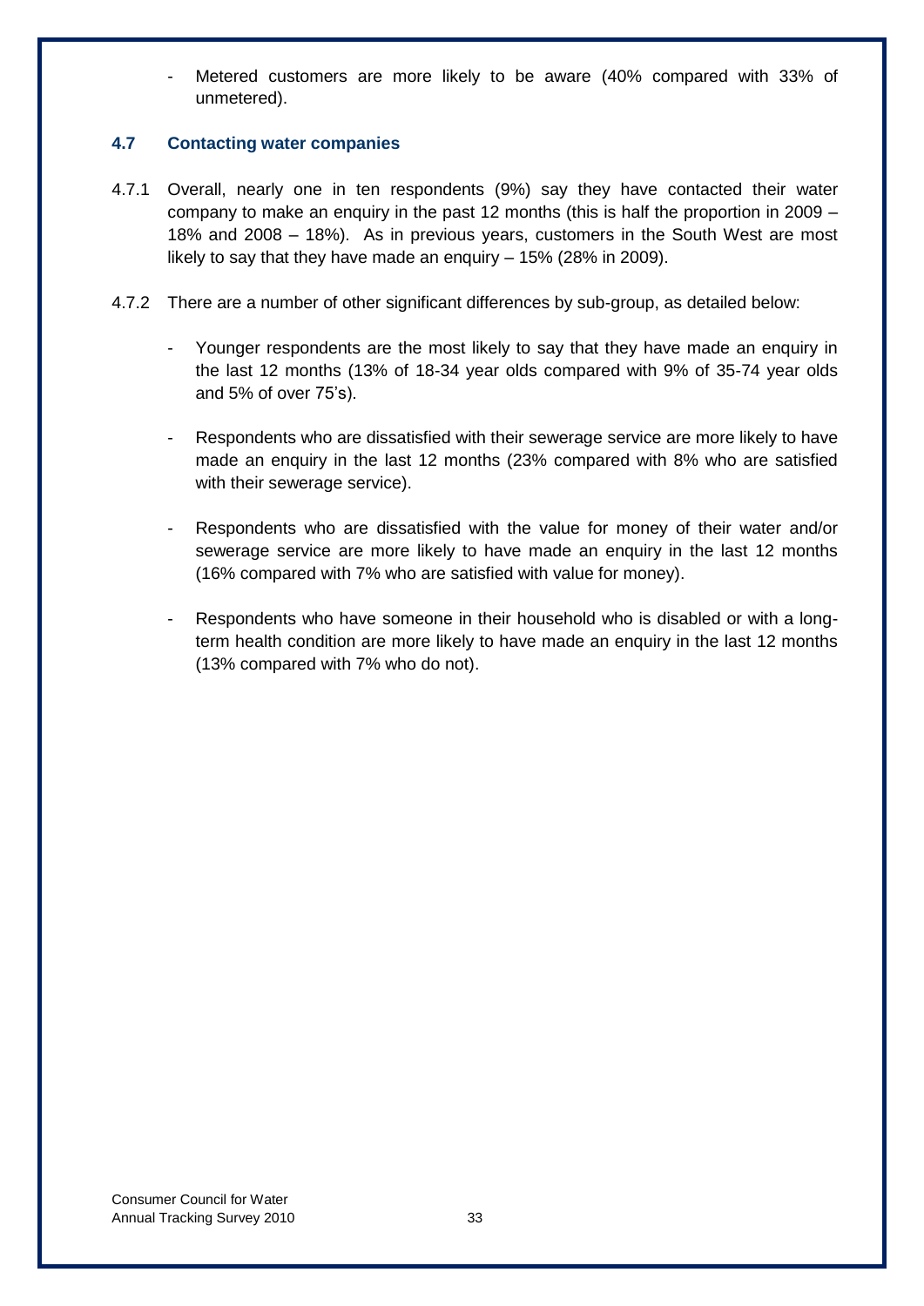- Metered customers are more likely to be aware (40% compared with 33% of unmetered).

### 4.7 Contacting water companies

4.7.1 Overall, nearly one in ten respondents (9%) say they have contacted their water company to make an enquiry in the past 12 months (this is half the proportion in 2009 – 18% and 2008 – 18%). As in previous years, customers in the South West are most likely to say that they have made an enquiry – 15% (28% in 2009).

4.7.2 There are a number of other significant differences by sub-group, as detailed below:

- Younger respondents are the most likely to say that they have made an enquiry in the last 12 months (13% of 18-34 year olds compared with 9% of 35-74 year olds and 5% of over 75's).

- Respondents who are dissatisfied with their sewerage service are more likely to have made an enquiry in the last 12 months (23% compared with 8% who are satisfied with their sewerage service).

- Respondents who are dissatisfied with the value for money of their water and/or sewerage service are more likely to have made an enquiry in the last 12 months (16% compared with 7% who are satisfied with value for money).

- Respondents who have someone in their household who is disabled or with a long-term health condition are more likely to have made an enquiry in the last 12 months (13% compared with 7% who do not).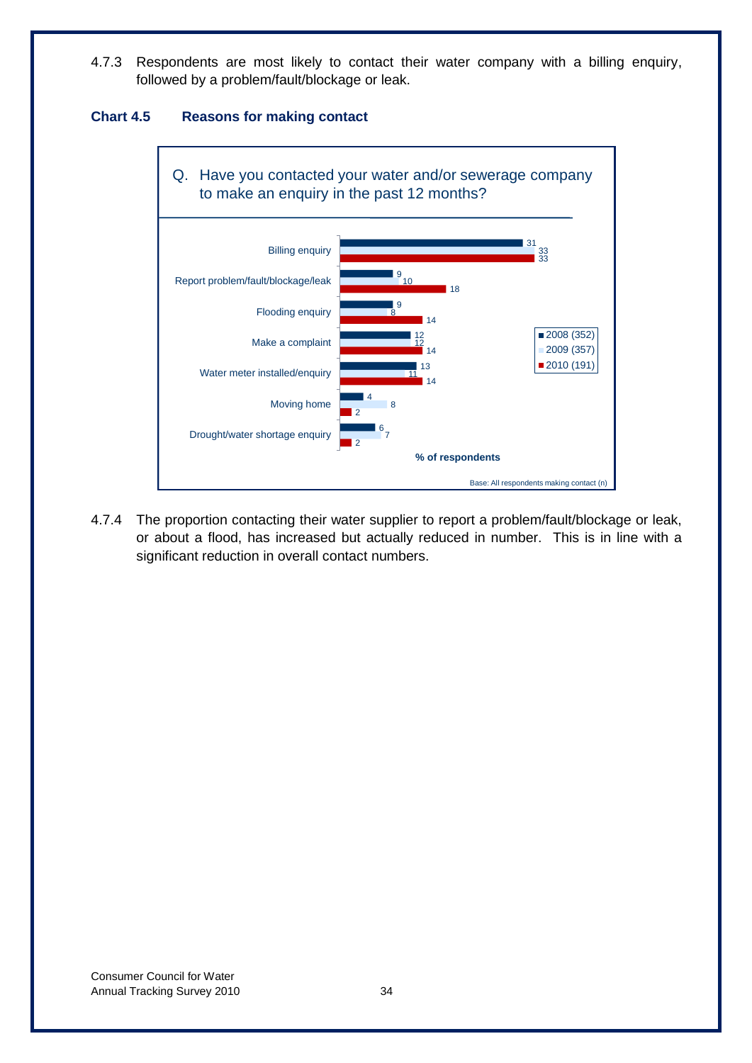4.7.3 Respondents are most likely to contact their water company with a billing enquiry, followed by a problem/fault/blockage or leak.

**Chart 4.5 Reasons for making contact**

Q. Have you contacted your water and/or sewerage company to make an enquiry in the past 12 months?

| | 2008 (352) | 2009 (357) | 2010 (191) |
|---|---|---|---|
| Billing enquiry | 31 | 33 | 33 |
| Report problem/fault/blockage/leak | 9 | 10 | 18 |
| Flooding enquiry | 9 | 8 | 14 |
| Make a complaint | 12 | 12 | 14 |
| Water meter installed/enquiry | 13 | 11 | 14 |
| Moving home | 4 | 8 | 2 |
| Drought/water shortage enquiry | 6 | 7 | 2 |

% of respondents

Base: All respondents making contact (n)

4.7.4 The proportion contacting their water supplier to report a problem/fault/blockage or leak, or about a flood, has increased but actually reduced in number. This is in line with a significant reduction in overall contact numbers.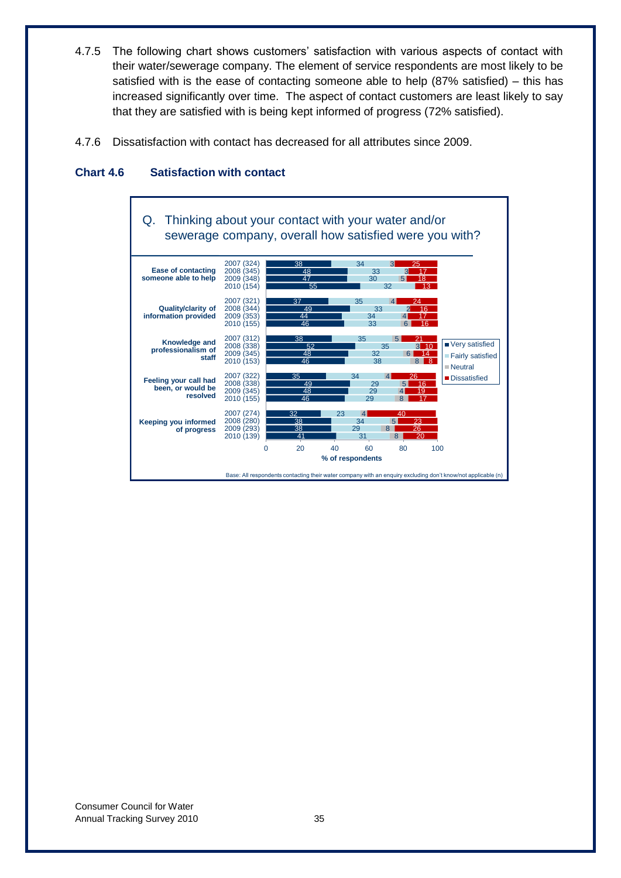4.7.5 The following chart shows customers' satisfaction with various aspects of contact with their water/sewerage company. The element of service respondents are most likely to be satisfied with is the ease of contacting someone able to help (87% satisfied) – this has increased significantly over time. The aspect of contact customers are least likely to say that they are satisfied with is being kept informed of progress (72% satisfied).

4.7.6 Dissatisfaction with contact has decreased for all attributes since 2009.

### Chart 4.6 Satisfaction with contact

Q. Thinking about your contact with your water and/or sewerage company, overall how satisfied were you with?

| Aspect | Year (n) | Very satisfied | Fairly satisfied | Neutral | Dissatisfied |
|---|---|---|---|---|---|
| Ease of contacting someone able to help | 2007 (324) | 38 | 34 | 3 | 25 |
| | 2008 (345) | 48 | 33 | 3 | 17 |
| | 2009 (348) | 47 | 30 | 5 | 18 |
| | 2010 (154) | 55 | 32 | | 13 |
| Quality/clarity of information provided | 2007 (321) | 37 | 35 | 4 | 24 |
| | 2008 (344) | 49 | 33 | 2 | 16 |
| | 2009 (353) | 44 | 34 | 4 | 17 |
| | 2010 (155) | 46 | 33 | 6 | 16 |
| Knowledge and professionalism of staff | 2007 (312) | 38 | 35 | 5 | 21 |
| | 2008 (338) | 52 | 35 | 3 | 10 |
| | 2009 (345) | 48 | 32 | 6 | 14 |
| | 2010 (153) | 46 | 38 | 8 | 8 |
| Feeling your call had been, or would be resolved | 2007 (322) | 35 | 34 | 4 | 26 |
| | 2008 (338) | 49 | 29 | 5 | 16 |
| | 2009 (345) | 48 | 29 | 4 | 19 |
| | 2010 (155) | 46 | 29 | 8 | 17 |
| Keeping you informed of progress | 2007 (274) | 32 | 23 | 4 | 40 |
| | 2008 (280) | 38 | 34 | 5 | 23 |
| | 2009 (293) | 38 | 29 | 8 | 26 |
| | 2010 (139) | 41 | 31 | 8 | 20 |

% of respondents

Base: All respondents contacting their water company with an enquiry excluding don't know/not applicable (n)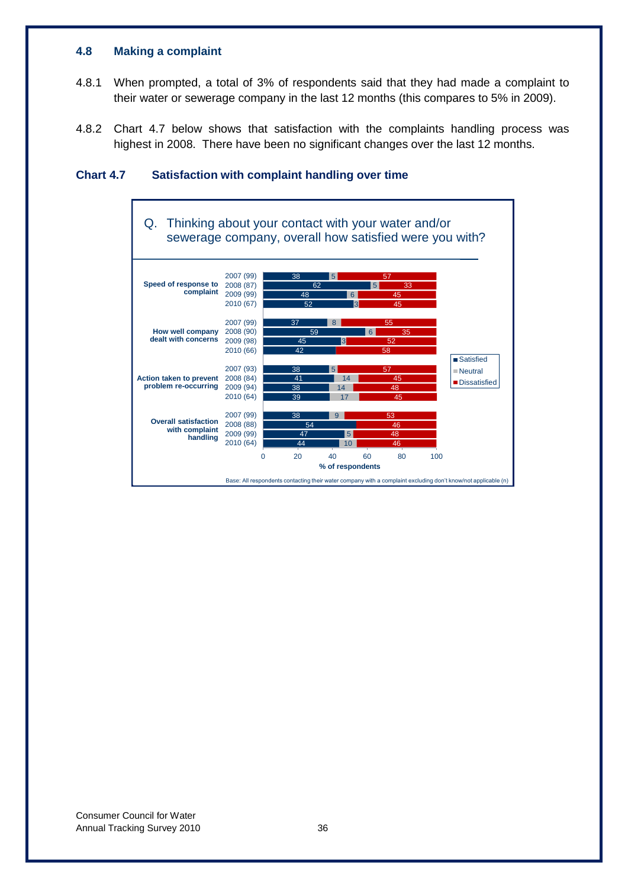### 4.8 Making a complaint

4.8.1 When prompted, a total of 3% of respondents said that they had made a complaint to their water or sewerage company in the last 12 months (this compares to 5% in 2009).

4.8.2 Chart 4.7 below shows that satisfaction with the complaints handling process was highest in 2008. There have been no significant changes over the last 12 months.

**Chart 4.7 Satisfaction with complaint handling over time**

Q. Thinking about your contact with your water and/or sewerage company, overall how satisfied were you with?

| | Year (n) | Satisfied | Neutral | Dissatisfied |
|---|---|---|---|---|
| Speed of response to complaint | 2007 (99) | 38 | 5 | 57 |
| | 2008 (87) | 62 | 5 | 33 |
| | 2009 (99) | 48 | 6 | 45 |
| | 2010 (67) | 52 | 3 | 45 |
| How well company dealt with concerns | 2007 (99) | 37 | 8 | 55 |
| | 2008 (90) | 59 | 6 | 35 |
| | 2009 (98) | 45 | 3 | 52 |
| | 2010 (66) | 42 | | 58 |
| Action taken to prevent problem re-occurring | 2007 (93) | 38 | 5 | 57 |
| | 2008 (84) | 41 | 14 | 45 |
| | 2009 (94) | 38 | 14 | 48 |
| | 2010 (64) | 39 | 17 | 45 |
| Overall satisfaction with complaint handling | 2007 (99) | 38 | 9 | 53 |
| | 2008 (88) | 54 | | 46 |
| | 2009 (99) | 47 | 5 | 48 |
| | 2010 (64) | 44 | 10 | 46 |

% of respondents

Base: All respondents contacting their water company with a complaint excluding don't know/not applicable (n)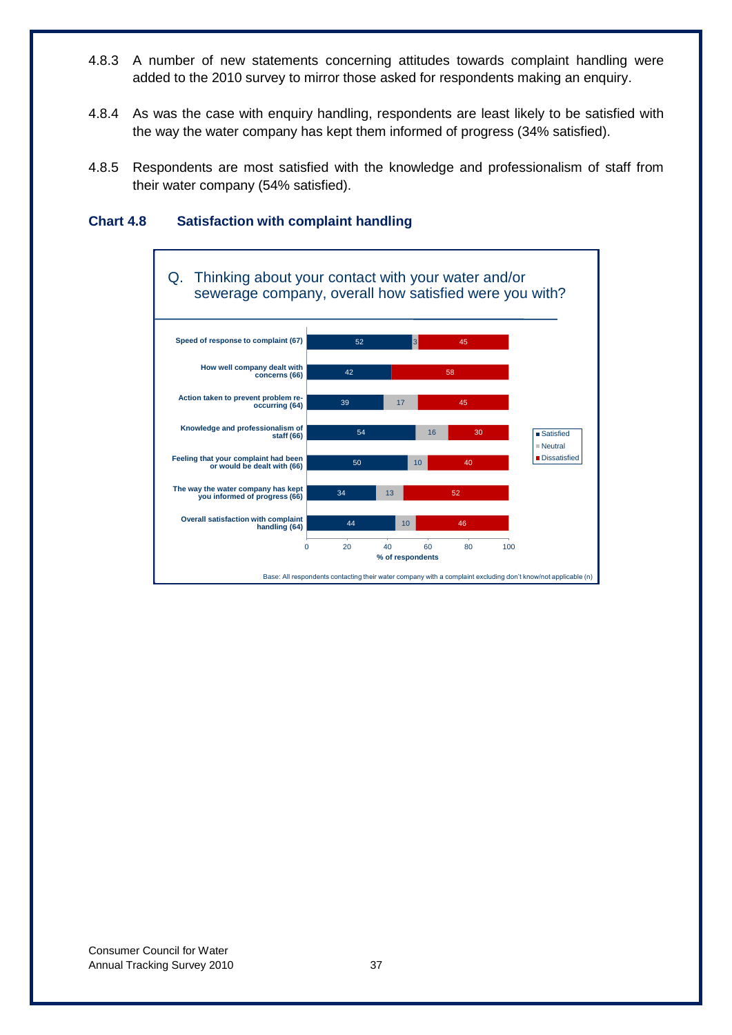4.8.3 A number of new statements concerning attitudes towards complaint handling were added to the 2010 survey to mirror those asked for respondents making an enquiry.

4.8.4 As was the case with enquiry handling, respondents are least likely to be satisfied with the way the water company has kept them informed of progress (34% satisfied).

4.8.5 Respondents are most satisfied with the knowledge and professionalism of staff from their water company (54% satisfied).

### Chart 4.8 Satisfaction with complaint handling

Q. Thinking about your contact with your water and/or sewerage company, overall how satisfied were you with?

| | Satisfied | Neutral | Dissatisfied |
|---|---|---|---|
| Speed of response to complaint (67) | 52 | 3 | 45 |
| How well company dealt with concerns (66) | 42 | | 58 |
| Action taken to prevent problem re-occurring (64) | 39 | 17 | 45 |
| Knowledge and professionalism of staff (66) | 54 | 16 | 30 |
| Feeling that your complaint had been or would be dealt with (66) | 50 | 10 | 40 |
| The way the water company has kept you informed of progress (66) | 34 | 13 | 52 |
| Overall satisfaction with complaint handling (64) | 44 | 10 | 46 |

% of respondents

Base: All respondents contacting their water company with a complaint excluding don't know/not applicable (n)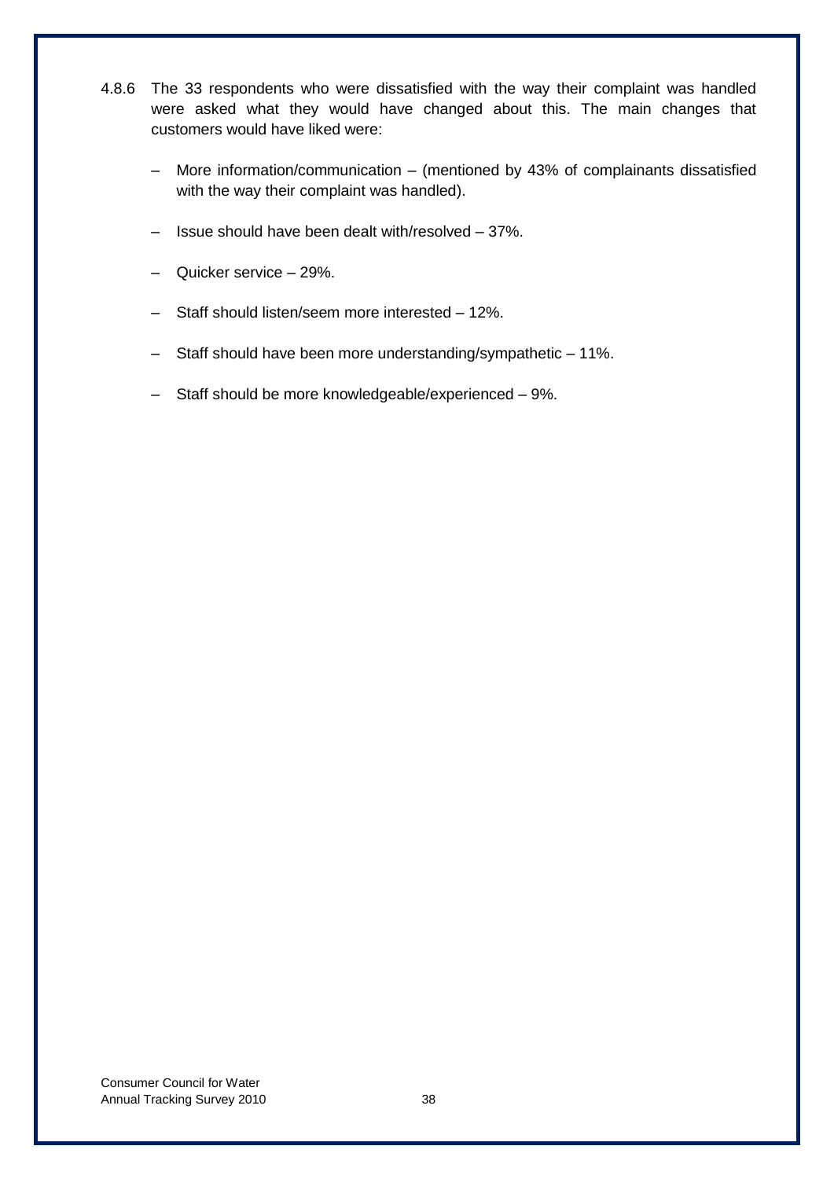4.8.6 The 33 respondents who were dissatisfied with the way their complaint was handled were asked what they would have changed about this. The main changes that customers would have liked were:

- More information/communication – (mentioned by 43% of complainants dissatisfied with the way their complaint was handled).
- Issue should have been dealt with/resolved – 37%.
- Quicker service – 29%.
- Staff should listen/seem more interested – 12%.
- Staff should have been more understanding/sympathetic – 11%.
- Staff should be more knowledgeable/experienced – 9%.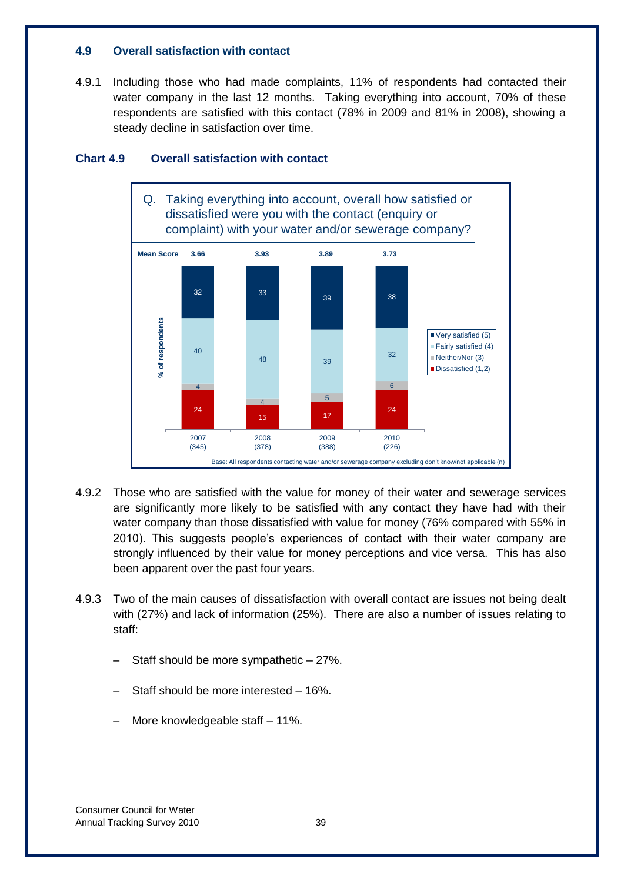### 4.9 Overall satisfaction with contact

4.9.1 Including those who had made complaints, 11% of respondents had contacted their water company in the last 12 months. Taking everything into account, 70% of these respondents are satisfied with this contact (78% in 2009 and 81% in 2008), showing a steady decline in satisfaction over time.

**Chart 4.9 Overall satisfaction with contact**

Q. Taking everything into account, overall how satisfied or dissatisfied were you with the contact (enquiry or complaint) with your water and/or sewerage company?

| % of respondents | 2007 (345) | 2008 (378) | 2009 (388) | 2010 (226) |
|---|---|---|---|---|
| Mean Score | 3.66 | 3.93 | 3.89 | 3.73 |
| Very satisfied (5) | 32 | 33 | 39 | 38 |
| Fairly satisfied (4) | 40 | 48 | 39 | 32 |
| Neither/Nor (3) | 4 | 4 | 5 | 6 |
| Dissatisfied (1,2) | 24 | 15 | 17 | 24 |

Base: All respondents contacting water and/or sewerage company excluding don't know/not applicable (n)

4.9.2 Those who are satisfied with the value for money of their water and sewerage services are significantly more likely to be satisfied with any contact they have had with their water company than those dissatisfied with value for money (76% compared with 55% in 2010). This suggests people's experiences of contact with their water company are strongly influenced by their value for money perceptions and vice versa. This has also been apparent over the past four years.

4.9.3 Two of the main causes of dissatisfaction with overall contact are issues not being dealt with (27%) and lack of information (25%). There are also a number of issues relating to staff:

- Staff should be more sympathetic – 27%.
- Staff should be more interested – 16%.
- More knowledgeable staff – 11%.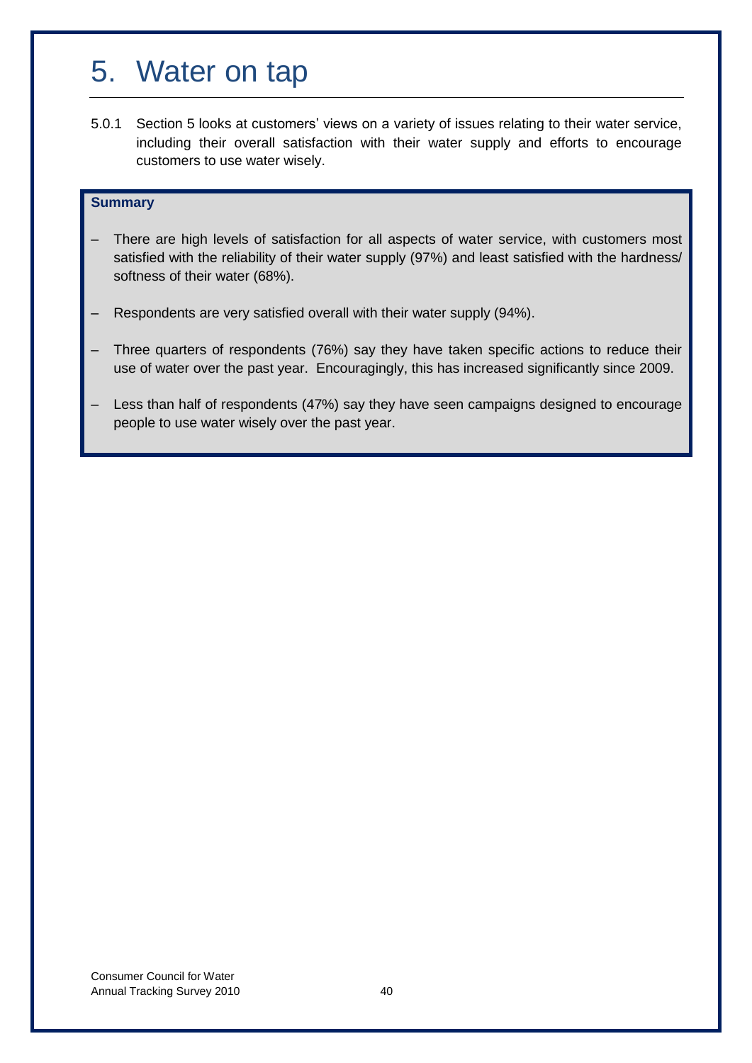# 5. Water on tap

5.0.1 Section 5 looks at customers' views on a variety of issues relating to their water service, including their overall satisfaction with their water supply and efforts to encourage customers to use water wisely.

**Summary**

- There are high levels of satisfaction for all aspects of water service, with customers most satisfied with the reliability of their water supply (97%) and least satisfied with the hardness/ softness of their water (68%).
- Respondents are very satisfied overall with their water supply (94%).
- Three quarters of respondents (76%) say they have taken specific actions to reduce their use of water over the past year. Encouragingly, this has increased significantly since 2009.
- Less than half of respondents (47%) say they have seen campaigns designed to encourage people to use water wisely over the past year.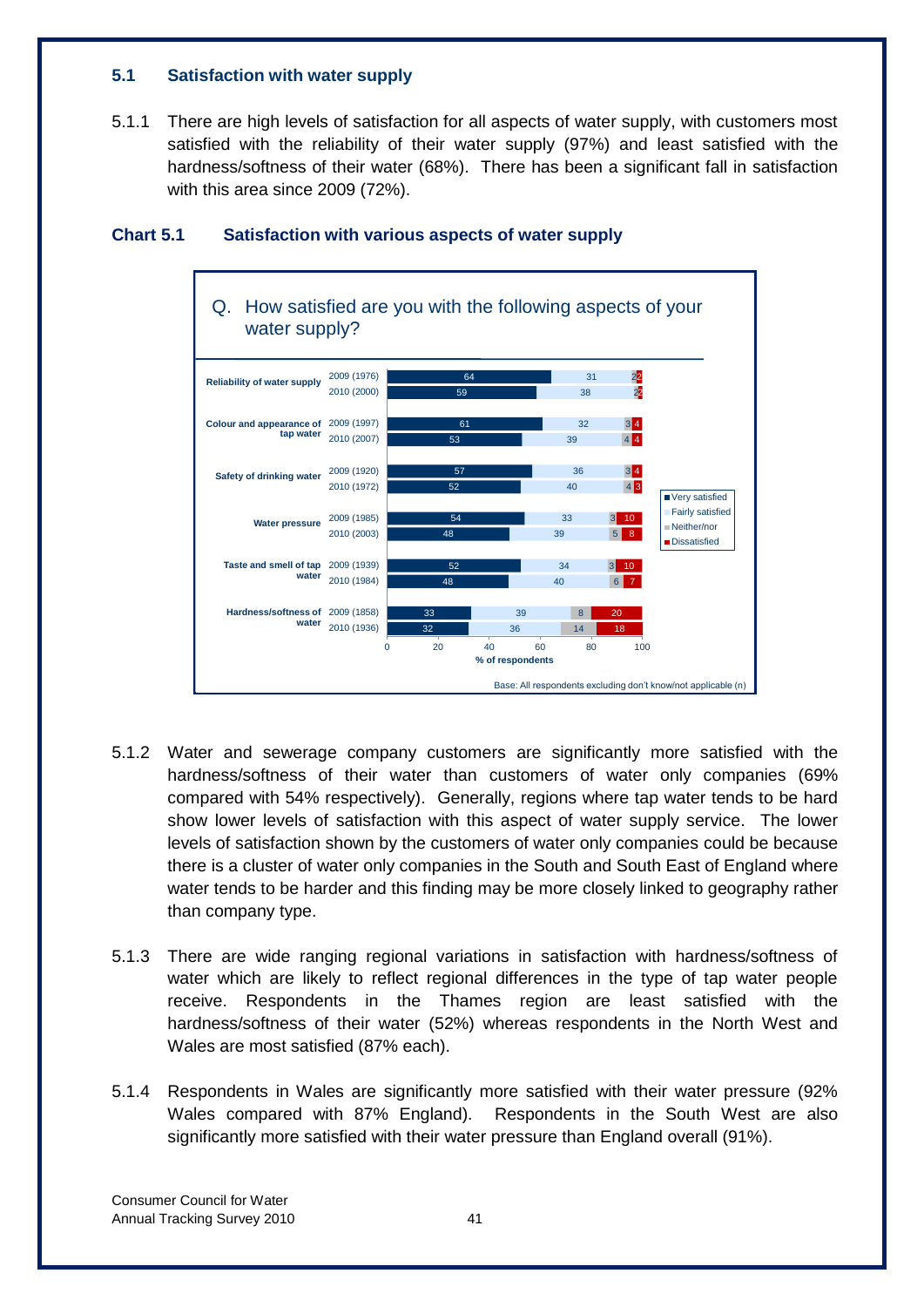### 5.1 Satisfaction with water supply

5.1.1 There are high levels of satisfaction for all aspects of water supply, with customers most satisfied with the reliability of their water supply (97%) and least satisfied with the hardness/softness of their water (68%). There has been a significant fall in satisfaction with this area since 2009 (72%).

**Chart 5.1 Satisfaction with various aspects of water supply**

Q. How satisfied are you with the following aspects of your water supply?

| Aspect | Year (n) | Very satisfied | Fairly satisfied | Neither/nor | Dissatisfied |
|---|---|---|---|---|---|
| Reliability of water supply | 2009 (1976) | 64 | 31 | 2 | 2 |
| | 2010 (2000) | 59 | 38 | 2 | 2 |
| Colour and appearance of tap water | 2009 (1997) | 61 | 32 | 3 | 4 |
| | 2010 (2007) | 53 | 39 | 4 | 4 |
| Safety of drinking water | 2009 (1920) | 57 | 36 | 3 | 4 |
| | 2010 (1972) | 52 | 40 | 4 | 3 |
| Water pressure | 2009 (1985) | 54 | 33 | 3 | 10 |
| | 2010 (2003) | 48 | 39 | 5 | 8 |
| Taste and smell of tap water | 2009 (1939) | 52 | 34 | 3 | 10 |
| | 2010 (1984) | 48 | 40 | 6 | 7 |
| Hardness/softness of water | 2009 (1858) | 33 | 39 | 8 | 20 |
| | 2010 (1936) | 32 | 36 | 14 | 18 |

% of respondents

Base: All respondents excluding don't know/not applicable (n)

5.1.2 Water and sewerage company customers are significantly more satisfied with the hardness/softness of their water than customers of water only companies (69% compared with 54% respectively). Generally, regions where tap water tends to be hard show lower levels of satisfaction with this aspect of water supply service. The lower levels of satisfaction shown by the customers of water only companies could be because there is a cluster of water only companies in the South and South East of England where water tends to be harder and this finding may be more closely linked to geography rather than company type.

5.1.3 There are wide ranging regional variations in satisfaction with hardness/softness of water which are likely to reflect regional differences in the type of tap water people receive. Respondents in the Thames region are least satisfied with the hardness/softness of their water (52%) whereas respondents in the North West and Wales are most satisfied (87% each).

5.1.4 Respondents in Wales are significantly more satisfied with their water pressure (92% Wales compared with 87% England). Respondents in the South West are also significantly more satisfied with their water pressure than England overall (91%).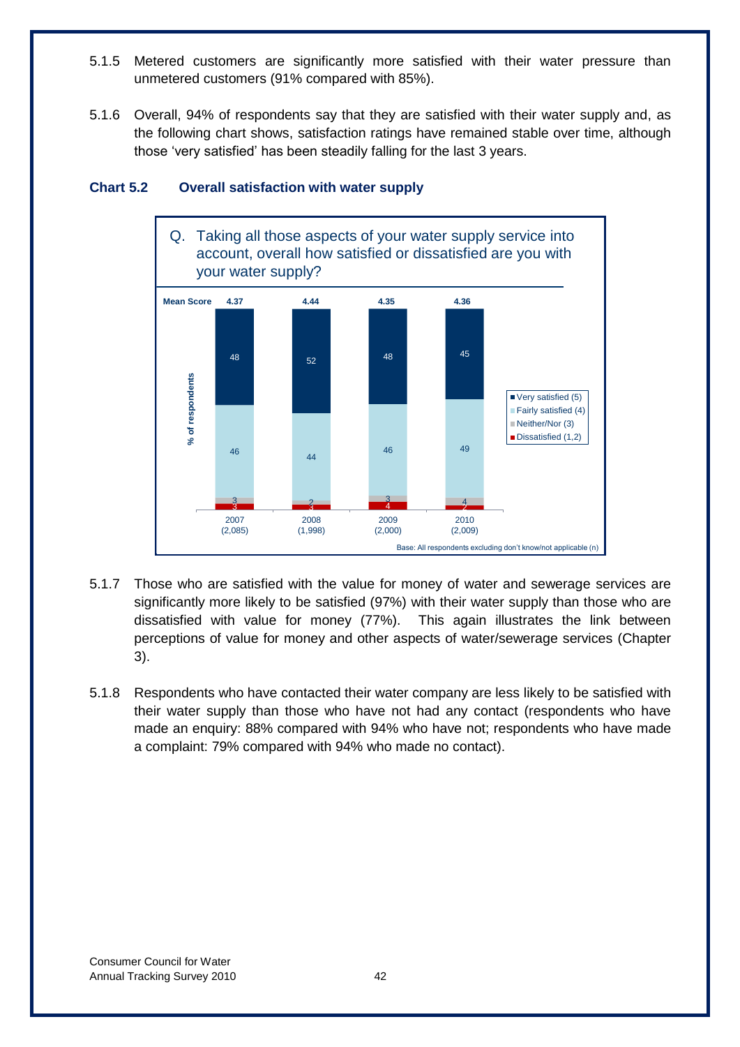5.1.5 Metered customers are significantly more satisfied with their water pressure than unmetered customers (91% compared with 85%).

5.1.6 Overall, 94% of respondents say that they are satisfied with their water supply and, as the following chart shows, satisfaction ratings have remained stable over time, although those 'very satisfied' has been steadily falling for the last 3 years.

**Chart 5.2 Overall satisfaction with water supply**

Q. Taking all those aspects of your water supply service into account, overall how satisfied or dissatisfied are you with your water supply?

| % of respondents | 2007 (2,085) | 2008 (1,998) | 2009 (2,000) | 2010 (2,009) |
|---|---|---|---|---|
| Mean Score | 4.37 | 4.44 | 4.35 | 4.36 |
| Very satisfied (5) | 48 | 52 | 48 | 45 |
| Fairly satisfied (4) | 46 | 44 | 46 | 49 |
| Neither/Nor (3) | 3 | 2 | 3 | 4 |
| Dissatisfied (1,2) | 3 | 3 | 4 | 2 |

Base: All respondents excluding don't know/not applicable (n)

5.1.7 Those who are satisfied with the value for money of water and sewerage services are significantly more likely to be satisfied (97%) with their water supply than those who are dissatisfied with value for money (77%). This again illustrates the link between perceptions of value for money and other aspects of water/sewerage services (Chapter 3).

5.1.8 Respondents who have contacted their water company are less likely to be satisfied with their water supply than those who have not had any contact (respondents who have made an enquiry: 88% compared with 94% who have not; respondents who have made a complaint: 79% compared with 94% who made no contact).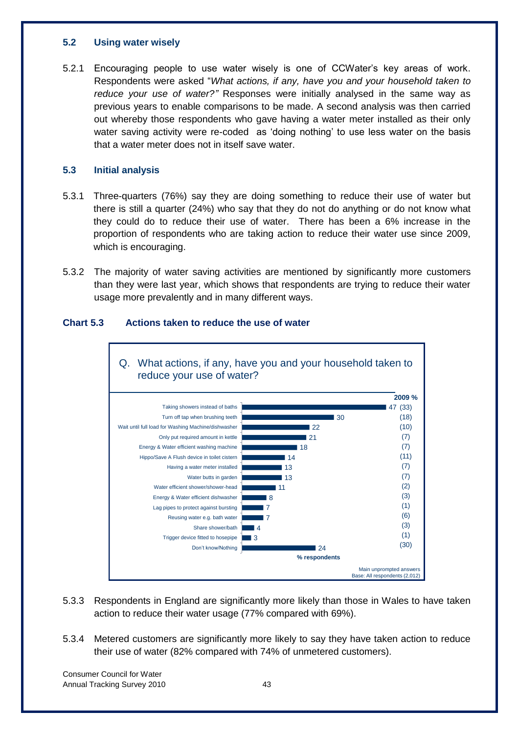### 5.2 Using water wisely

5.2.1 Encouraging people to use water wisely is one of CCWater's key areas of work. Respondents were asked "*What actions, if any, have you and your household taken to reduce your use of water?"* Responses were initially analysed in the same way as previous years to enable comparisons to be made. A second analysis was then carried out whereby those respondents who gave having a water meter installed as their only water saving activity were re-coded as 'doing nothing' to use less water on the basis that a water meter does not in itself save water.

### 5.3 Initial analysis

5.3.1 Three-quarters (76%) say they are doing something to reduce their use of water but there is still a quarter (24%) who say that they do not do anything or do not know what they could do to reduce their use of water. There has been a 6% increase in the proportion of respondents who are taking action to reduce their water use since 2009, which is encouraging.

5.3.2 The majority of water saving activities are mentioned by significantly more customers than they were last year, which shows that respondents are trying to reduce their water usage more prevalently and in many different ways.

**Chart 5.3 Actions taken to reduce the use of water**

Q. What actions, if any, have you and your household taken to reduce your use of water?

| Action | % respondents | 2009 % |
|---|---|---|
| Taking showers instead of baths | 47 | (33) |
| Turn off tap when brushing teeth | 30 | (18) |
| Wait until full load for Washing Machine/dishwasher | 22 | (10) |
| Only put required amount in kettle | 21 | (7) |
| Energy & Water efficient washing machine | 18 | (7) |
| Hippo/Save A Flush device in toilet cistern | 14 | (11) |
| Having a water meter installed | 13 | (7) |
| Water butts in garden | 13 | (7) |
| Water efficient shower/shower-head | 11 | (2) |
| Energy & Water efficient dishwasher | 8 | (3) |
| Lag pipes to protect against bursting | 7 | (1) |
| Reusing water e.g. bath water | 7 | (6) |
| Share shower/bath | 4 | (3) |
| Trigger device fitted to hosepipe | 3 | (1) |
| Don't know/Nothing | 24 | (30) |

Main unprompted answers
Base: All respondents (2,012)

5.3.3 Respondents in England are significantly more likely than those in Wales to have taken action to reduce their water usage (77% compared with 69%).

5.3.4 Metered customers are significantly more likely to say they have taken action to reduce their use of water (82% compared with 74% of unmetered customers).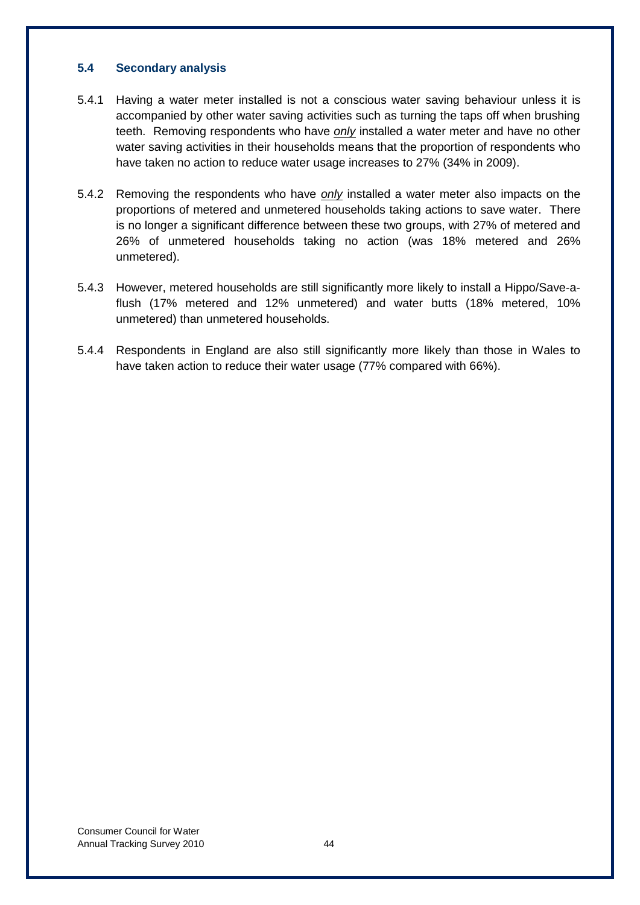### 5.4 Secondary analysis

5.4.1 Having a water meter installed is not a conscious water saving behaviour unless it is accompanied by other water saving activities such as turning the taps off when brushing teeth. Removing respondents who have *only* installed a water meter and have no other water saving activities in their households means that the proportion of respondents who have taken no action to reduce water usage increases to 27% (34% in 2009).

5.4.2 Removing the respondents who have *only* installed a water meter also impacts on the proportions of metered and unmetered households taking actions to save water. There is no longer a significant difference between these two groups, with 27% of metered and 26% of unmetered households taking no action (was 18% metered and 26% unmetered).

5.4.3 However, metered households are still significantly more likely to install a Hippo/Save-a-flush (17% metered and 12% unmetered) and water butts (18% metered, 10% unmetered) than unmetered households.

5.4.4 Respondents in England are also still significantly more likely than those in Wales to have taken action to reduce their water usage (77% compared with 66%).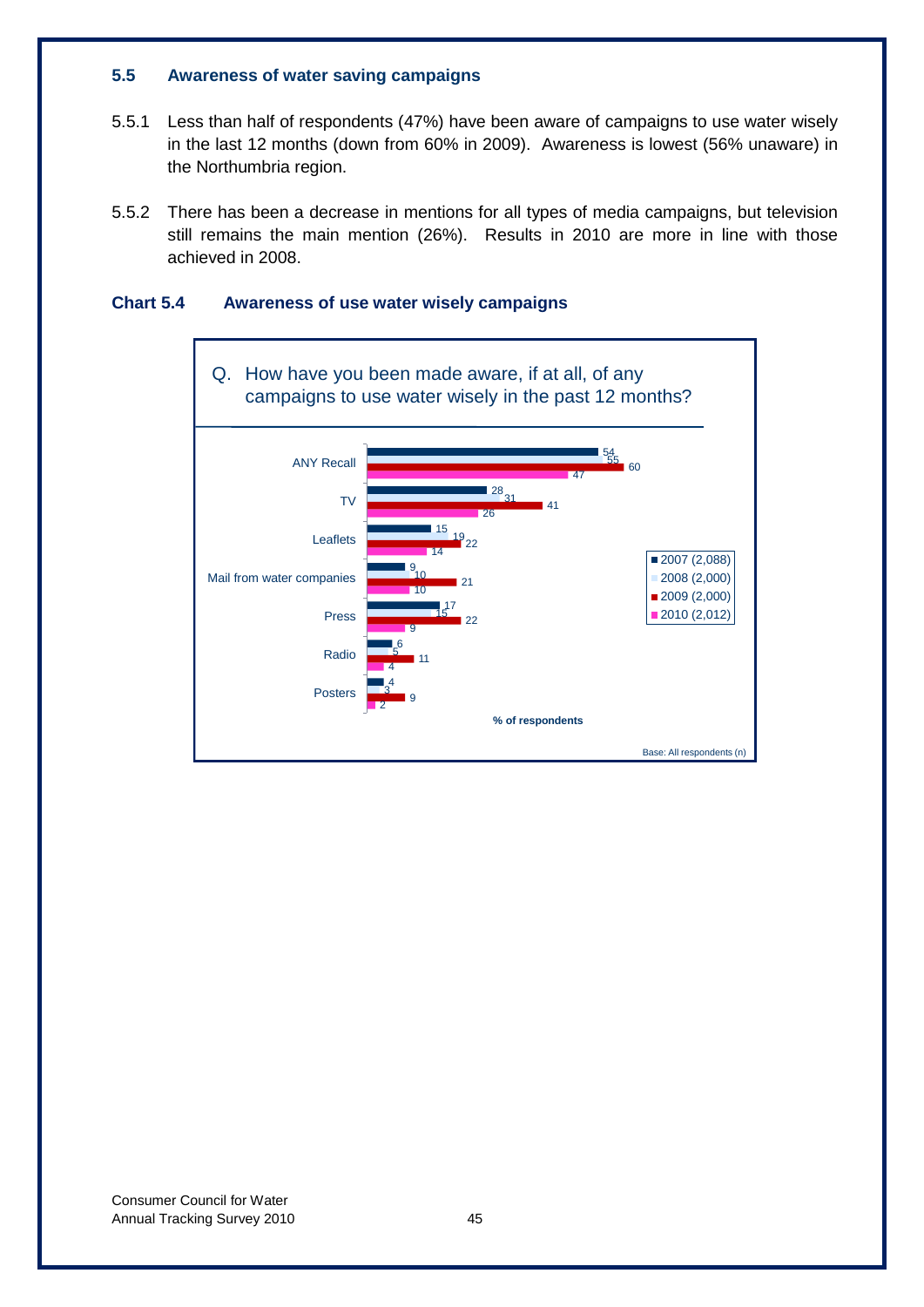### 5.5 Awareness of water saving campaigns

5.5.1 Less than half of respondents (47%) have been aware of campaigns to use water wisely in the last 12 months (down from 60% in 2009). Awareness is lowest (56% unaware) in the Northumbria region.

5.5.2 There has been a decrease in mentions for all types of media campaigns, but television still remains the main mention (26%). Results in 2010 are more in line with those achieved in 2008.

**Chart 5.4 Awareness of use water wisely campaigns**

Q. How have you been made aware, if at all, of any campaigns to use water wisely in the past 12 months?

| | 2007 (2,088) | 2008 (2,000) | 2009 (2,000) | 2010 (2,012) |
|---|---|---|---|---|
| ANY Recall | 54 | 55 | 60 | 47 |
| TV | 28 | 31 | 41 | 26 |
| Leaflets | 15 | 19 | 22 | 14 |
| Mail from water companies | 9 | 10 | 21 | 10 |
| Press | 17 | 15 | 22 | 9 |
| Radio | 6 | 5 | 11 | 4 |
| Posters | 4 | 3 | 9 | 2 |

% of respondents

Base: All respondents (n)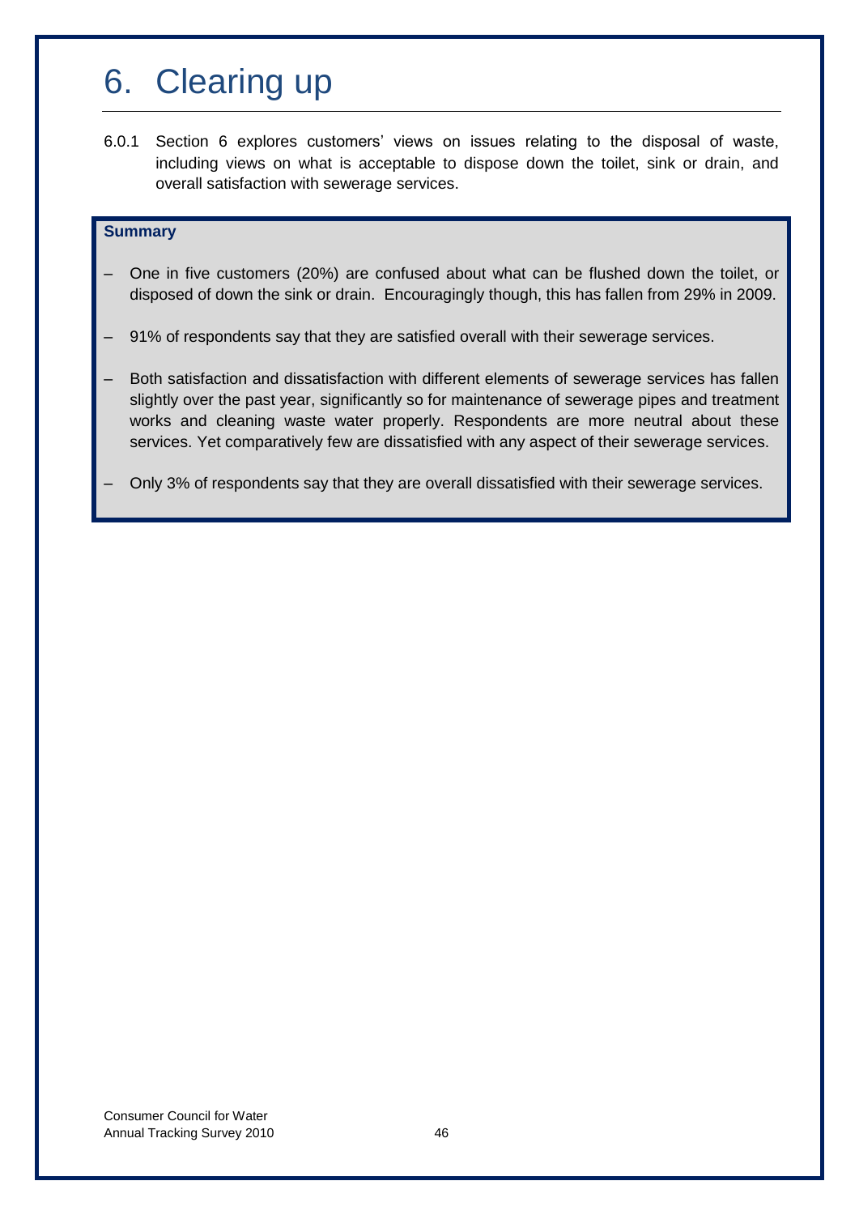# 6. Clearing up

6.0.1 Section 6 explores customers' views on issues relating to the disposal of waste, including views on what is acceptable to dispose down the toilet, sink or drain, and overall satisfaction with sewerage services.

**Summary**

- One in five customers (20%) are confused about what can be flushed down the toilet, or disposed of down the sink or drain. Encouragingly though, this has fallen from 29% in 2009.
- 91% of respondents say that they are satisfied overall with their sewerage services.
- Both satisfaction and dissatisfaction with different elements of sewerage services has fallen slightly over the past year, significantly so for maintenance of sewerage pipes and treatment works and cleaning waste water properly. Respondents are more neutral about these services. Yet comparatively few are dissatisfied with any aspect of their sewerage services.
- Only 3% of respondents say that they are overall dissatisfied with their sewerage services.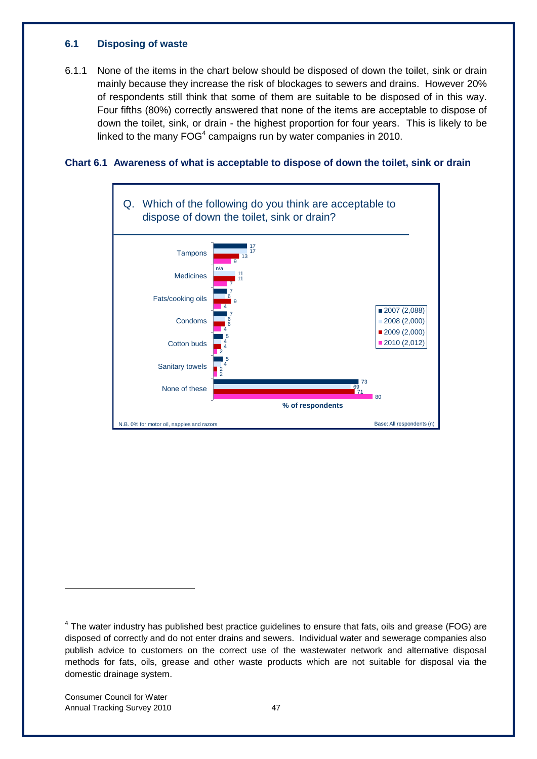### 6.1 Disposing of waste

6.1.1 None of the items in the chart below should be disposed of down the toilet, sink or drain mainly because they increase the risk of blockages to sewers and drains. However 20% of respondents still think that some of them are suitable to be disposed of in this way. Four fifths (80%) correctly answered that none of the items are acceptable to dispose of down the toilet, sink, or drain - the highest proportion for four years. This is likely to be linked to the many FOG[4] campaigns run by water companies in 2010.

**Chart 6.1 Awareness of what is acceptable to dispose of down the toilet, sink or drain**

Q. Which of the following do you think are acceptable to dispose of down the toilet, sink or drain?

| % of respondents | 2007 (2,088) | 2008 (2,000) | 2009 (2,000) | 2010 (2,012) |
|---|---|---|---|---|
| Tampons | 17 | 17 | 13 | 9 |
| Medicines | n/a | 11 | 11 | 7 |
| Fats/cooking oils | 7 | 6 | 9 | 4 |
| Condoms | 7 | 6 | 6 | 4 |
| Cotton buds | 5 | 4 | 4 | 2 |
| Sanitary towels | 5 | 4 | 2 | 2 |
| None of these | 73 | 69 | 71 | 80 |

N.B. 0% for motor oil, nappies and razors

Base: All respondents (n)

[4] The water industry has published best practice guidelines to ensure that fats, oils and grease (FOG) are disposed of correctly and do not enter drains and sewers. Individual water and sewerage companies also publish advice to customers on the correct use of the wastewater network and alternative disposal methods for fats, oils, grease and other waste products which are not suitable for disposal via the domestic drainage system.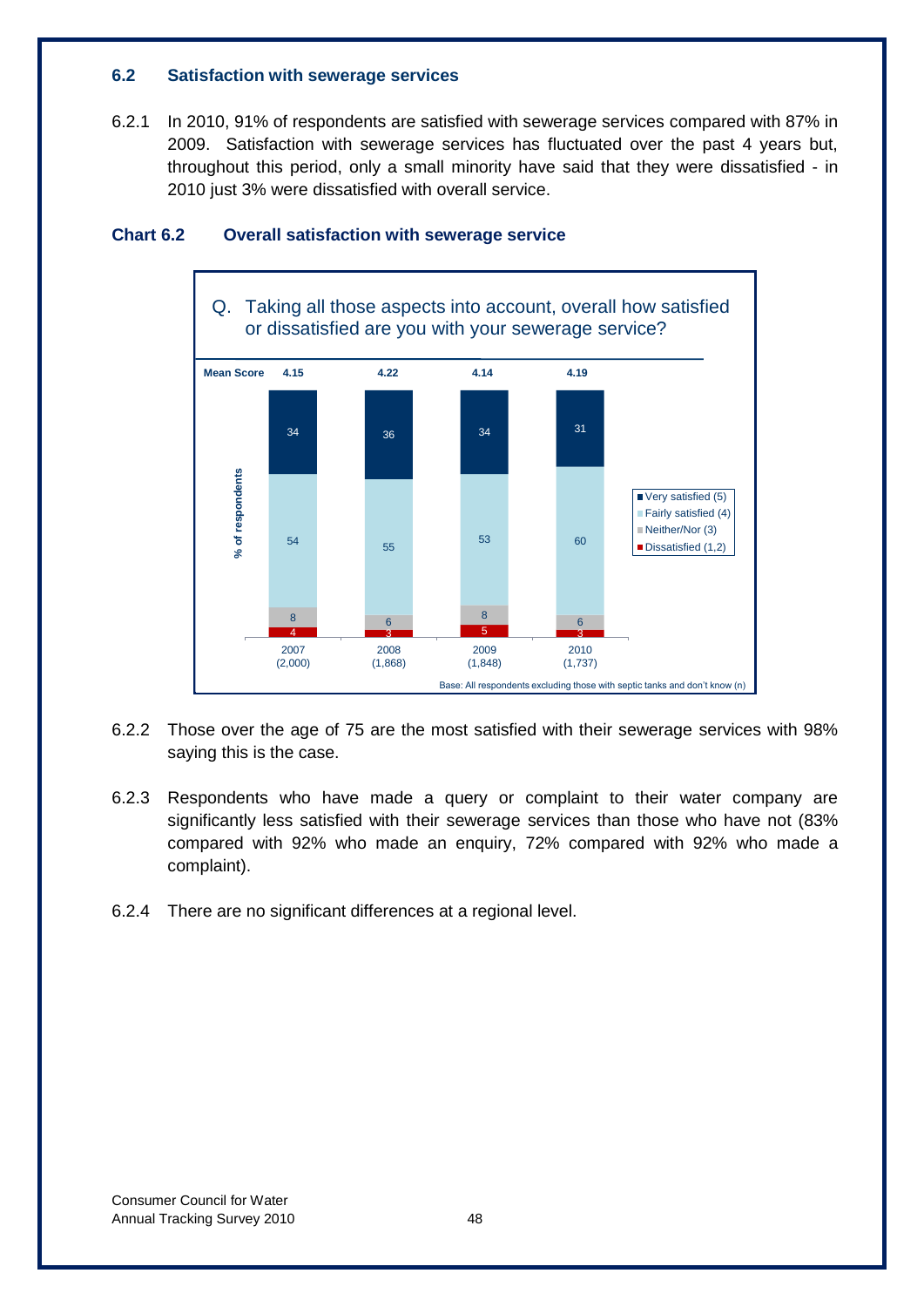### 6.2 Satisfaction with sewerage services

6.2.1 In 2010, 91% of respondents are satisfied with sewerage services compared with 87% in 2009. Satisfaction with sewerage services has fluctuated over the past 4 years but, throughout this period, only a small minority have said that they were dissatisfied - in 2010 just 3% were dissatisfied with overall service.

**Chart 6.2 Overall satisfaction with sewerage service**

Q. Taking all those aspects into account, overall how satisfied or dissatisfied are you with your sewerage service?

| % of respondents | 2007 (2,000) | 2008 (1,868) | 2009 (1,848) | 2010 (1,737) |
|---|---|---|---|---|
| Mean Score | 4.15 | 4.22 | 4.14 | 4.19 |
| Very satisfied (5) | 34 | 36 | 34 | 31 |
| Fairly satisfied (4) | 54 | 55 | 53 | 60 |
| Neither/Nor (3) | 8 | 6 | 8 | 6 |
| Dissatisfied (1,2) | 4 | 3 | 5 | 3 |

Base: All respondents excluding those with septic tanks and don't know (n)

6.2.2 Those over the age of 75 are the most satisfied with their sewerage services with 98% saying this is the case.

6.2.3 Respondents who have made a query or complaint to their water company are significantly less satisfied with their sewerage services than those who have not (83% compared with 92% who made an enquiry, 72% compared with 92% who made a complaint).

6.2.4 There are no significant differences at a regional level.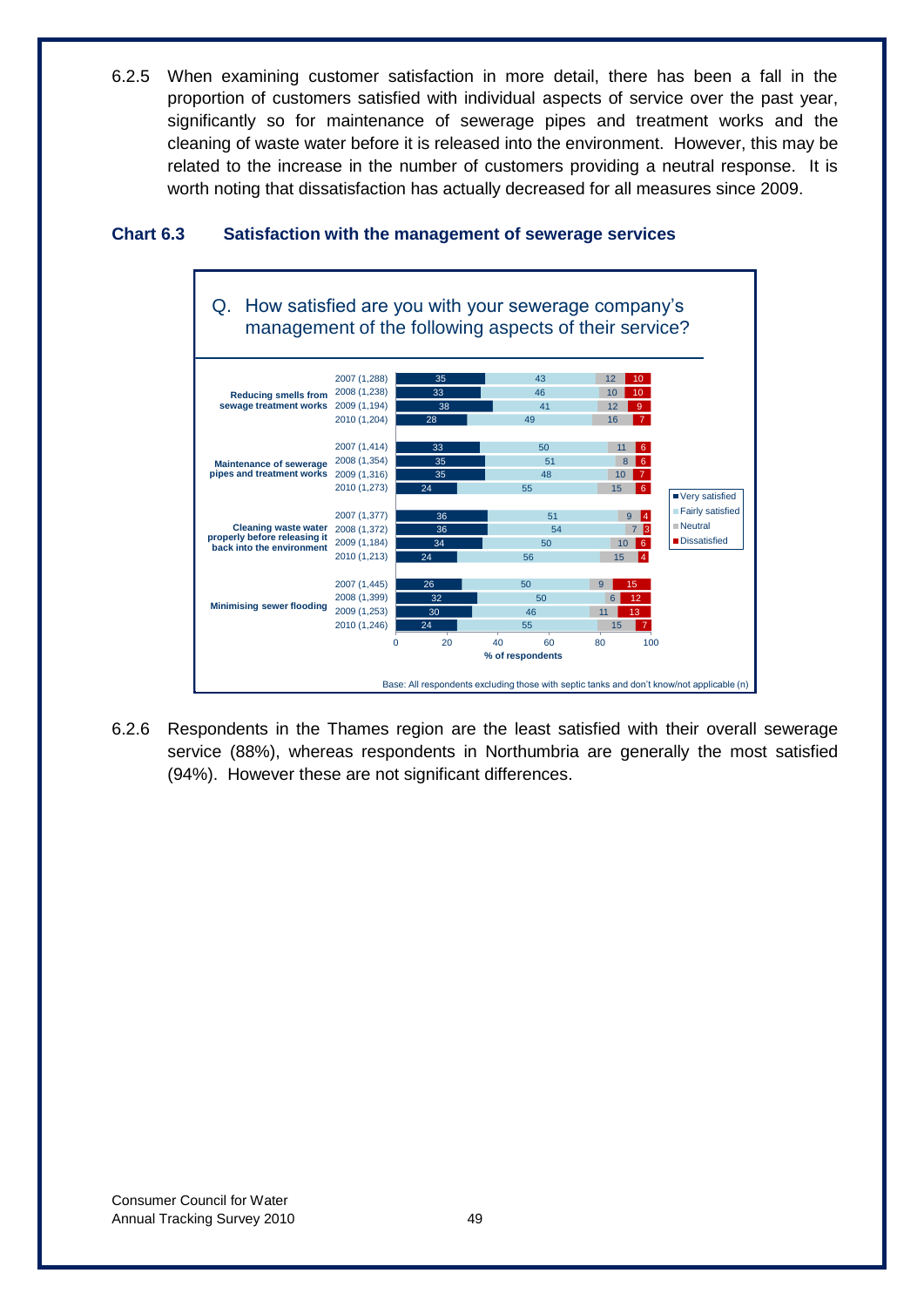6.2.5 When examining customer satisfaction in more detail, there has been a fall in the proportion of customers satisfied with individual aspects of service over the past year, significantly so for maintenance of sewerage pipes and treatment works and the cleaning of waste water before it is released into the environment. However, this may be related to the increase in the number of customers providing a neutral response. It is worth noting that dissatisfaction has actually decreased for all measures since 2009.

**Chart 6.3 Satisfaction with the management of sewerage services**

Q. How satisfied are you with your sewerage company's management of the following aspects of their service?

| Aspect | Year (n) | Very satisfied | Fairly satisfied | Neutral | Dissatisfied |
|---|---|---|---|---|---|
| Reducing smells from sewage treatment works | 2007 (1,288) | 35 | 43 | 12 | 10 |
| | 2008 (1,238) | 33 | 46 | 10 | 10 |
| | 2009 (1,194) | 38 | 41 | 12 | 9 |
| | 2010 (1,204) | 28 | 49 | 16 | 7 |
| Maintenance of sewerage pipes and treatment works | 2007 (1,414) | 33 | 50 | 11 | 6 |
| | 2008 (1,354) | 35 | 51 | 8 | 6 |
| | 2009 (1,316) | 35 | 48 | 10 | 7 |
| | 2010 (1,273) | 24 | 55 | 15 | 6 |
| Cleaning waste water properly before releasing it back into the environment | 2007 (1,377) | 36 | 51 | 9 | 4 |
| | 2008 (1,372) | 36 | 54 | 7 | 3 |
| | 2009 (1,184) | 34 | 50 | 10 | 6 |
| | 2010 (1,213) | 24 | 56 | 15 | 4 |
| Minimising sewer flooding | 2007 (1,445) | 26 | 50 | 9 | 15 |
| | 2008 (1,399) | 32 | 50 | 6 | 12 |
| | 2009 (1,253) | 30 | 46 | 11 | 13 |
| | 2010 (1,246) | 24 | 55 | 15 | 7 |

% of respondents

Base: All respondents excluding those with septic tanks and don't know/not applicable (n)

6.2.6 Respondents in the Thames region are the least satisfied with their overall sewerage service (88%), whereas respondents in Northumbria are generally the most satisfied (94%). However these are not significant differences.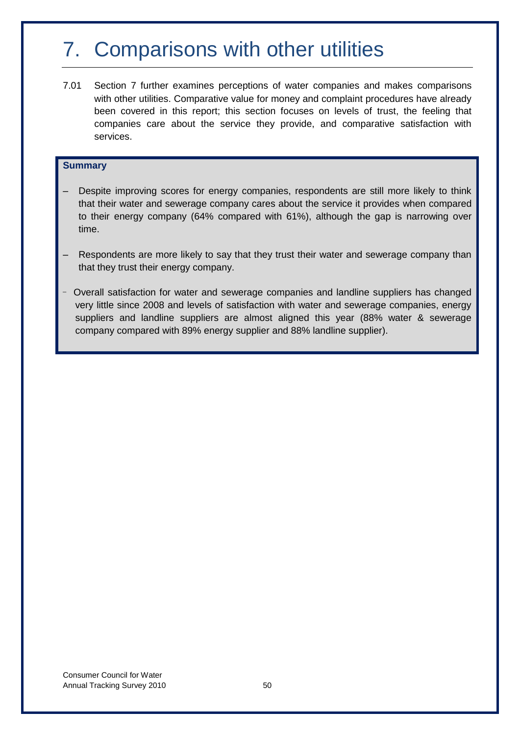# 7. Comparisons with other utilities

7.01 Section 7 further examines perceptions of water companies and makes comparisons with other utilities. Comparative value for money and complaint procedures have already been covered in this report; this section focuses on levels of trust, the feeling that companies care about the service they provide, and comparative satisfaction with services.

**Summary**

- Despite improving scores for energy companies, respondents are still more likely to think that their water and sewerage company cares about the service it provides when compared to their energy company (64% compared with 61%), although the gap is narrowing over time.
- Respondents are more likely to say that they trust their water and sewerage company than that they trust their energy company.
- Overall satisfaction for water and sewerage companies and landline suppliers has changed very little since 2008 and levels of satisfaction with water and sewerage companies, energy suppliers and landline suppliers are almost aligned this year (88% water & sewerage company compared with 89% energy supplier and 88% landline supplier).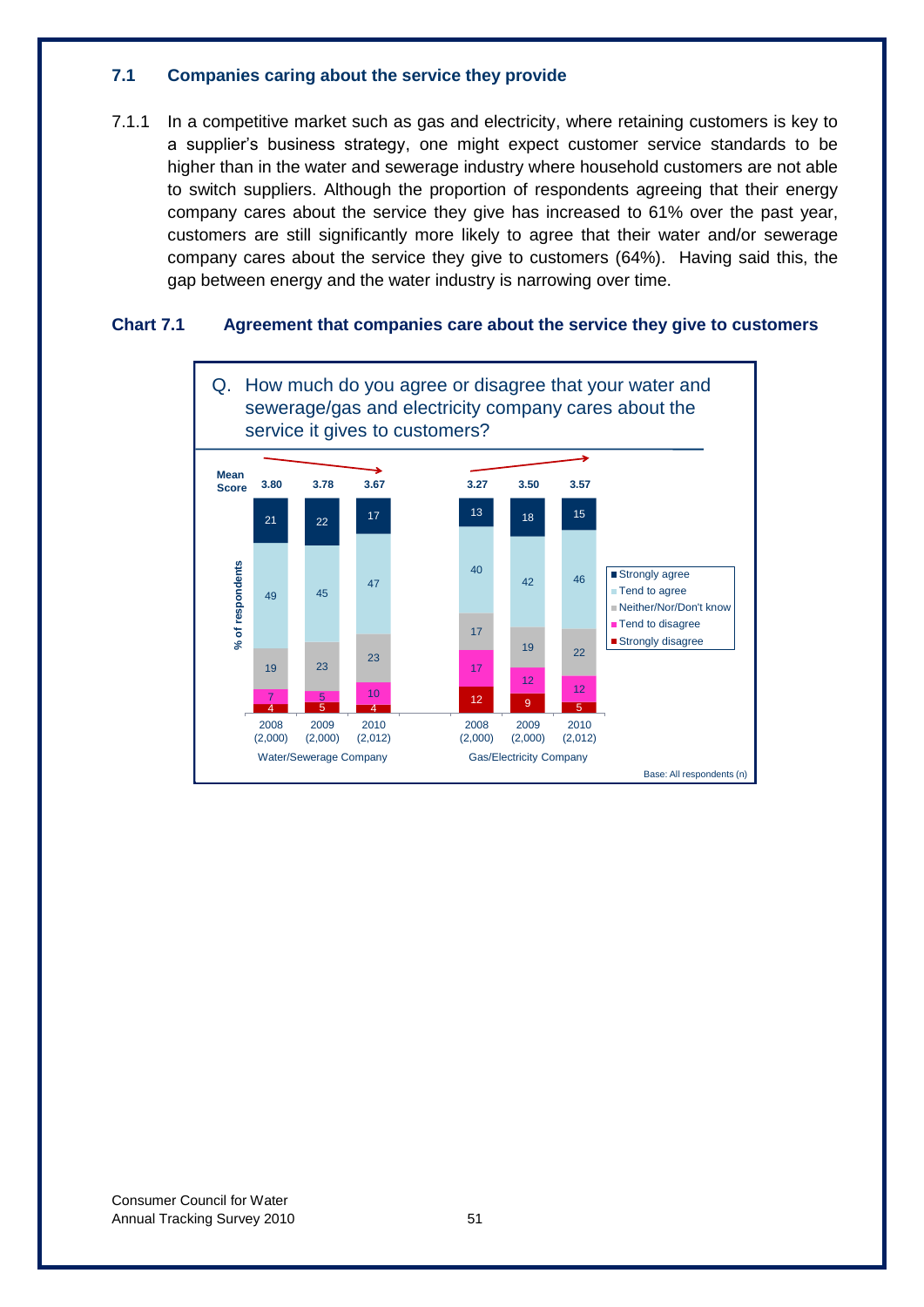### 7.1 Companies caring about the service they provide

7.1.1 In a competitive market such as gas and electricity, where retaining customers is key to a supplier's business strategy, one might expect customer service standards to be higher than in the water and sewerage industry where household customers are not able to switch suppliers. Although the proportion of respondents agreeing that their energy company cares about the service they give has increased to 61% over the past year, customers are still significantly more likely to agree that their water and/or sewerage company cares about the service they give to customers (64%). Having said this, the gap between energy and the water industry is narrowing over time.

**Chart 7.1 Agreement that companies care about the service they give to customers**

Q. How much do you agree or disagree that your water and sewerage/gas and electricity company cares about the service it gives to customers?

| % of respondents | Water/Sewerage Company 2008 (2,000) | Water/Sewerage Company 2009 (2,000) | Water/Sewerage Company 2010 (2,012) | Gas/Electricity Company 2008 (2,000) | Gas/Electricity Company 2009 (2,000) | Gas/Electricity Company 2010 (2,012) |
|---|---|---|---|---|---|---|
| Mean Score | 3.80 | 3.78 | 3.67 | 3.27 | 3.50 | 3.57 |
| Strongly agree | 21 | 22 | 17 | 13 | 18 | 15 |
| Tend to agree | 49 | 45 | 47 | 40 | 42 | 46 |
| Neither/Nor/Don't know | 19 | 23 | 23 | 17 | 19 | 22 |
| Tend to disagree | 7 | 5 | 10 | 17 | 12 | 12 |
| Strongly disagree | 4 | 5 | 4 | 12 | 9 | 5 |

Base: All respondents (n)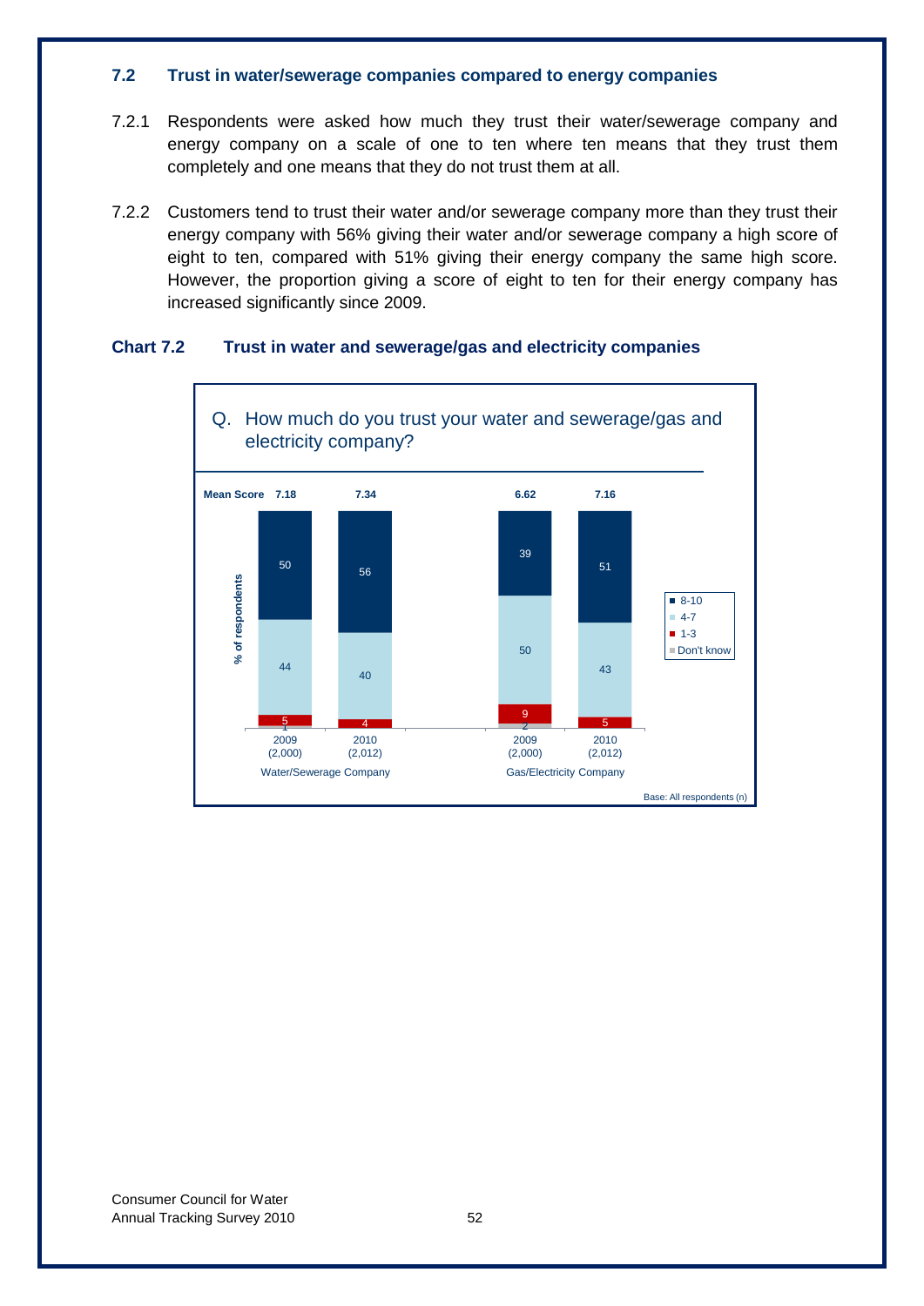### 7.2 Trust in water/sewerage companies compared to energy companies

7.2.1 Respondents were asked how much they trust their water/sewerage company and energy company on a scale of one to ten where ten means that they trust them completely and one means that they do not trust them at all.

7.2.2 Customers tend to trust their water and/or sewerage company more than they trust their energy company with 56% giving their water and/or sewerage company a high score of eight to ten, compared with 51% giving their energy company the same high score. However, the proportion giving a score of eight to ten for their energy company has increased significantly since 2009.

**Chart 7.2 Trust in water and sewerage/gas and electricity companies**

Q. How much do you trust your water and sewerage/gas and electricity company?

| % of respondents | Water/Sewerage Company 2009 (2,000) | Water/Sewerage Company 2010 (2,012) | Gas/Electricity Company 2009 (2,000) | Gas/Electricity Company 2010 (2,012) |
|---|---|---|---|---|
| Mean Score | 7.18 | 7.34 | 6.62 | 7.16 |
| 8-10 | 50 | 56 | 39 | 51 |
| 4-7 | 44 | 40 | 50 | 43 |
| 1-3 | 5 | 4 | 9 | 5 |
| Don't know | 1 | | 2 | |

Base: All respondents (n)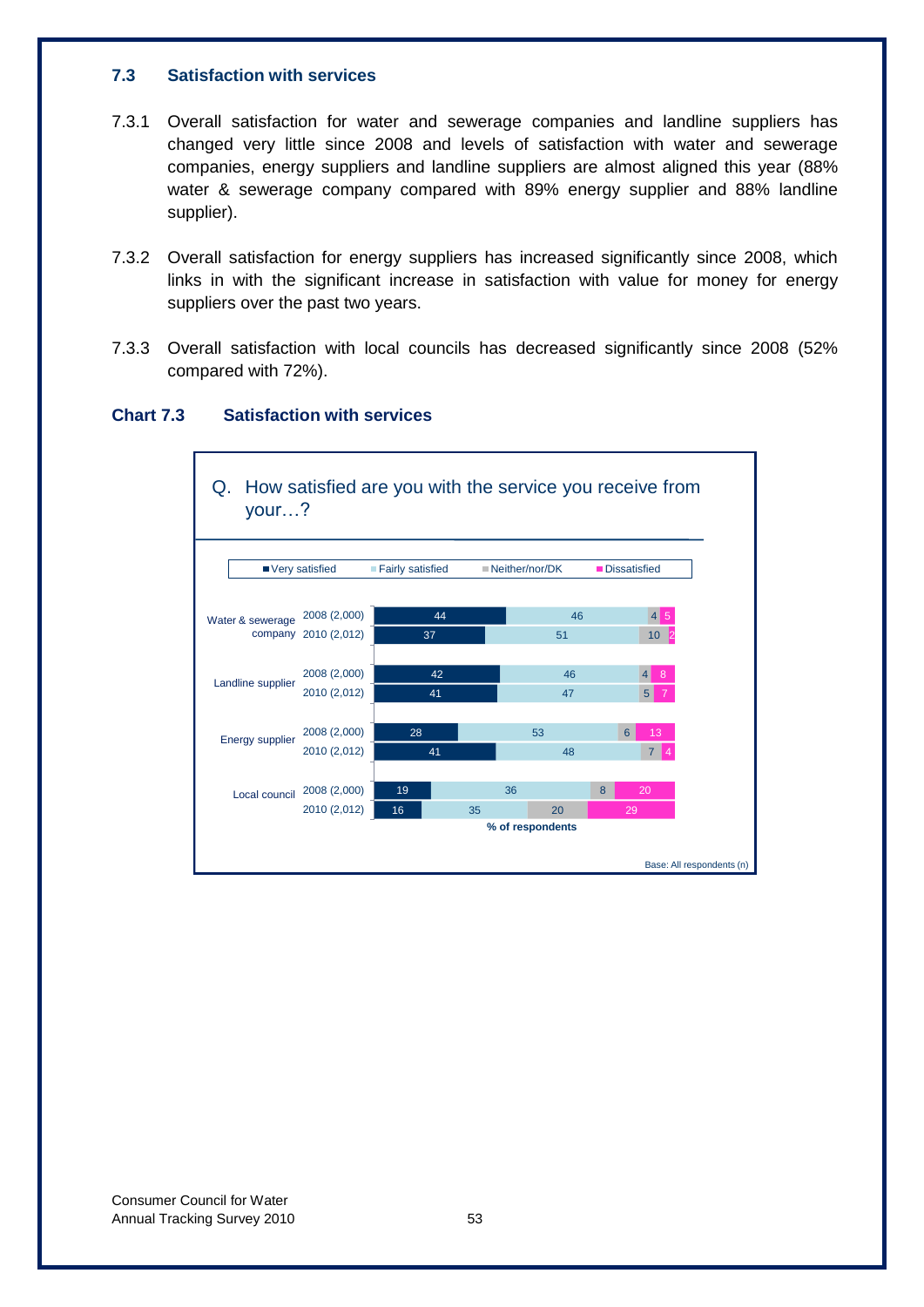### 7.3 Satisfaction with services

7.3.1 Overall satisfaction for water and sewerage companies and landline suppliers has changed very little since 2008 and levels of satisfaction with water and sewerage companies, energy suppliers and landline suppliers are almost aligned this year (88% water & sewerage company compared with 89% energy supplier and 88% landline supplier).

7.3.2 Overall satisfaction for energy suppliers has increased significantly since 2008, which links in with the significant increase in satisfaction with value for money for energy suppliers over the past two years.

7.3.3 Overall satisfaction with local councils has decreased significantly since 2008 (52% compared with 72%).

**Chart 7.3 Satisfaction with services**

Q. How satisfied are you with the service you receive from your…?

| Service | Year (n) | Very satisfied | Fairly satisfied | Neither/nor/DK | Dissatisfied |
|---|---|---|---|---|---|
| Water & sewerage company | 2008 (2,000) | 44 | 46 | 4 | 5 |
| | 2010 (2,012) | 37 | 51 | 10 | 2 |
| Landline supplier | 2008 (2,000) | 42 | 46 | 4 | 8 |
| | 2010 (2,012) | 41 | 47 | 5 | 7 |
| Energy supplier | 2008 (2,000) | 28 | 53 | 6 | 13 |
| | 2010 (2,012) | 41 | 48 | 7 | 4 |
| Local council | 2008 (2,000) | 19 | 36 | 8 | 20 |
| | 2010 (2,012) | 16 | 35 | 20 | 29 |

% of respondents

Base: All respondents (n)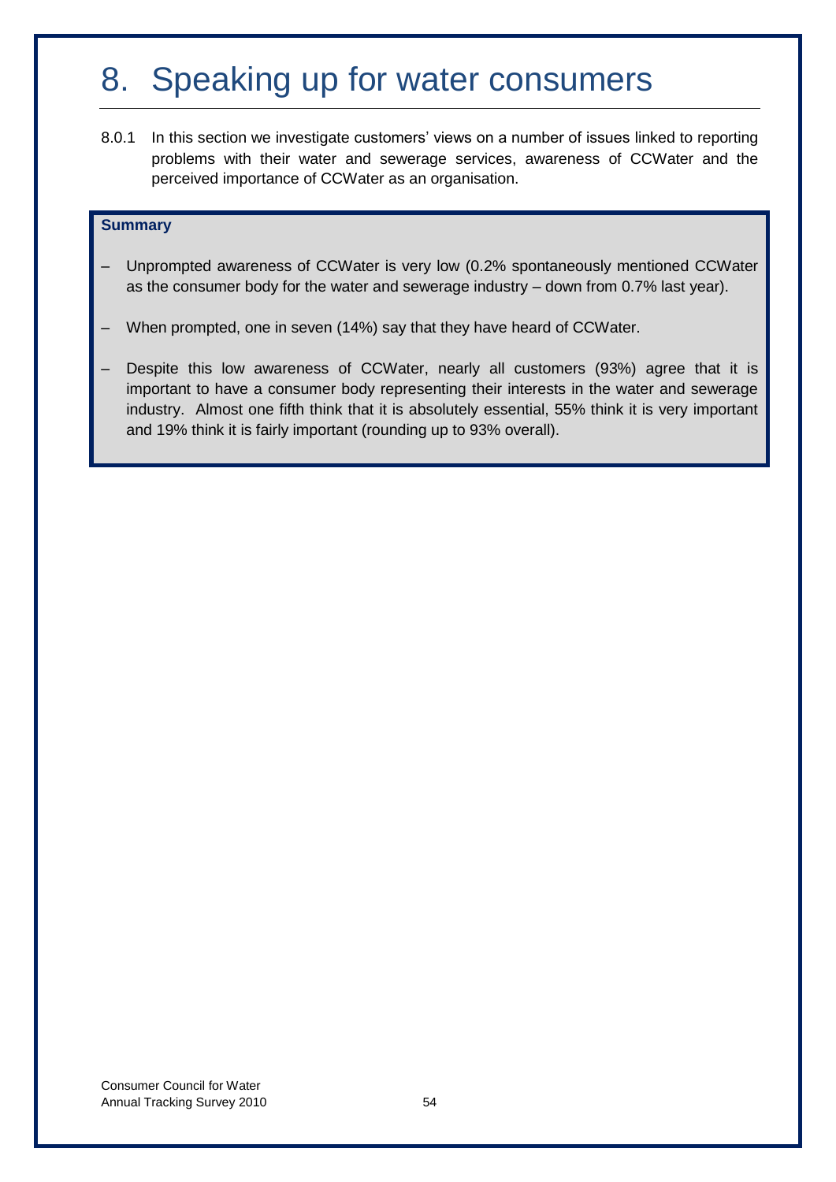# 8. Speaking up for water consumers

8.0.1 In this section we investigate customers' views on a number of issues linked to reporting problems with their water and sewerage services, awareness of CCWater and the perceived importance of CCWater as an organisation.

**Summary**

- Unprompted awareness of CCWater is very low (0.2% spontaneously mentioned CCWater as the consumer body for the water and sewerage industry – down from 0.7% last year).
- When prompted, one in seven (14%) say that they have heard of CCWater.
- Despite this low awareness of CCWater, nearly all customers (93%) agree that it is important to have a consumer body representing their interests in the water and sewerage industry. Almost one fifth think that it is absolutely essential, 55% think it is very important and 19% think it is fairly important (rounding up to 93% overall).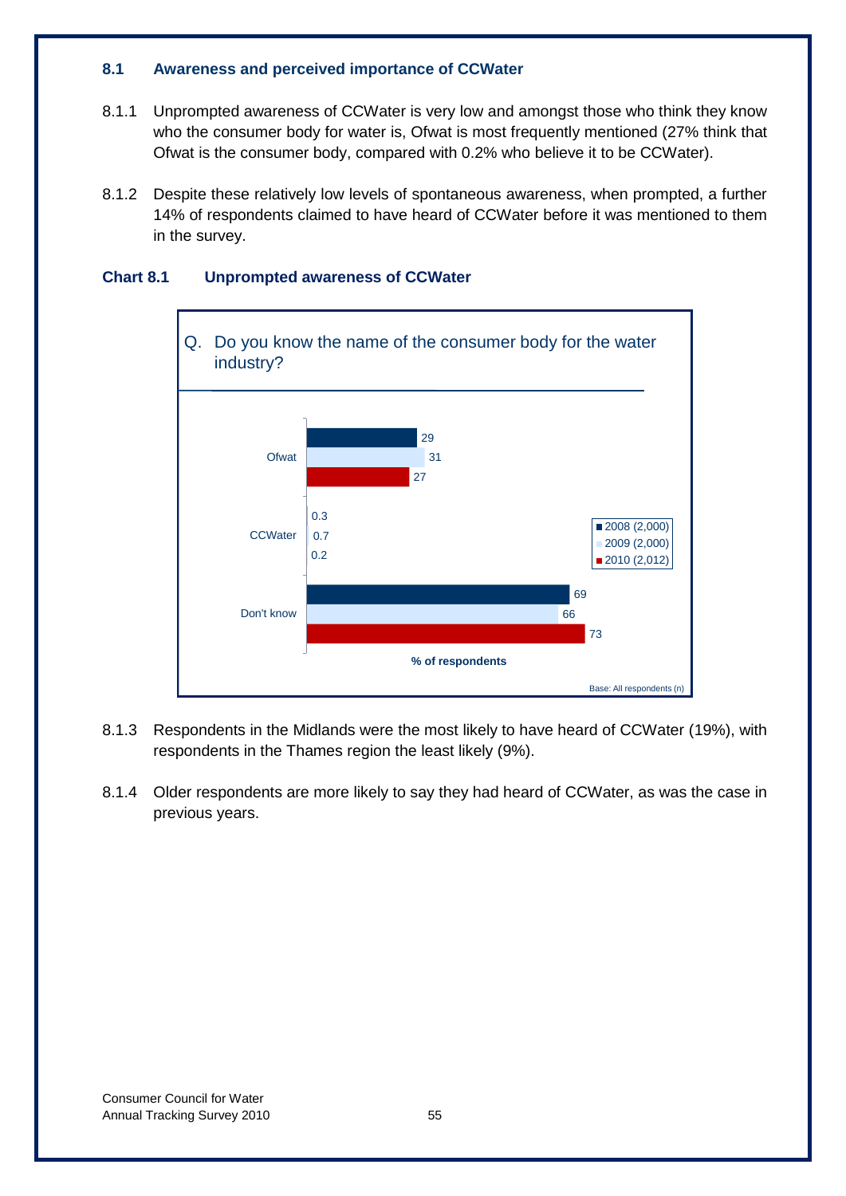### 8.1 Awareness and perceived importance of CCWater

8.1.1 Unprompted awareness of CCWater is very low and amongst those who think they know who the consumer body for water is, Ofwat is most frequently mentioned (27% think that Ofwat is the consumer body, compared with 0.2% who believe it to be CCWater).

8.1.2 Despite these relatively low levels of spontaneous awareness, when prompted, a further 14% of respondents claimed to have heard of CCWater before it was mentioned to them in the survey.

**Chart 8.1 Unprompted awareness of CCWater**

Q. Do you know the name of the consumer body for the water industry?

| % of respondents | 2008 (2,000) | 2009 (2,000) | 2010 (2,012) |
|---|---|---|---|
| Ofwat | 29 | 31 | 27 |
| CCWater | 0.3 | 0.7 | 0.2 |
| Don't know | 69 | 66 | 73 |

Base: All respondents (n)

8.1.3 Respondents in the Midlands were the most likely to have heard of CCWater (19%), with respondents in the Thames region the least likely (9%).

8.1.4 Older respondents are more likely to say they had heard of CCWater, as was the case in previous years.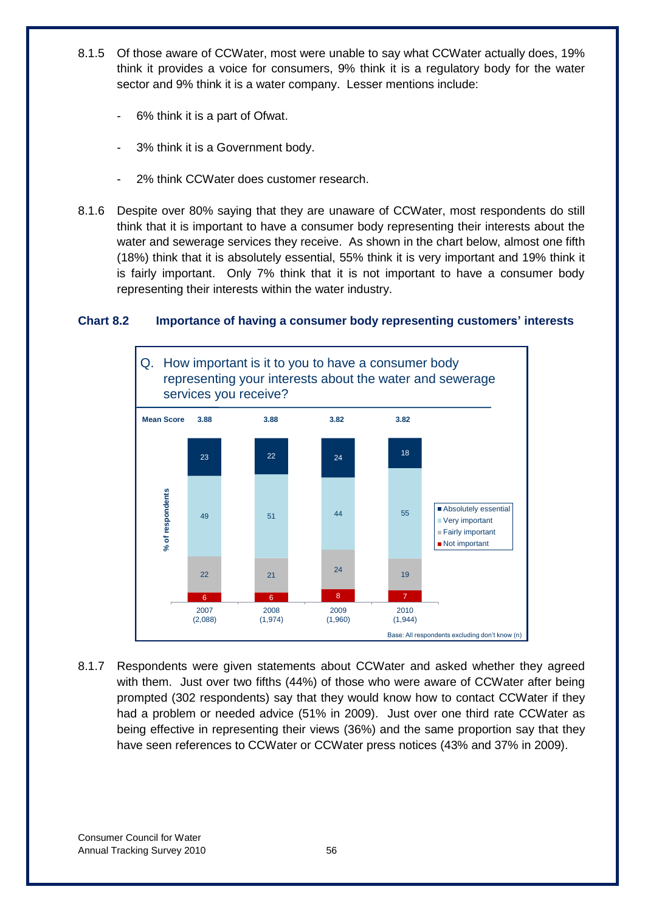8.1.5 Of those aware of CCWater, most were unable to say what CCWater actually does, 19% think it provides a voice for consumers, 9% think it is a regulatory body for the water sector and 9% think it is a water company. Lesser mentions include:

- 6% think it is a part of Ofwat.
- 3% think it is a Government body.
- 2% think CCWater does customer research.

8.1.6 Despite over 80% saying that they are unaware of CCWater, most respondents do still think that it is important to have a consumer body representing their interests about the water and sewerage services they receive. As shown in the chart below, almost one fifth (18%) think that it is absolutely essential, 55% think it is very important and 19% think it is fairly important. Only 7% think that it is not important to have a consumer body representing their interests within the water industry.

**Chart 8.2 Importance of having a consumer body representing customers' interests**

Q. How important is it to you to have a consumer body representing your interests about the water and sewerage services you receive?

| % of respondents | 2007 (2,088) | 2008 (1,974) | 2009 (1,960) | 2010 (1,944) |
|---|---|---|---|---|
| Mean Score | 3.88 | 3.88 | 3.82 | 3.82 |
| Absolutely essential | 23 | 22 | 24 | 18 |
| Very important | 49 | 51 | 44 | 55 |
| Fairly important | 22 | 21 | 24 | 19 |
| Not important | 6 | 6 | 8 | 7 |

Base: All respondents excluding don't know (n)

8.1.7 Respondents were given statements about CCWater and asked whether they agreed with them. Just over two fifths (44%) of those who were aware of CCWater after being prompted (302 respondents) say that they would know how to contact CCWater if they had a problem or needed advice (51% in 2009). Just over one third rate CCWater as being effective in representing their views (36%) and the same proportion say that they have seen references to CCWater or CCWater press notices (43% and 37% in 2009).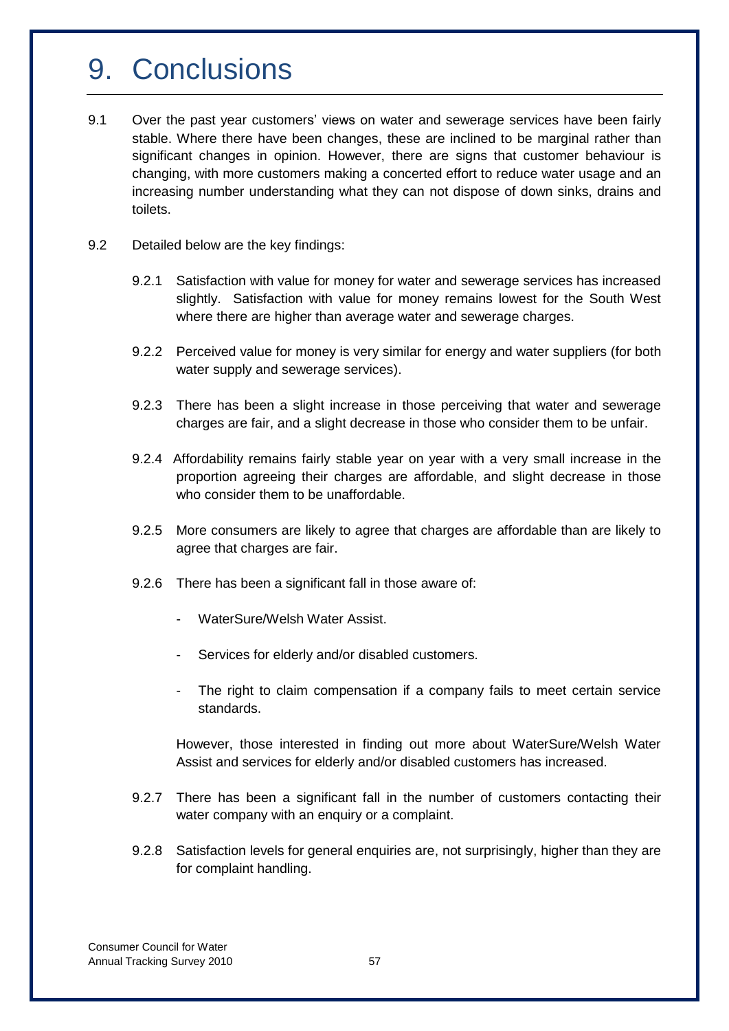# 9. Conclusions

9.1 Over the past year customers' views on water and sewerage services have been fairly stable. Where there have been changes, these are inclined to be marginal rather than significant changes in opinion. However, there are signs that customer behaviour is changing, with more customers making a concerted effort to reduce water usage and an increasing number understanding what they can not dispose of down sinks, drains and toilets.

9.2 Detailed below are the key findings:

9.2.1 Satisfaction with value for money for water and sewerage services has increased slightly. Satisfaction with value for money remains lowest for the South West where there are higher than average water and sewerage charges.

9.2.2 Perceived value for money is very similar for energy and water suppliers (for both water supply and sewerage services).

9.2.3 There has been a slight increase in those perceiving that water and sewerage charges are fair, and a slight decrease in those who consider them to be unfair.

9.2.4 Affordability remains fairly stable year on year with a very small increase in the proportion agreeing their charges are affordable, and slight decrease in those who consider them to be unaffordable.

9.2.5 More consumers are likely to agree that charges are affordable than are likely to agree that charges are fair.

9.2.6 There has been a significant fall in those aware of:

- WaterSure/Welsh Water Assist.
- Services for elderly and/or disabled customers.
- The right to claim compensation if a company fails to meet certain service standards.

However, those interested in finding out more about WaterSure/Welsh Water Assist and services for elderly and/or disabled customers has increased.

9.2.7 There has been a significant fall in the number of customers contacting their water company with an enquiry or a complaint.

9.2.8 Satisfaction levels for general enquiries are, not surprisingly, higher than they are for complaint handling.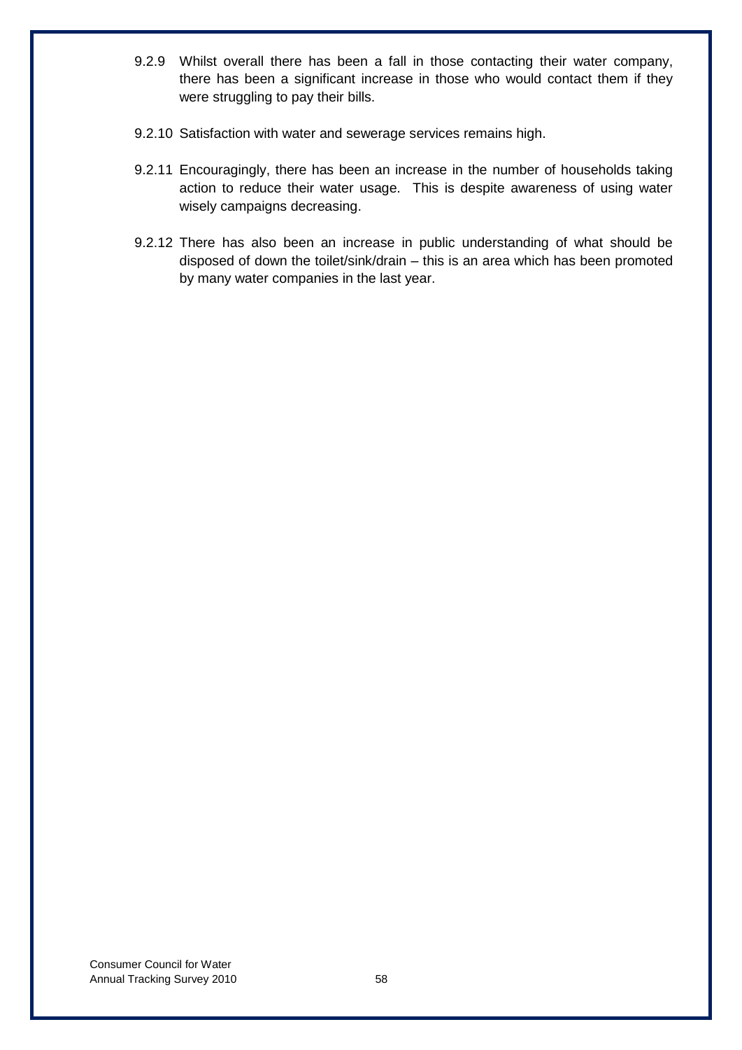9.2.9 Whilst overall there has been a fall in those contacting their water company, there has been a significant increase in those who would contact them if they were struggling to pay their bills.

9.2.10 Satisfaction with water and sewerage services remains high.

9.2.11 Encouragingly, there has been an increase in the number of households taking action to reduce their water usage. This is despite awareness of using water wisely campaigns decreasing.

9.2.12 There has also been an increase in public understanding of what should be disposed of down the toilet/sink/drain – this is an area which has been promoted by many water companies in the last year.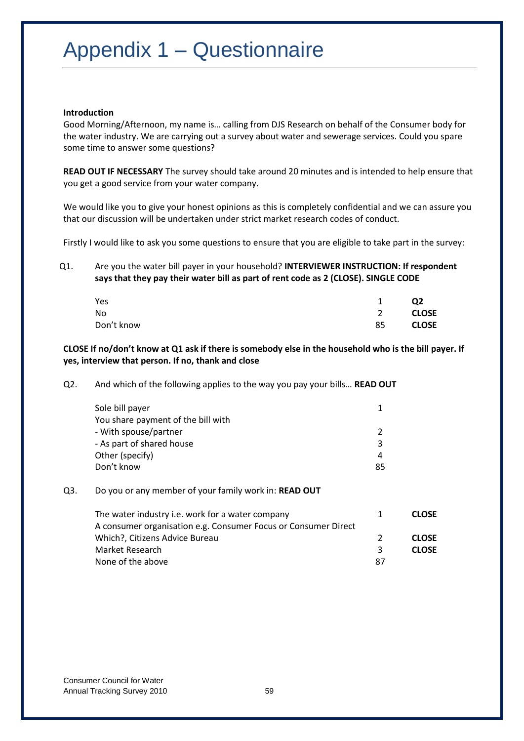# Appendix 1 – Questionnaire

**Introduction**

Good Morning/Afternoon, my name is… calling from DJS Research on behalf of the Consumer body for the water industry. We are carrying out a survey about water and sewerage services. Could you spare some time to answer some questions?

**READ OUT IF NECESSARY** The survey should take around 20 minutes and is intended to help ensure that you get a good service from your water company.

We would like you to give your honest opinions as this is completely confidential and we can assure you that our discussion will be undertaken under strict market research codes of conduct.

Firstly I would like to ask you some questions to ensure that you are eligible to take part in the survey:

Q1. Are you the water bill payer in your household? **INTERVIEWER INSTRUCTION: If respondent says that they pay their water bill as part of rent code as 2 (CLOSE). SINGLE CODE**

| | | |
|---|---|---|
| Yes | 1 | **Q2** |
| No | 2 | **CLOSE** |
| Don't know | 85 | **CLOSE** |

**CLOSE If no/don't know at Q1 ask if there is somebody else in the household who is the bill payer. If yes, interview that person. If no, thank and close**

Q2. And which of the following applies to the way you pay your bills… **READ OUT**

| | |
|---|---|
| Sole bill payer | 1 |
| You share payment of the bill with | |
| - With spouse/partner | 2 |
| - As part of shared house | 3 |
| Other (specify) | 4 |
| Don't know | 85 |

Q3. Do you or any member of your family work in: **READ OUT**

| | | |
|---|---|---|
| The water industry i.e. work for a water company | 1 | **CLOSE** |
| A consumer organisation e.g. Consumer Focus or Consumer Direct Which?, Citizens Advice Bureau | 2 | **CLOSE** |
| Market Research | 3 | **CLOSE** |
| None of the above | 87 | |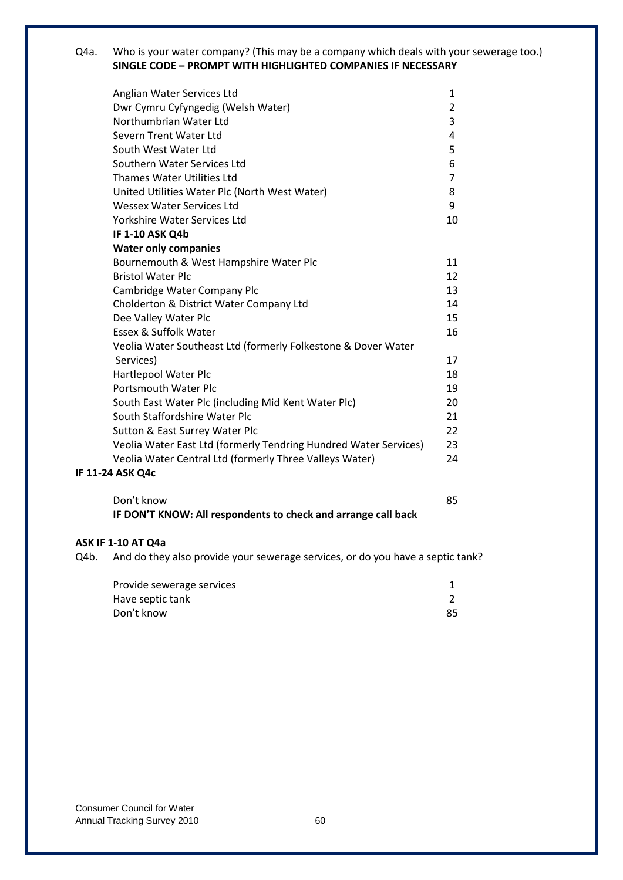Q4a. Who is your water company? (This may be a company which deals with your sewerage too.)
**SINGLE CODE – PROMPT WITH HIGHLIGHTED COMPANIES IF NECESSARY**

| | |
|---|---|
| Anglian Water Services Ltd | 1 |
| Dwr Cymru Cyfyngedig (Welsh Water) | 2 |
| Northumbrian Water Ltd | 3 |
| Severn Trent Water Ltd | 4 |
| South West Water Ltd | 5 |
| Southern Water Services Ltd | 6 |
| Thames Water Utilities Ltd | 7 |
| United Utilities Water Plc (North West Water) | 8 |
| Wessex Water Services Ltd | 9 |
| Yorkshire Water Services Ltd | 10 |
| **IF 1-10 ASK Q4b** | |
| **Water only companies** | |
| Bournemouth & West Hampshire Water Plc | 11 |
| Bristol Water Plc | 12 |
| Cambridge Water Company Plc | 13 |
| Cholderton & District Water Company Ltd | 14 |
| Dee Valley Water Plc | 15 |
| Essex & Suffolk Water | 16 |
| Veolia Water Southeast Ltd (formerly Folkestone & Dover Water Services) | 17 |
| Hartlepool Water Plc | 18 |
| Portsmouth Water Plc | 19 |
| South East Water Plc (including Mid Kent Water Plc) | 20 |
| South Staffordshire Water Plc | 21 |
| Sutton & East Surrey Water Plc | 22 |
| Veolia Water East Ltd (formerly Tendring Hundred Water Services) | 23 |
| Veolia Water Central Ltd (formerly Three Valleys Water) | 24 |

**IF 11-24 ASK Q4c**

| | |
|---|---|
| Don't know | 85 |

**IF DON'T KNOW: All respondents to check and arrange call back**

**ASK IF 1-10 AT Q4a**

Q4b. And do they also provide your sewerage services, or do you have a septic tank?

| | |
|---|---|
| Provide sewerage services | 1 |
| Have septic tank | 2 |
| Don't know | 85 |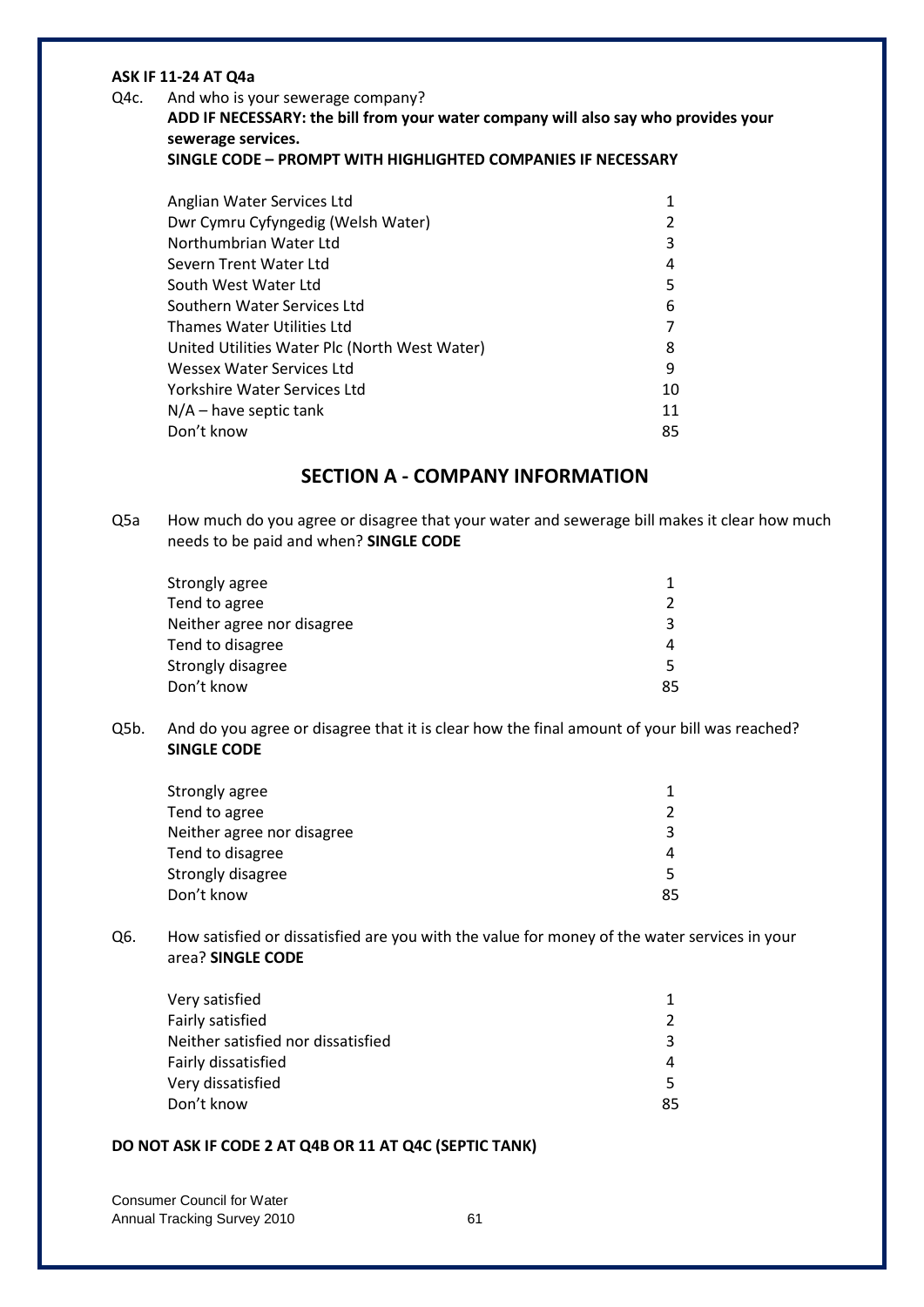**ASK IF 11-24 AT Q4a**

Q4c. And who is your sewerage company?

**ADD IF NECESSARY: the bill from your water company will also say who provides your sewerage services.**

**SINGLE CODE – PROMPT WITH HIGHLIGHTED COMPANIES IF NECESSARY**

| | |
|---|---|
| Anglian Water Services Ltd | 1 |
| Dwr Cymru Cyfyngedig (Welsh Water) | 2 |
| Northumbrian Water Ltd | 3 |
| Severn Trent Water Ltd | 4 |
| South West Water Ltd | 5 |
| Southern Water Services Ltd | 6 |
| Thames Water Utilities Ltd | 7 |
| United Utilities Water Plc (North West Water) | 8 |
| Wessex Water Services Ltd | 9 |
| Yorkshire Water Services Ltd | 10 |
| N/A – have septic tank | 11 |
| Don't know | 85 |

## SECTION A - COMPANY INFORMATION

Q5a How much do you agree or disagree that your water and sewerage bill makes it clear how much needs to be paid and when? **SINGLE CODE**

| | |
|---|---|
| Strongly agree | 1 |
| Tend to agree | 2 |
| Neither agree nor disagree | 3 |
| Tend to disagree | 4 |
| Strongly disagree | 5 |
| Don't know | 85 |

Q5b. And do you agree or disagree that it is clear how the final amount of your bill was reached? **SINGLE CODE**

| | |
|---|---|
| Strongly agree | 1 |
| Tend to agree | 2 |
| Neither agree nor disagree | 3 |
| Tend to disagree | 4 |
| Strongly disagree | 5 |
| Don't know | 85 |

Q6. How satisfied or dissatisfied are you with the value for money of the water services in your area? **SINGLE CODE**

| | |
|---|---|
| Very satisfied | 1 |
| Fairly satisfied | 2 |
| Neither satisfied nor dissatisfied | 3 |
| Fairly dissatisfied | 4 |
| Very dissatisfied | 5 |
| Don't know | 85 |

**DO NOT ASK IF CODE 2 AT Q4B OR 11 AT Q4C (SEPTIC TANK)**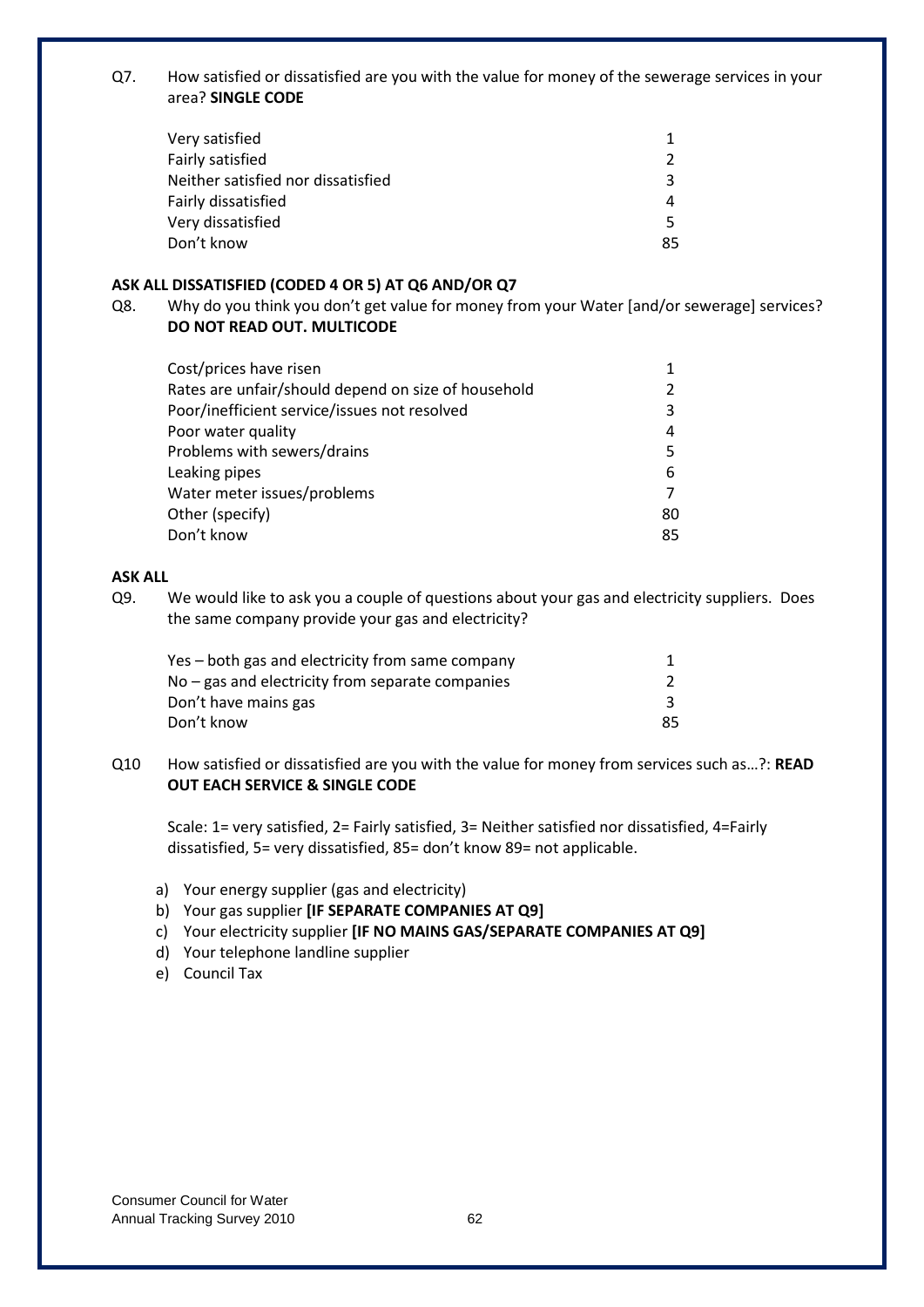Q7. How satisfied or dissatisfied are you with the value for money of the sewerage services in your area? **SINGLE CODE**

| | |
|---|---|
| Very satisfied | 1 |
| Fairly satisfied | 2 |
| Neither satisfied nor dissatisfied | 3 |
| Fairly dissatisfied | 4 |
| Very dissatisfied | 5 |
| Don't know | 85 |

**ASK ALL DISSATISFIED (CODED 4 OR 5) AT Q6 AND/OR Q7**

Q8. Why do you think you don't get value for money from your Water [and/or sewerage] services? **DO NOT READ OUT. MULTICODE**

| | |
|---|---|
| Cost/prices have risen | 1 |
| Rates are unfair/should depend on size of household | 2 |
| Poor/inefficient service/issues not resolved | 3 |
| Poor water quality | 4 |
| Problems with sewers/drains | 5 |
| Leaking pipes | 6 |
| Water meter issues/problems | 7 |
| Other (specify) | 80 |
| Don't know | 85 |

**ASK ALL**

Q9. We would like to ask you a couple of questions about your gas and electricity suppliers. Does the same company provide your gas and electricity?

| | |
|---|---|
| Yes – both gas and electricity from same company | 1 |
| No – gas and electricity from separate companies | 2 |
| Don't have mains gas | 3 |
| Don't know | 85 |

Q10 How satisfied or dissatisfied are you with the value for money from services such as…?: **READ OUT EACH SERVICE & SINGLE CODE**

Scale: 1= very satisfied, 2= Fairly satisfied, 3= Neither satisfied nor dissatisfied, 4=Fairly dissatisfied, 5= very dissatisfied, 85= don't know 89= not applicable.

a) Your energy supplier (gas and electricity)
b) Your gas supplier **[IF SEPARATE COMPANIES AT Q9]**
c) Your electricity supplier **[IF NO MAINS GAS/SEPARATE COMPANIES AT Q9]**
d) Your telephone landline supplier
e) Council Tax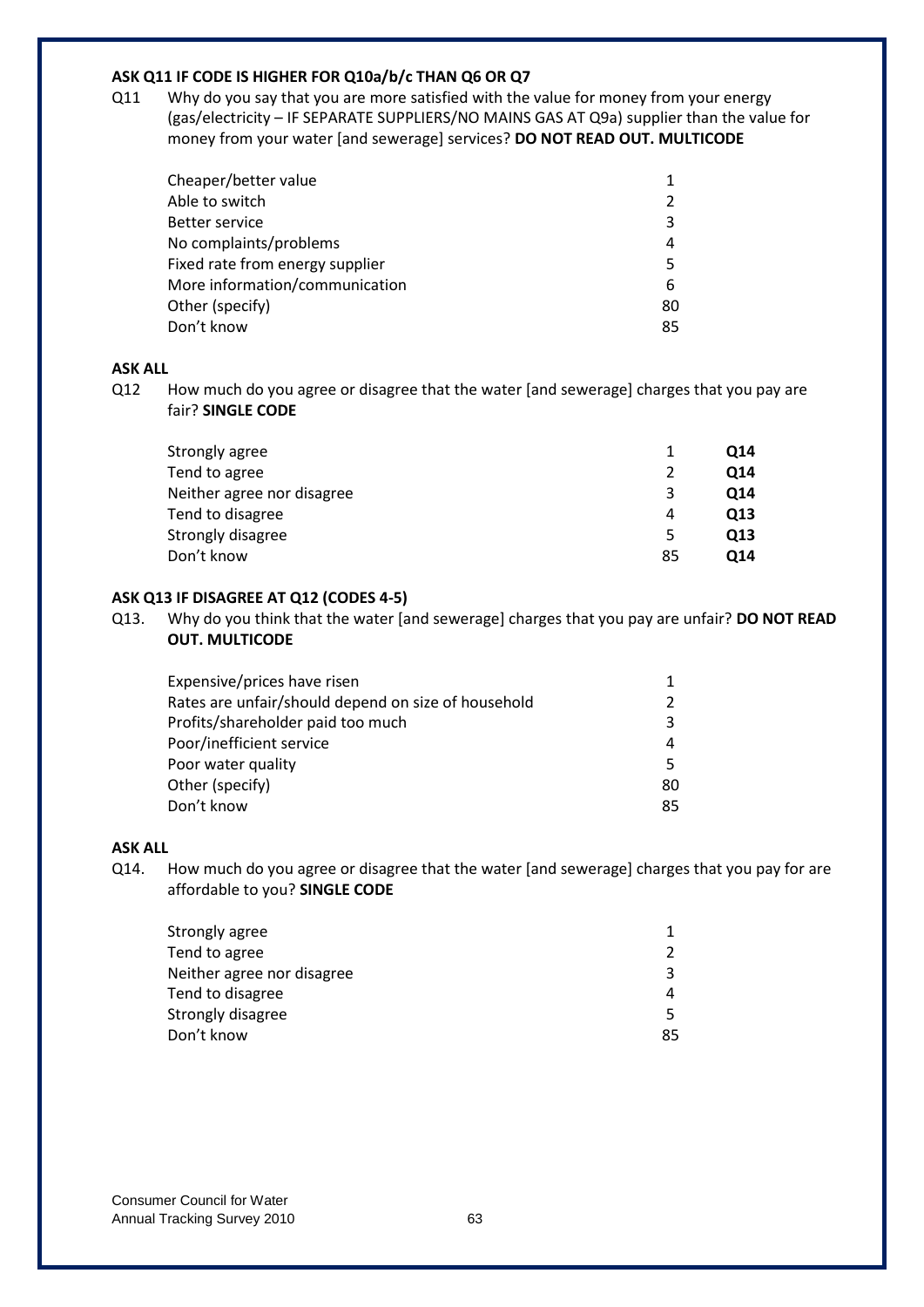**ASK Q11 IF CODE IS HIGHER FOR Q10a/b/c THAN Q6 OR Q7**

Q11 Why do you say that you are more satisfied with the value for money from your energy (gas/electricity – IF SEPARATE SUPPLIERS/NO MAINS GAS AT Q9a) supplier than the value for money from your water [and sewerage] services? **DO NOT READ OUT. MULTICODE**

| | |
|---|---|
| Cheaper/better value | 1 |
| Able to switch | 2 |
| Better service | 3 |
| No complaints/problems | 4 |
| Fixed rate from energy supplier | 5 |
| More information/communication | 6 |
| Other (specify) | 80 |
| Don't know | 85 |

**ASK ALL**

Q12 How much do you agree or disagree that the water [and sewerage] charges that you pay are fair? **SINGLE CODE**

| | | |
|---|---|---|
| Strongly agree | 1 | **Q14** |
| Tend to agree | 2 | **Q14** |
| Neither agree nor disagree | 3 | **Q14** |
| Tend to disagree | 4 | **Q13** |
| Strongly disagree | 5 | **Q13** |
| Don't know | 85 | **Q14** |

**ASK Q13 IF DISAGREE AT Q12 (CODES 4-5)**

Q13. Why do you think that the water [and sewerage] charges that you pay are unfair? **DO NOT READ OUT. MULTICODE**

| | |
|---|---|
| Expensive/prices have risen | 1 |
| Rates are unfair/should depend on size of household | 2 |
| Profits/shareholder paid too much | 3 |
| Poor/inefficient service | 4 |
| Poor water quality | 5 |
| Other (specify) | 80 |
| Don't know | 85 |

**ASK ALL**

Q14. How much do you agree or disagree that the water [and sewerage] charges that you pay for are affordable to you? **SINGLE CODE**

| | |
|---|---|
| Strongly agree | 1 |
| Tend to agree | 2 |
| Neither agree nor disagree | 3 |
| Tend to disagree | 4 |
| Strongly disagree | 5 |
| Don't know | 85 |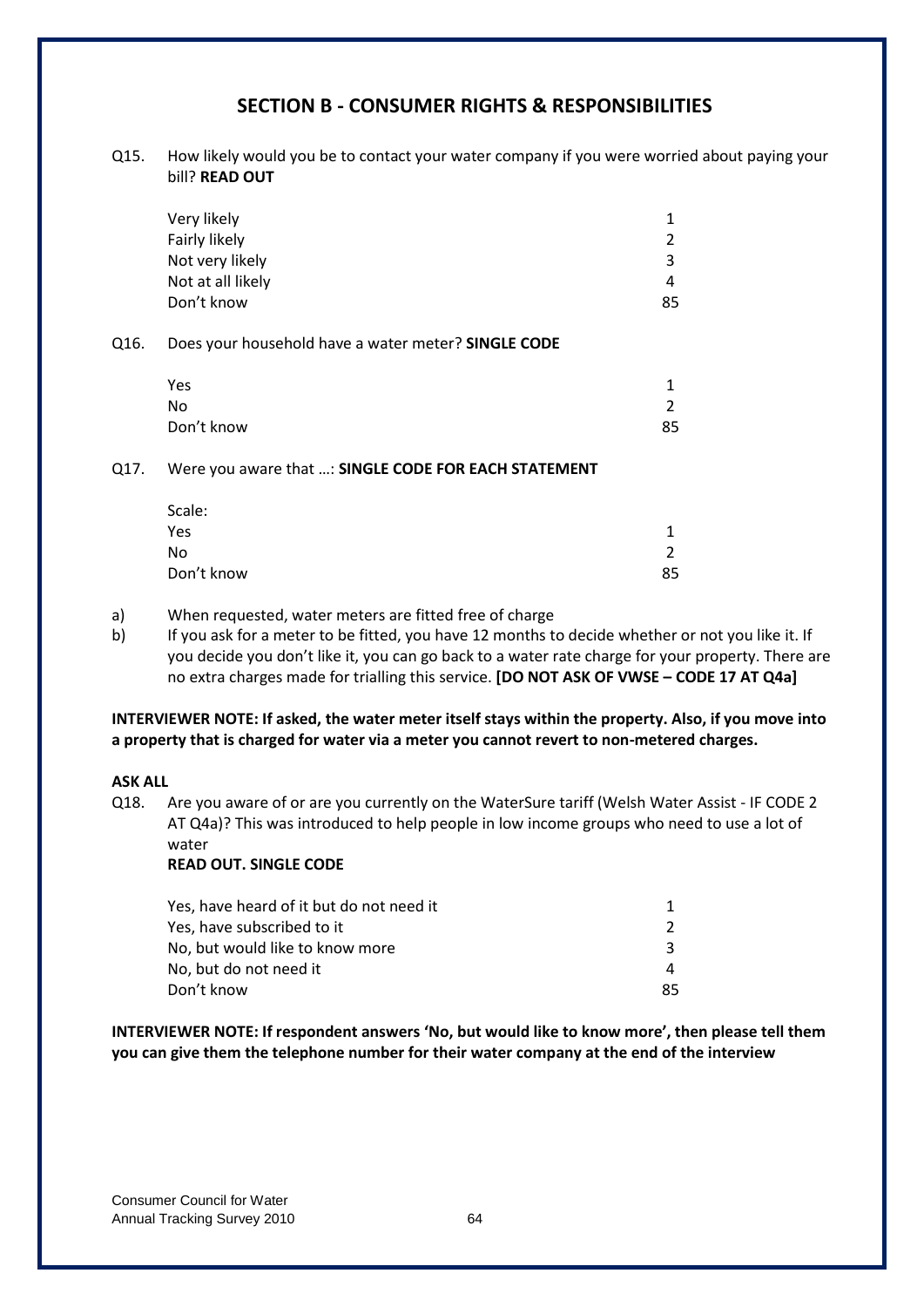## SECTION B - CONSUMER RIGHTS & RESPONSIBILITIES

Q15. How likely would you be to contact your water company if you were worried about paying your bill? **READ OUT**

| | |
|---|---|
| Very likely | 1 |
| Fairly likely | 2 |
| Not very likely | 3 |
| Not at all likely | 4 |
| Don't know | 85 |

Q16. Does your household have a water meter? **SINGLE CODE**

| | |
|---|---|
| Yes | 1 |
| No | 2 |
| Don't know | 85 |

Q17. Were you aware that …: **SINGLE CODE FOR EACH STATEMENT**

Scale:

| | |
|---|---|
| Yes | 1 |
| No | 2 |
| Don't know | 85 |

a) When requested, water meters are fitted free of charge

b) If you ask for a meter to be fitted, you have 12 months to decide whether or not you like it. If you decide you don't like it, you can go back to a water rate charge for your property. There are no extra charges made for trialling this service. **[DO NOT ASK OF VWSE – CODE 17 AT Q4a]**

**INTERVIEWER NOTE: If asked, the water meter itself stays within the property. Also, if you move into a property that is charged for water via a meter you cannot revert to non-metered charges.**

**ASK ALL**

Q18. Are you aware of or are you currently on the WaterSure tariff (Welsh Water Assist - IF CODE 2 AT Q4a)? This was introduced to help people in low income groups who need to use a lot of water
**READ OUT. SINGLE CODE**

| | |
|---|---|
| Yes, have heard of it but do not need it | 1 |
| Yes, have subscribed to it | 2 |
| No, but would like to know more | 3 |
| No, but do not need it | 4 |
| Don't know | 85 |

**INTERVIEWER NOTE: If respondent answers 'No, but would like to know more', then please tell them you can give them the telephone number for their water company at the end of the interview**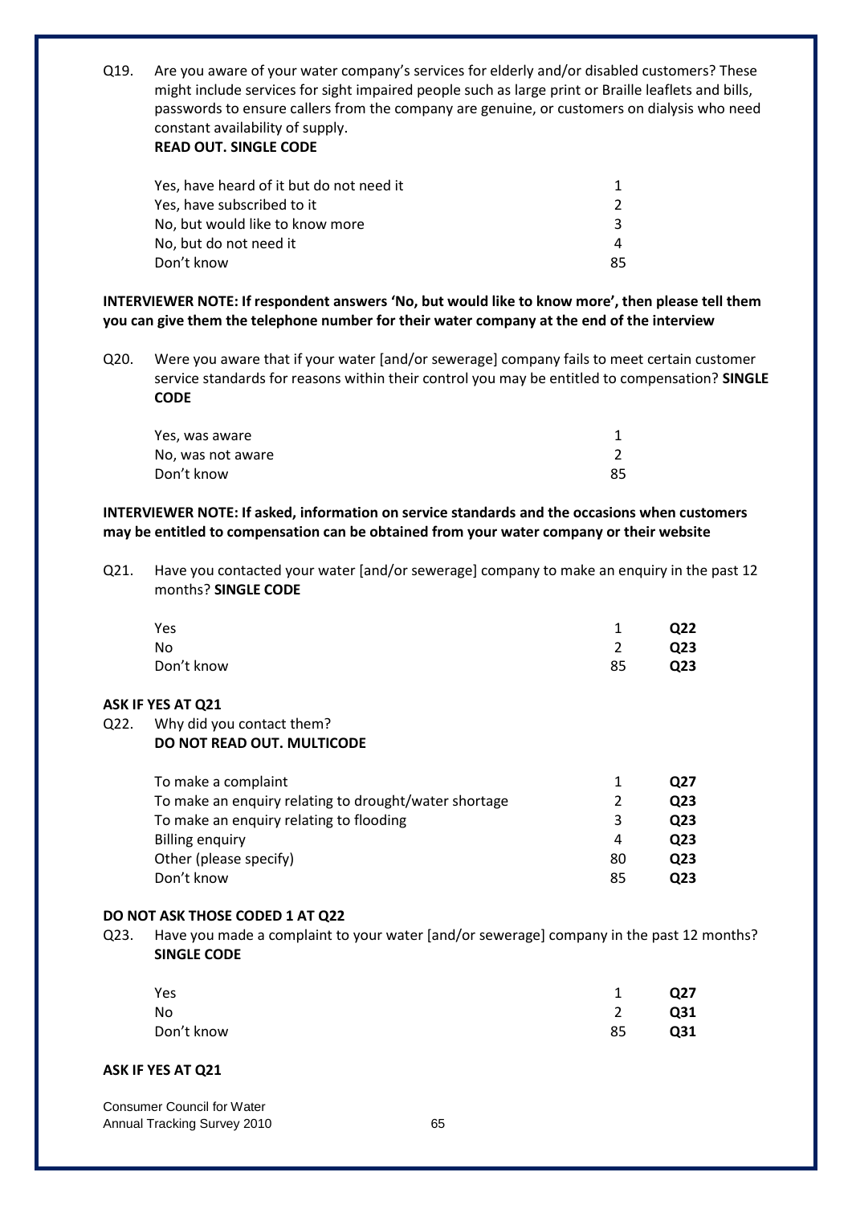Q19. Are you aware of your water company's services for elderly and/or disabled customers? These might include services for sight impaired people such as large print or Braille leaflets and bills, passwords to ensure callers from the company are genuine, or customers on dialysis who need constant availability of supply.
**READ OUT. SINGLE CODE**

| | |
|---|---|
| Yes, have heard of it but do not need it | 1 |
| Yes, have subscribed to it | 2 |
| No, but would like to know more | 3 |
| No, but do not need it | 4 |
| Don't know | 85 |

**INTERVIEWER NOTE: If respondent answers 'No, but would like to know more', then please tell them you can give them the telephone number for their water company at the end of the interview**

Q20. Were you aware that if your water [and/or sewerage] company fails to meet certain customer service standards for reasons within their control you may be entitled to compensation? **SINGLE CODE**

| | |
|---|---|
| Yes, was aware | 1 |
| No, was not aware | 2 |
| Don't know | 85 |

**INTERVIEWER NOTE: If asked, information on service standards and the occasions when customers may be entitled to compensation can be obtained from your water company or their website**

Q21. Have you contacted your water [and/or sewerage] company to make an enquiry in the past 12 months? **SINGLE CODE**

| | | |
|---|---|---|
| Yes | 1 | **Q22** |
| No | 2 | **Q23** |
| Don't know | 85 | **Q23** |

**ASK IF YES AT Q21**

Q22. Why did you contact them?
**DO NOT READ OUT. MULTICODE**

| | | |
|---|---|---|
| To make a complaint | 1 | **Q27** |
| To make an enquiry relating to drought/water shortage | 2 | **Q23** |
| To make an enquiry relating to flooding | 3 | **Q23** |
| Billing enquiry | 4 | **Q23** |
| Other (please specify) | 80 | **Q23** |
| Don't know | 85 | **Q23** |

**DO NOT ASK THOSE CODED 1 AT Q22**

Q23. Have you made a complaint to your water [and/or sewerage] company in the past 12 months? **SINGLE CODE**

| | | |
|---|---|---|
| Yes | 1 | **Q27** |
| No | 2 | **Q31** |
| Don't know | 85 | **Q31** |

**ASK IF YES AT Q21**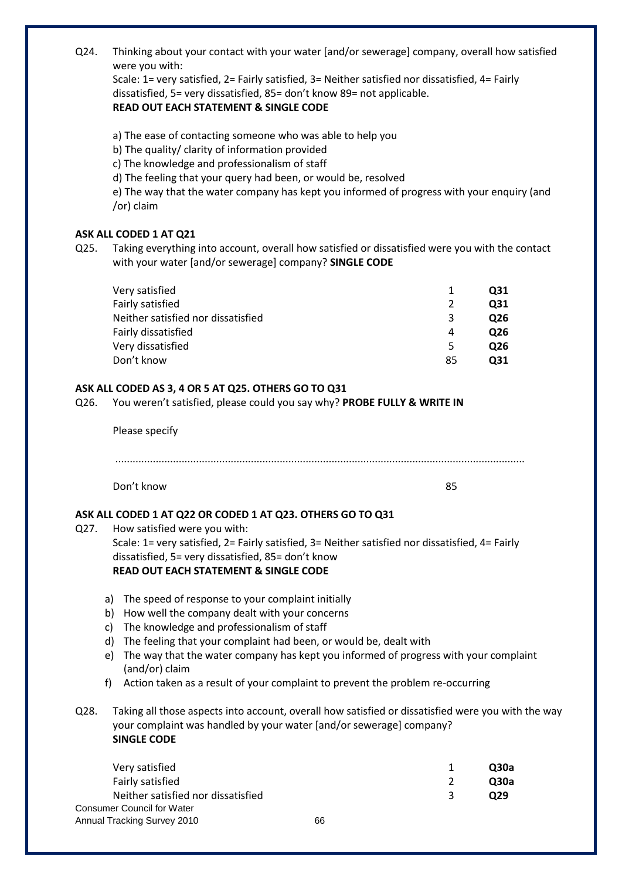Q24. Thinking about your contact with your water [and/or sewerage] company, overall how satisfied were you with:
Scale: 1= very satisfied, 2= Fairly satisfied, 3= Neither satisfied nor dissatisfied, 4= Fairly dissatisfied, 5= very dissatisfied, 85= don't know 89= not applicable.
**READ OUT EACH STATEMENT & SINGLE CODE**

a) The ease of contacting someone who was able to help you
b) The quality/ clarity of information provided
c) The knowledge and professionalism of staff
d) The feeling that your query had been, or would be, resolved
e) The way that the water company has kept you informed of progress with your enquiry (and /or) claim

**ASK ALL CODED 1 AT Q21**

Q25. Taking everything into account, overall how satisfied or dissatisfied were you with the contact with your water [and/or sewerage] company? **SINGLE CODE**

| | | |
|---|---|---|
| Very satisfied | 1 | **Q31** |
| Fairly satisfied | 2 | **Q31** |
| Neither satisfied nor dissatisfied | 3 | **Q26** |
| Fairly dissatisfied | 4 | **Q26** |
| Very dissatisfied | 5 | **Q26** |
| Don't know | 85 | **Q31** |

**ASK ALL CODED AS 3, 4 OR 5 AT Q25. OTHERS GO TO Q31**

Q26. You weren't satisfied, please could you say why? **PROBE FULLY & WRITE IN**

Please specify

..........................................................................................................................................

Don't know 85

**ASK ALL CODED 1 AT Q22 OR CODED 1 AT Q23. OTHERS GO TO Q31**

Q27. How satisfied were you with:
Scale: 1= very satisfied, 2= Fairly satisfied, 3= Neither satisfied nor dissatisfied, 4= Fairly dissatisfied, 5= very dissatisfied, 85= don't know
**READ OUT EACH STATEMENT & SINGLE CODE**

a) The speed of response to your complaint initially
b) How well the company dealt with your concerns
c) The knowledge and professionalism of staff
d) The feeling that your complaint had been, or would be, dealt with
e) The way that the water company has kept you informed of progress with your complaint (and/or) claim
f) Action taken as a result of your complaint to prevent the problem re-occurring

Q28. Taking all those aspects into account, overall how satisfied or dissatisfied were you with the way your complaint was handled by your water [and/or sewerage] company?
**SINGLE CODE**

| | | |
|---|---|---|
| Very satisfied | 1 | **Q30a** |
| Fairly satisfied | 2 | **Q30a** |
| Neither satisfied nor dissatisfied | 3 | **Q29** |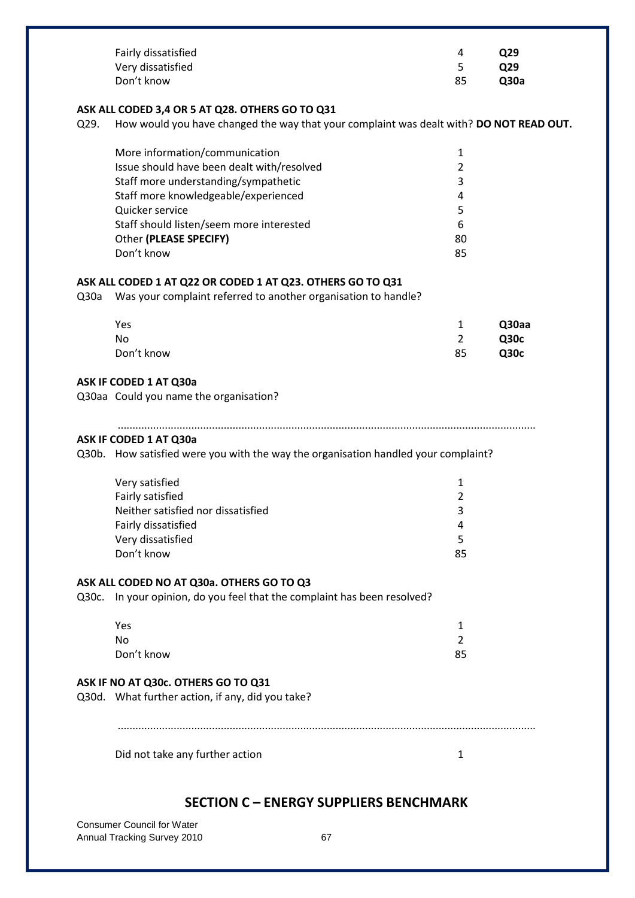| | | |
|---|---|---|
| Fairly dissatisfied | 4 | **Q29** |
| Very dissatisfied | 5 | **Q29** |
| Don't know | 85 | **Q30a** |

**ASK ALL CODED 3,4 OR 5 AT Q28. OTHERS GO TO Q31**

Q29. How would you have changed the way that your complaint was dealt with? **DO NOT READ OUT.**

| | |
|---|---|
| More information/communication | 1 |
| Issue should have been dealt with/resolved | 2 |
| Staff more understanding/sympathetic | 3 |
| Staff more knowledgeable/experienced | 4 |
| Quicker service | 5 |
| Staff should listen/seem more interested | 6 |
| Other **(PLEASE SPECIFY)** | 80 |
| Don't know | 85 |

**ASK ALL CODED 1 AT Q22 OR CODED 1 AT Q23. OTHERS GO TO Q31**

Q30a Was your complaint referred to another organisation to handle?

| | | |
|---|---|---|
| Yes | 1 | **Q30aa** |
| No | 2 | **Q30c** |
| Don't know | 85 | **Q30c** |

**ASK IF CODED 1 AT Q30a**

Q30aa Could you name the organisation?

..............................................................................................................................................

**ASK IF CODED 1 AT Q30a**

Q30b. How satisfied were you with the way the organisation handled your complaint?

| | |
|---|---|
| Very satisfied | 1 |
| Fairly satisfied | 2 |
| Neither satisfied nor dissatisfied | 3 |
| Fairly dissatisfied | 4 |
| Very dissatisfied | 5 |
| Don't know | 85 |

**ASK ALL CODED NO AT Q30a. OTHERS GO TO Q3**

Q30c. In your opinion, do you feel that the complaint has been resolved?

| | |
|---|---|
| Yes | 1 |
| No | 2 |
| Don't know | 85 |

**ASK IF NO AT Q30c. OTHERS GO TO Q31**

Q30d. What further action, if any, did you take?

..............................................................................................................................................

| | |
|---|---|
| Did not take any further action | 1 |

## SECTION C – ENERGY SUPPLIERS BENCHMARK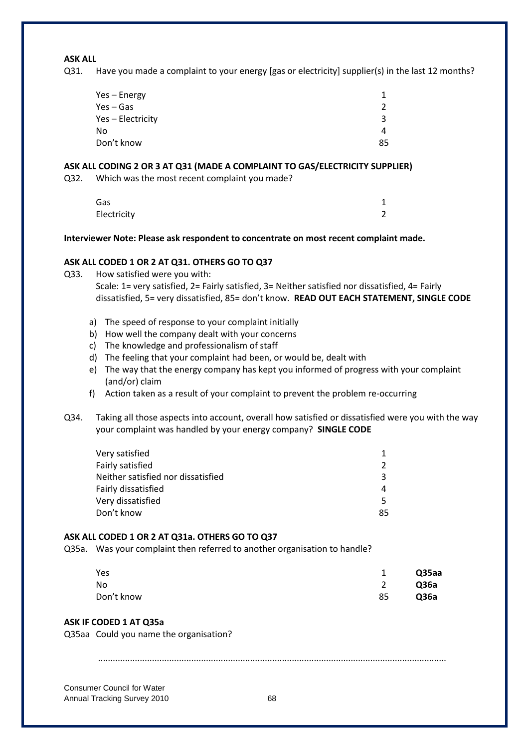**ASK ALL**

Q31. Have you made a complaint to your energy [gas or electricity] supplier(s) in the last 12 months?

| | |
|---|---|
| Yes – Energy | 1 |
| Yes – Gas | 2 |
| Yes – Electricity | 3 |
| No | 4 |
| Don't know | 85 |

**ASK ALL CODING 2 OR 3 AT Q31 (MADE A COMPLAINT TO GAS/ELECTRICITY SUPPLIER)**

Q32. Which was the most recent complaint you made?

| | |
|---|---|
| Gas | 1 |
| Electricity | 2 |

**Interviewer Note: Please ask respondent to concentrate on most recent complaint made.**

**ASK ALL CODED 1 OR 2 AT Q31. OTHERS GO TO Q37**

Q33. How satisfied were you with:
Scale: 1= very satisfied, 2= Fairly satisfied, 3= Neither satisfied nor dissatisfied, 4= Fairly dissatisfied, 5= very dissatisfied, 85= don't know. **READ OUT EACH STATEMENT, SINGLE CODE**

a) The speed of response to your complaint initially
b) How well the company dealt with your concerns
c) The knowledge and professionalism of staff
d) The feeling that your complaint had been, or would be, dealt with
e) The way that the energy company has kept you informed of progress with your complaint (and/or) claim
f) Action taken as a result of your complaint to prevent the problem re-occurring

Q34. Taking all those aspects into account, overall how satisfied or dissatisfied were you with the way your complaint was handled by your energy company? **SINGLE CODE**

| | |
|---|---|
| Very satisfied | 1 |
| Fairly satisfied | 2 |
| Neither satisfied nor dissatisfied | 3 |
| Fairly dissatisfied | 4 |
| Very dissatisfied | 5 |
| Don't know | 85 |

**ASK ALL CODED 1 OR 2 AT Q31a. OTHERS GO TO Q37**

Q35a. Was your complaint then referred to another organisation to handle?

| | | |
|---|---|---|
| Yes | 1 | **Q35aa** |
| No | 2 | **Q36a** |
| Don't know | 85 | **Q36a** |

**ASK IF CODED 1 AT Q35a**

Q35aa Could you name the organisation?

............................................................................................................................................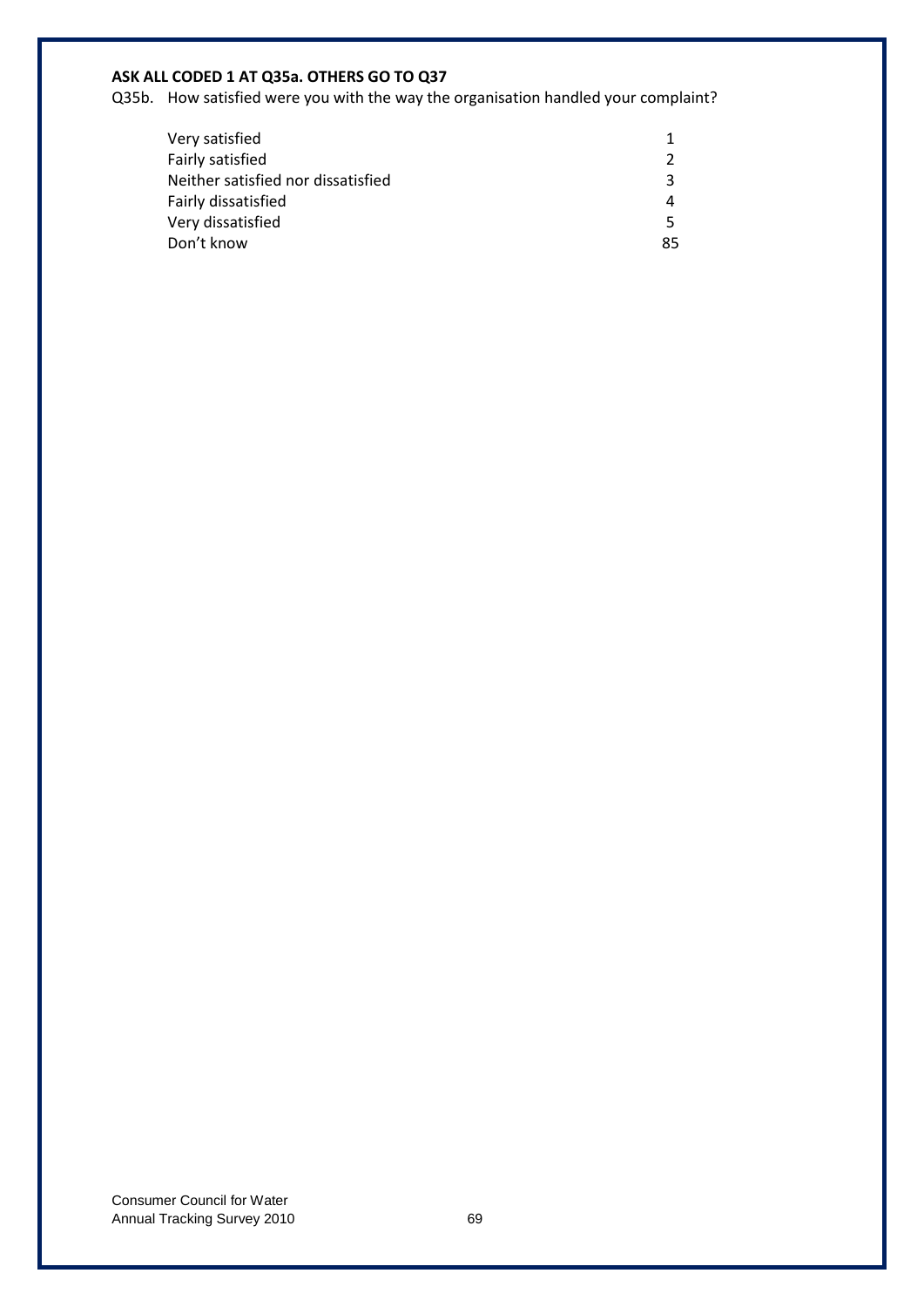**ASK ALL CODED 1 AT Q35a. OTHERS GO TO Q37**

Q35b. How satisfied were you with the way the organisation handled your complaint?

| | |
|---|---|
| Very satisfied | 1 |
| Fairly satisfied | 2 |
| Neither satisfied nor dissatisfied | 3 |
| Fairly dissatisfied | 4 |
| Very dissatisfied | 5 |
| Don't know | 85 |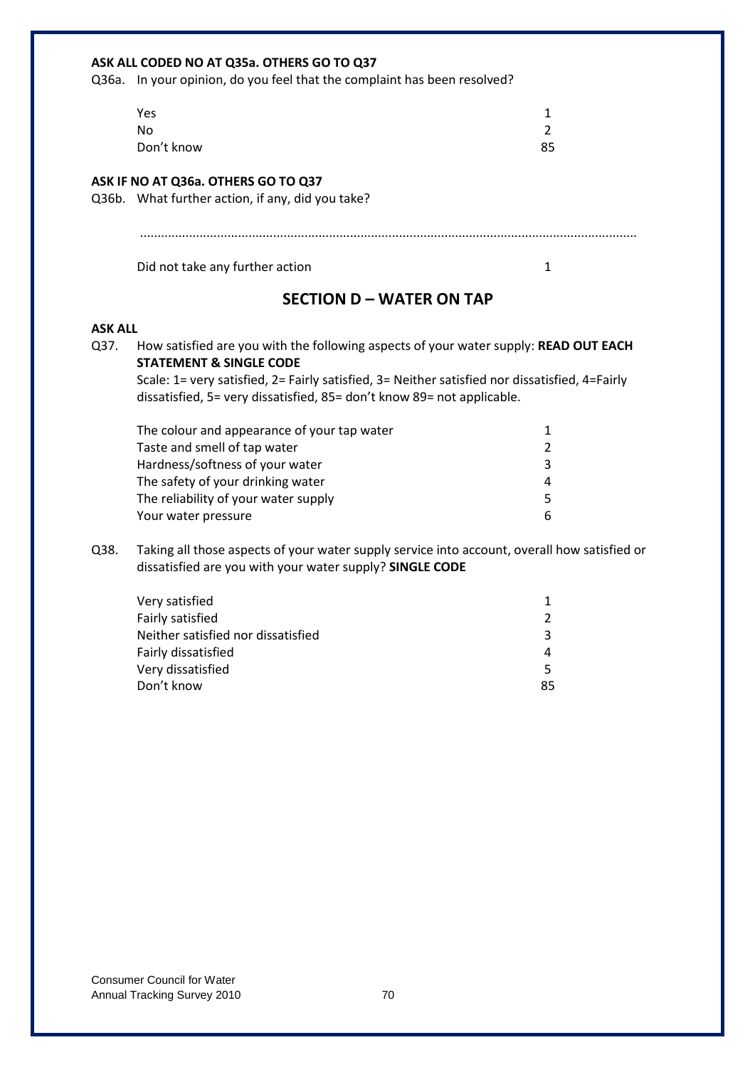**ASK ALL CODED NO AT Q35a. OTHERS GO TO Q37**

Q36a. In your opinion, do you feel that the complaint has been resolved?

| | |
|---|---|
| Yes | 1 |
| No | 2 |
| Don't know | 85 |

**ASK IF NO AT Q36a. OTHERS GO TO Q37**

Q36b. What further action, if any, did you take?

..........................................................................................................................................

| | |
|---|---|
| Did not take any further action | 1 |

## SECTION D – WATER ON TAP

**ASK ALL**

Q37. How satisfied are you with the following aspects of your water supply: **READ OUT EACH STATEMENT & SINGLE CODE**

Scale: 1= very satisfied, 2= Fairly satisfied, 3= Neither satisfied nor dissatisfied, 4=Fairly dissatisfied, 5= very dissatisfied, 85= don't know 89= not applicable.

| | |
|---|---|
| The colour and appearance of your tap water | 1 |
| Taste and smell of tap water | 2 |
| Hardness/softness of your water | 3 |
| The safety of your drinking water | 4 |
| The reliability of your water supply | 5 |
| Your water pressure | 6 |

Q38. Taking all those aspects of your water supply service into account, overall how satisfied or dissatisfied are you with your water supply? **SINGLE CODE**

| | |
|---|---|
| Very satisfied | 1 |
| Fairly satisfied | 2 |
| Neither satisfied nor dissatisfied | 3 |
| Fairly dissatisfied | 4 |
| Very dissatisfied | 5 |
| Don't know | 85 |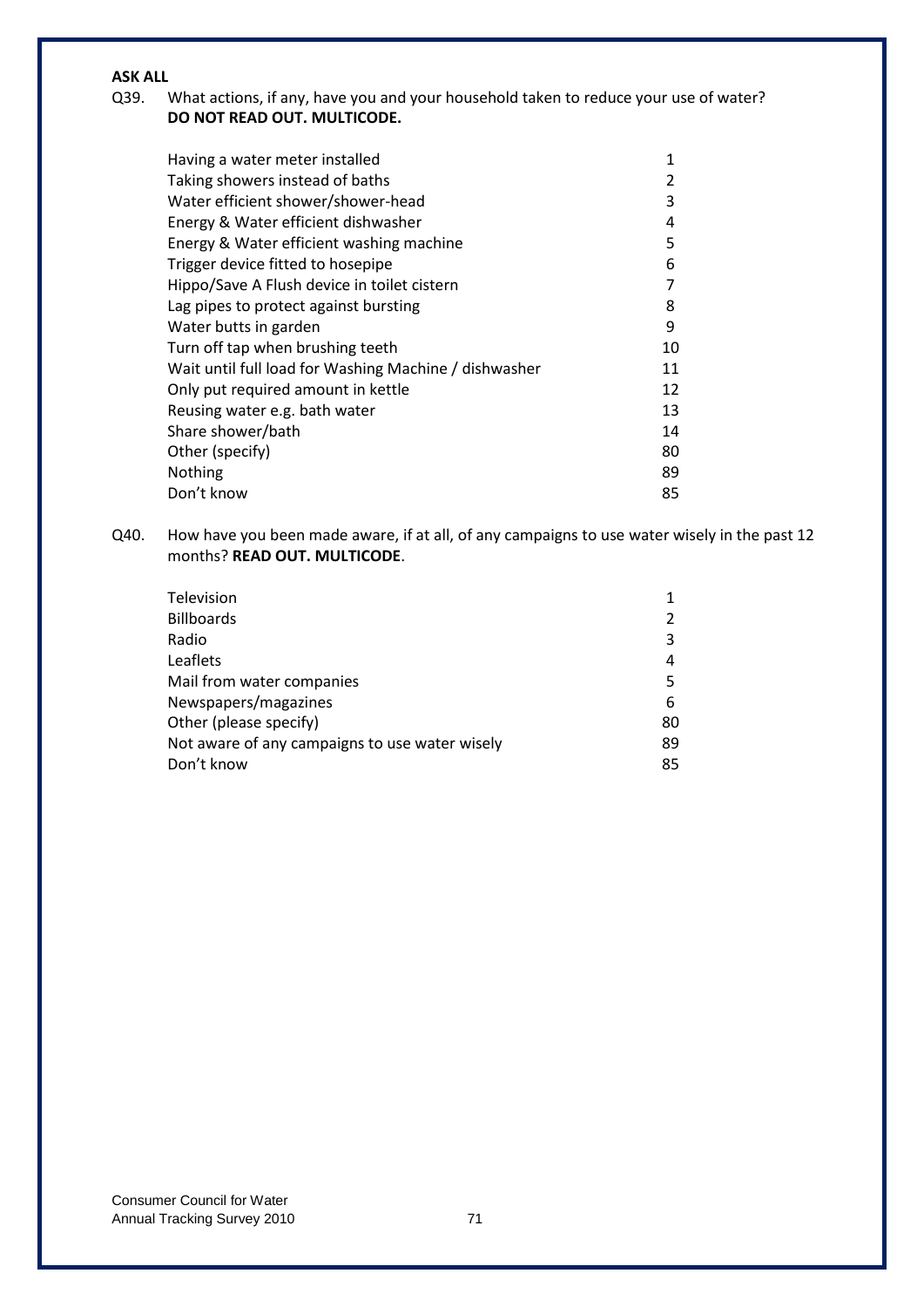**ASK ALL**

Q39. What actions, if any, have you and your household taken to reduce your use of water? **DO NOT READ OUT. MULTICODE.**

| | |
|---|---|
| Having a water meter installed | 1 |
| Taking showers instead of baths | 2 |
| Water efficient shower/shower-head | 3 |
| Energy & Water efficient dishwasher | 4 |
| Energy & Water efficient washing machine | 5 |
| Trigger device fitted to hosepipe | 6 |
| Hippo/Save A Flush device in toilet cistern | 7 |
| Lag pipes to protect against bursting | 8 |
| Water butts in garden | 9 |
| Turn off tap when brushing teeth | 10 |
| Wait until full load for Washing Machine / dishwasher | 11 |
| Only put required amount in kettle | 12 |
| Reusing water e.g. bath water | 13 |
| Share shower/bath | 14 |
| Other (specify) | 80 |
| Nothing | 89 |
| Don't know | 85 |

Q40. How have you been made aware, if at all, of any campaigns to use water wisely in the past 12 months? **READ OUT. MULTICODE**.

| | |
|---|---|
| Television | 1 |
| Billboards | 2 |
| Radio | 3 |
| Leaflets | 4 |
| Mail from water companies | 5 |
| Newspapers/magazines | 6 |
| Other (please specify) | 80 |
| Not aware of any campaigns to use water wisely | 89 |
| Don't know | 85 |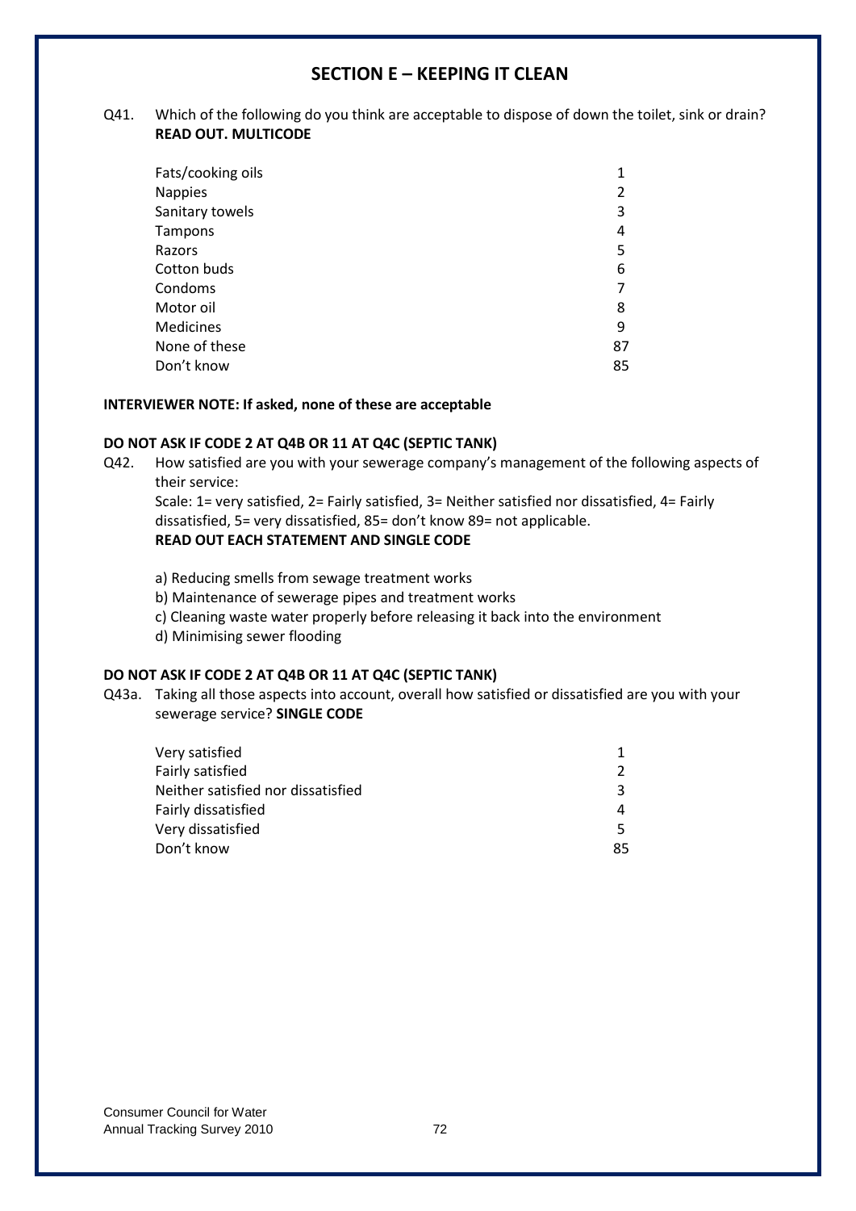## SECTION E – KEEPING IT CLEAN

Q41. Which of the following do you think are acceptable to dispose of down the toilet, sink or drain? **READ OUT. MULTICODE**

| | |
|---|---|
| Fats/cooking oils | 1 |
| Nappies | 2 |
| Sanitary towels | 3 |
| Tampons | 4 |
| Razors | 5 |
| Cotton buds | 6 |
| Condoms | 7 |
| Motor oil | 8 |
| Medicines | 9 |
| None of these | 87 |
| Don't know | 85 |

**INTERVIEWER NOTE: If asked, none of these are acceptable**

**DO NOT ASK IF CODE 2 AT Q4B OR 11 AT Q4C (SEPTIC TANK)**

Q42. How satisfied are you with your sewerage company's management of the following aspects of their service:

Scale: 1= very satisfied, 2= Fairly satisfied, 3= Neither satisfied nor dissatisfied, 4= Fairly dissatisfied, 5= very dissatisfied, 85= don't know 89= not applicable.

**READ OUT EACH STATEMENT AND SINGLE CODE**

a) Reducing smells from sewage treatment works
b) Maintenance of sewerage pipes and treatment works
c) Cleaning waste water properly before releasing it back into the environment
d) Minimising sewer flooding

**DO NOT ASK IF CODE 2 AT Q4B OR 11 AT Q4C (SEPTIC TANK)**

Q43a. Taking all those aspects into account, overall how satisfied or dissatisfied are you with your sewerage service? **SINGLE CODE**

| | |
|---|---|
| Very satisfied | 1 |
| Fairly satisfied | 2 |
| Neither satisfied nor dissatisfied | 3 |
| Fairly dissatisfied | 4 |
| Very dissatisfied | 5 |
| Don't know | 85 |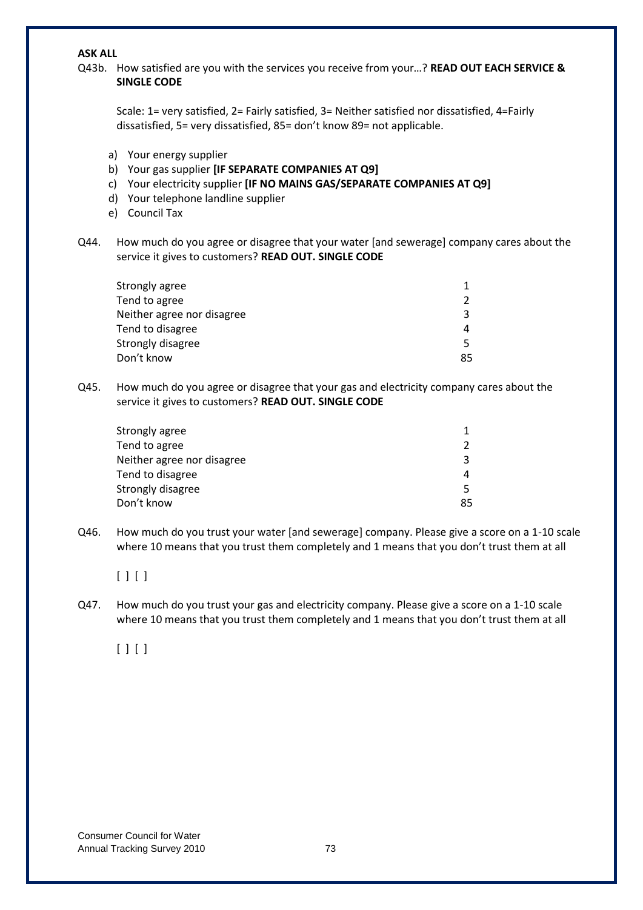**ASK ALL**

Q43b. How satisfied are you with the services you receive from your…? **READ OUT EACH SERVICE & SINGLE CODE**

Scale: 1= very satisfied, 2= Fairly satisfied, 3= Neither satisfied nor dissatisfied, 4=Fairly dissatisfied, 5= very dissatisfied, 85= don't know 89= not applicable.

a) Your energy supplier
b) Your gas supplier **[IF SEPARATE COMPANIES AT Q9]**
c) Your electricity supplier **[IF NO MAINS GAS/SEPARATE COMPANIES AT Q9]**
d) Your telephone landline supplier
e) Council Tax

Q44. How much do you agree or disagree that your water [and sewerage] company cares about the service it gives to customers? **READ OUT. SINGLE CODE**

| | |
|---|---|
| Strongly agree | 1 |
| Tend to agree | 2 |
| Neither agree nor disagree | 3 |
| Tend to disagree | 4 |
| Strongly disagree | 5 |
| Don't know | 85 |

Q45. How much do you agree or disagree that your gas and electricity company cares about the service it gives to customers? **READ OUT. SINGLE CODE**

| | |
|---|---|
| Strongly agree | 1 |
| Tend to agree | 2 |
| Neither agree nor disagree | 3 |
| Tend to disagree | 4 |
| Strongly disagree | 5 |
| Don't know | 85 |

Q46. How much do you trust your water [and sewerage] company. Please give a score on a 1-10 scale where 10 means that you trust them completely and 1 means that you don't trust them at all

[ ] [ ]

Q47. How much do you trust your gas and electricity company. Please give a score on a 1-10 scale where 10 means that you trust them completely and 1 means that you don't trust them at all

[ ] [ ]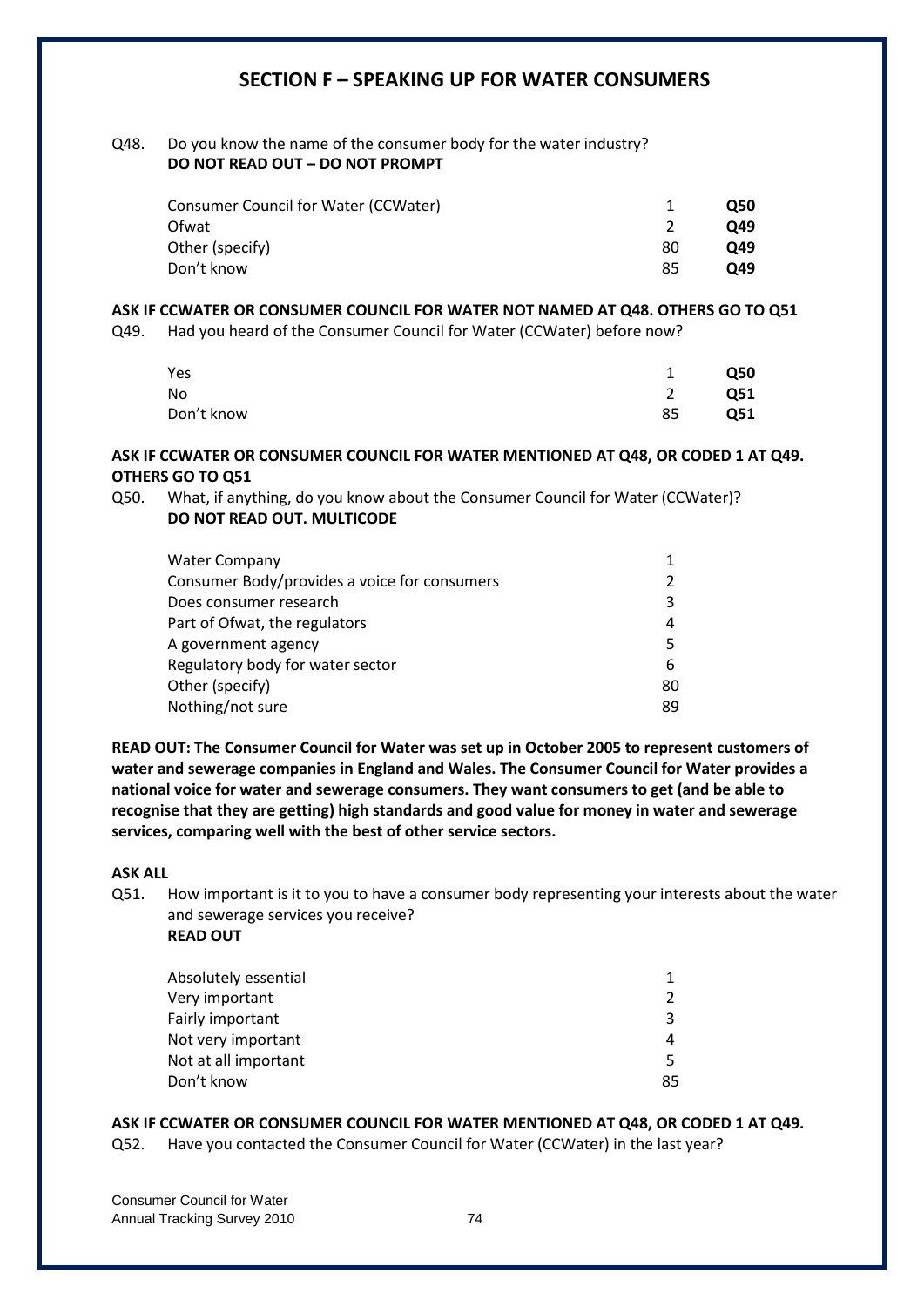## SECTION F – SPEAKING UP FOR WATER CONSUMERS

Q48. Do you know the name of the consumer body for the water industry?
**DO NOT READ OUT – DO NOT PROMPT**

| | | |
|---|---|---|
| Consumer Council for Water (CCWater) | 1 | **Q50** |
| Ofwat | 2 | **Q49** |
| Other (specify) | 80 | **Q49** |
| Don't know | 85 | **Q49** |

**ASK IF CCWATER OR CONSUMER COUNCIL FOR WATER NOT NAMED AT Q48. OTHERS GO TO Q51**

Q49. Had you heard of the Consumer Council for Water (CCWater) before now?

| | | |
|---|---|---|
| Yes | 1 | **Q50** |
| No | 2 | **Q51** |
| Don't know | 85 | **Q51** |

**ASK IF CCWATER OR CONSUMER COUNCIL FOR WATER MENTIONED AT Q48, OR CODED 1 AT Q49. OTHERS GO TO Q51**

Q50. What, if anything, do you know about the Consumer Council for Water (CCWater)?
**DO NOT READ OUT. MULTICODE**

| | |
|---|---|
| Water Company | 1 |
| Consumer Body/provides a voice for consumers | 2 |
| Does consumer research | 3 |
| Part of Ofwat, the regulators | 4 |
| A government agency | 5 |
| Regulatory body for water sector | 6 |
| Other (specify) | 80 |
| Nothing/not sure | 89 |

**READ OUT: The Consumer Council for Water was set up in October 2005 to represent customers of water and sewerage companies in England and Wales. The Consumer Council for Water provides a national voice for water and sewerage consumers. They want consumers to get (and be able to recognise that they are getting) high standards and good value for money in water and sewerage services, comparing well with the best of other service sectors.**

**ASK ALL**

Q51. How important is it to you to have a consumer body representing your interests about the water and sewerage services you receive?
**READ OUT**

| | |
|---|---|
| Absolutely essential | 1 |
| Very important | 2 |
| Fairly important | 3 |
| Not very important | 4 |
| Not at all important | 5 |
| Don't know | 85 |

**ASK IF CCWATER OR CONSUMER COUNCIL FOR WATER MENTIONED AT Q48, OR CODED 1 AT Q49.**

Q52. Have you contacted the Consumer Council for Water (CCWater) in the last year?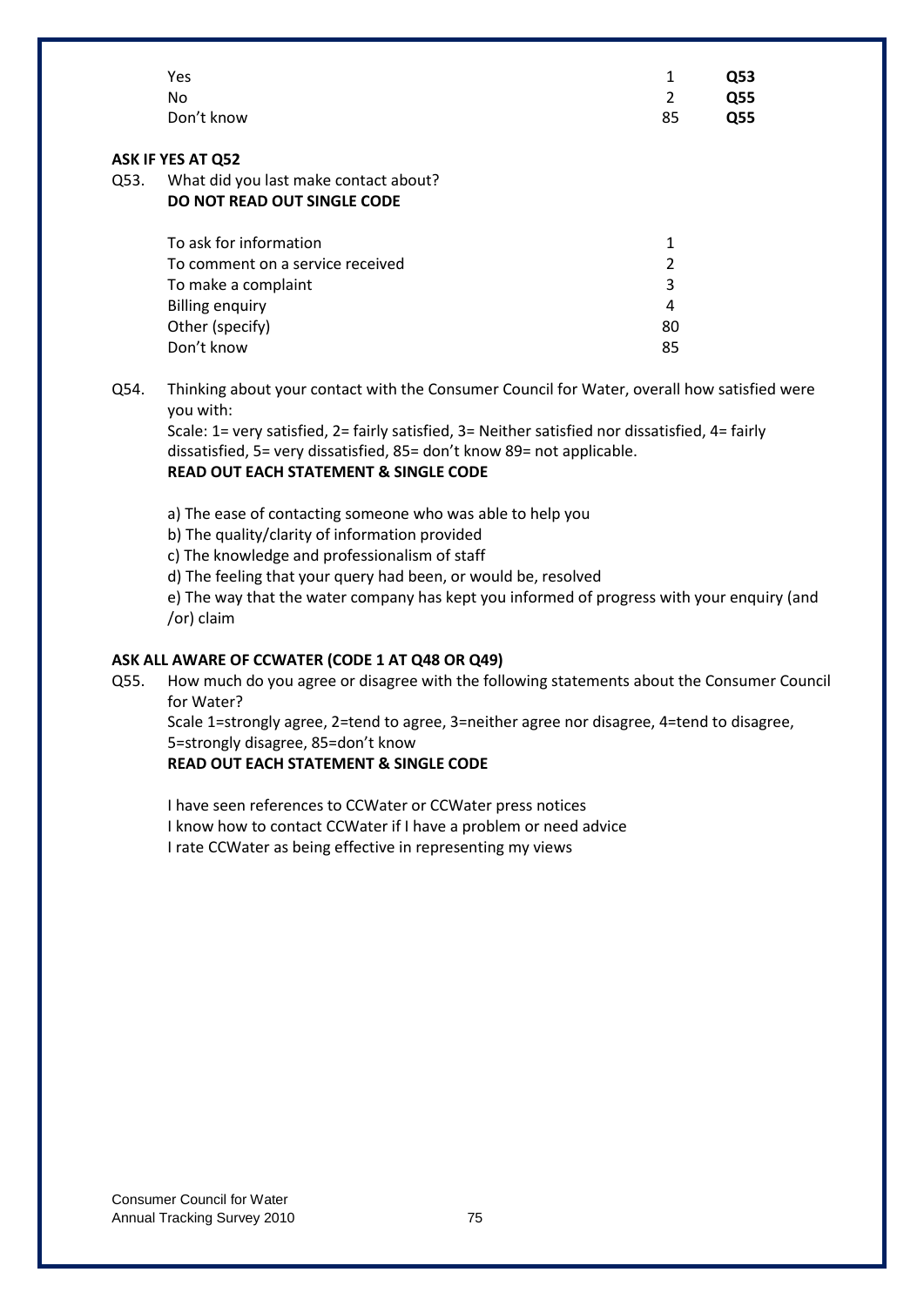| | | |
|---|---|---|
| Yes | 1 | **Q53** |
| No | 2 | **Q55** |
| Don't know | 85 | **Q55** |

**ASK IF YES AT Q52**

Q53. What did you last make contact about?
**DO NOT READ OUT SINGLE CODE**

| | |
|---|---|
| To ask for information | 1 |
| To comment on a service received | 2 |
| To make a complaint | 3 |
| Billing enquiry | 4 |
| Other (specify) | 80 |
| Don't know | 85 |

Q54. Thinking about your contact with the Consumer Council for Water, overall how satisfied were you with:
Scale: 1= very satisfied, 2= fairly satisfied, 3= Neither satisfied nor dissatisfied, 4= fairly dissatisfied, 5= very dissatisfied, 85= don't know 89= not applicable.
**READ OUT EACH STATEMENT & SINGLE CODE**

a) The ease of contacting someone who was able to help you
b) The quality/clarity of information provided
c) The knowledge and professionalism of staff
d) The feeling that your query had been, or would be, resolved
e) The way that the water company has kept you informed of progress with your enquiry (and /or) claim

**ASK ALL AWARE OF CCWATER (CODE 1 AT Q48 OR Q49)**

Q55. How much do you agree or disagree with the following statements about the Consumer Council for Water?
Scale 1=strongly agree, 2=tend to agree, 3=neither agree nor disagree, 4=tend to disagree, 5=strongly disagree, 85=don't know
**READ OUT EACH STATEMENT & SINGLE CODE**

I have seen references to CCWater or CCWater press notices
I know how to contact CCWater if I have a problem or need advice
I rate CCWater as being effective in representing my views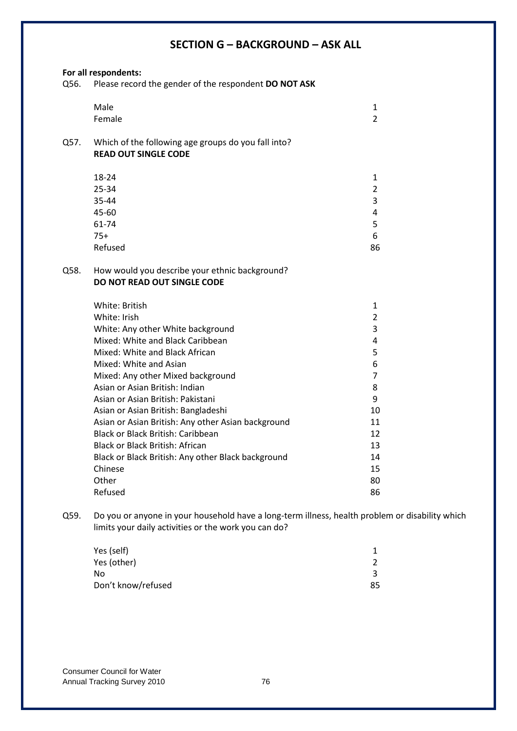## SECTION G – BACKGROUND – ASK ALL

**For all respondents:**

Q56. Please record the gender of the respondent **DO NOT ASK**

| | |
|---|---|
| Male | 1 |
| Female | 2 |

Q57. Which of the following age groups do you fall into?
**READ OUT SINGLE CODE**

| | |
|---|---|
| 18-24 | 1 |
| 25-34 | 2 |
| 35-44 | 3 |
| 45-60 | 4 |
| 61-74 | 5 |
| 75+ | 6 |
| Refused | 86 |

Q58. How would you describe your ethnic background?
**DO NOT READ OUT SINGLE CODE**

| | |
|---|---|
| White: British | 1 |
| White: Irish | 2 |
| White: Any other White background | 3 |
| Mixed: White and Black Caribbean | 4 |
| Mixed: White and Black African | 5 |
| Mixed: White and Asian | 6 |
| Mixed: Any other Mixed background | 7 |
| Asian or Asian British: Indian | 8 |
| Asian or Asian British: Pakistani | 9 |
| Asian or Asian British: Bangladeshi | 10 |
| Asian or Asian British: Any other Asian background | 11 |
| Black or Black British: Caribbean | 12 |
| Black or Black British: African | 13 |
| Black or Black British: Any other Black background | 14 |
| Chinese | 15 |
| Other | 80 |
| Refused | 86 |

Q59. Do you or anyone in your household have a long-term illness, health problem or disability which limits your daily activities or the work you can do?

| | |
|---|---|
| Yes (self) | 1 |
| Yes (other) | 2 |
| No | 3 |
| Don't know/refused | 85 |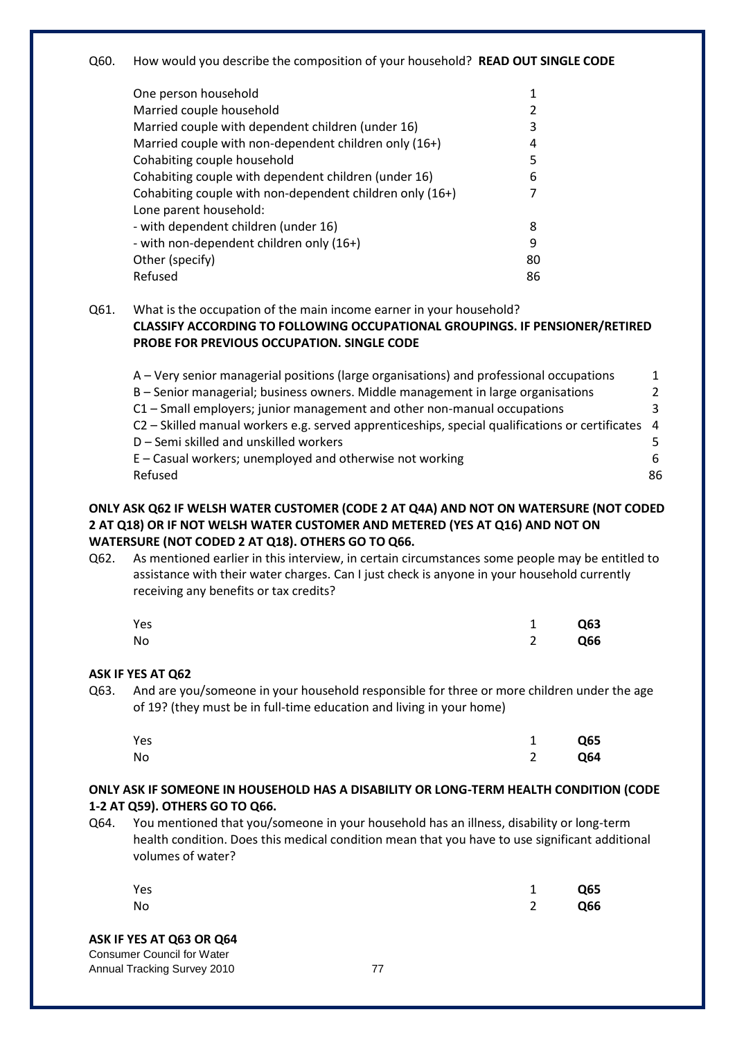Q60. How would you describe the composition of your household? **READ OUT SINGLE CODE**

| | |
|---|---|
| One person household | 1 |
| Married couple household | 2 |
| Married couple with dependent children (under 16) | 3 |
| Married couple with non-dependent children only (16+) | 4 |
| Cohabiting couple household | 5 |
| Cohabiting couple with dependent children (under 16) | 6 |
| Cohabiting couple with non-dependent children only (16+) | 7 |
| Lone parent household: | |
| - with dependent children (under 16) | 8 |
| - with non-dependent children only (16+) | 9 |
| Other (specify) | 80 |
| Refused | 86 |

Q61. What is the occupation of the main income earner in your household?
**CLASSIFY ACCORDING TO FOLLOWING OCCUPATIONAL GROUPINGS. IF PENSIONER/RETIRED PROBE FOR PREVIOUS OCCUPATION. SINGLE CODE**

| | |
|---|---|
| A – Very senior managerial positions (large organisations) and professional occupations | 1 |
| B – Senior managerial; business owners. Middle management in large organisations | 2 |
| C1 – Small employers; junior management and other non-manual occupations | 3 |
| C2 – Skilled manual workers e.g. served apprenticeships, special qualifications or certificates | 4 |
| D – Semi skilled and unskilled workers | 5 |
| E – Casual workers; unemployed and otherwise not working | 6 |
| Refused | 86 |

**ONLY ASK Q62 IF WELSH WATER CUSTOMER (CODE 2 AT Q4A) AND NOT ON WATERSURE (NOT CODED 2 AT Q18) OR IF NOT WELSH WATER CUSTOMER AND METERED (YES AT Q16) AND NOT ON WATERSURE (NOT CODED 2 AT Q18). OTHERS GO TO Q66.**

Q62. As mentioned earlier in this interview, in certain circumstances some people may be entitled to assistance with their water charges. Can I just check is anyone in your household currently receiving any benefits or tax credits?

| | | |
|---|---|---|
| Yes | 1 | **Q63** |
| No | 2 | **Q66** |

**ASK IF YES AT Q62**

Q63. And are you/someone in your household responsible for three or more children under the age of 19? (they must be in full-time education and living in your home)

| | | |
|---|---|---|
| Yes | 1 | **Q65** |
| No | 2 | **Q64** |

**ONLY ASK IF SOMEONE IN HOUSEHOLD HAS A DISABILITY OR LONG-TERM HEALTH CONDITION (CODE 1-2 AT Q59). OTHERS GO TO Q66.**

Q64. You mentioned that you/someone in your household has an illness, disability or long-term health condition. Does this medical condition mean that you have to use significant additional volumes of water?

| | | |
|---|---|---|
| Yes | 1 | **Q65** |
| No | 2 | **Q66** |

**ASK IF YES AT Q63 OR Q64**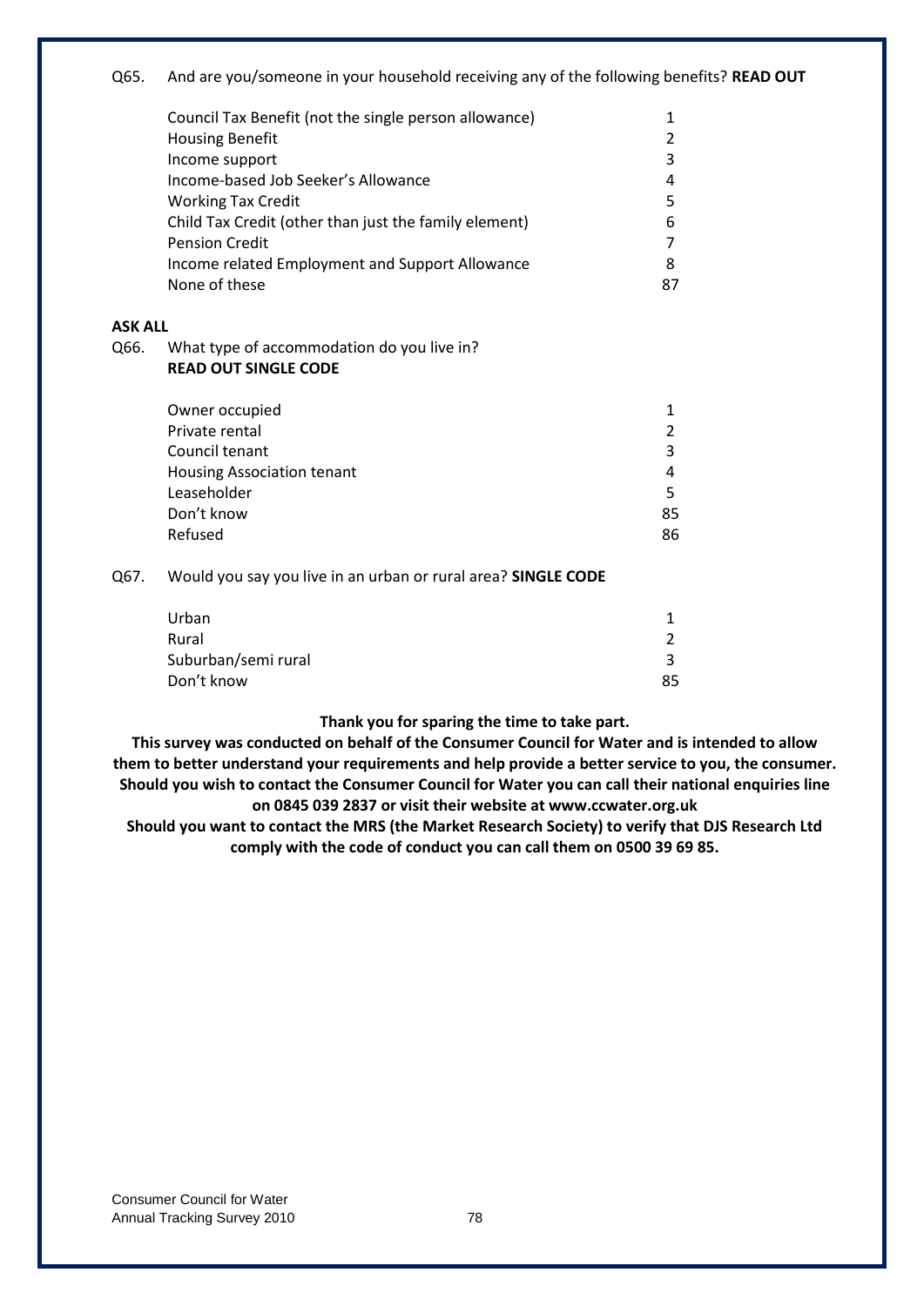Q65. And are you/someone in your household receiving any of the following benefits? **READ OUT**

| | |
|---|---|
| Council Tax Benefit (not the single person allowance) | 1 |
| Housing Benefit | 2 |
| Income support | 3 |
| Income-based Job Seeker's Allowance | 4 |
| Working Tax Credit | 5 |
| Child Tax Credit (other than just the family element) | 6 |
| Pension Credit | 7 |
| Income related Employment and Support Allowance | 8 |
| None of these | 87 |

**ASK ALL**

Q66. What type of accommodation do you live in?
**READ OUT SINGLE CODE**

| | |
|---|---|
| Owner occupied | 1 |
| Private rental | 2 |
| Council tenant | 3 |
| Housing Association tenant | 4 |
| Leaseholder | 5 |
| Don't know | 85 |
| Refused | 86 |

Q67. Would you say you live in an urban or rural area? **SINGLE CODE**

| | |
|---|---|
| Urban | 1 |
| Rural | 2 |
| Suburban/semi rural | 3 |
| Don't know | 85 |

**Thank you for sparing the time to take part.**
**This survey was conducted on behalf of the Consumer Council for Water and is intended to allow them to better understand your requirements and help provide a better service to you, the consumer. Should you wish to contact the Consumer Council for Water you can call their national enquiries line on 0845 039 2837 or visit their website at www.ccwater.org.uk**
**Should you want to contact the MRS (the Market Research Society) to verify that DJS Research Ltd comply with the code of conduct you can call them on 0500 39 69 85.**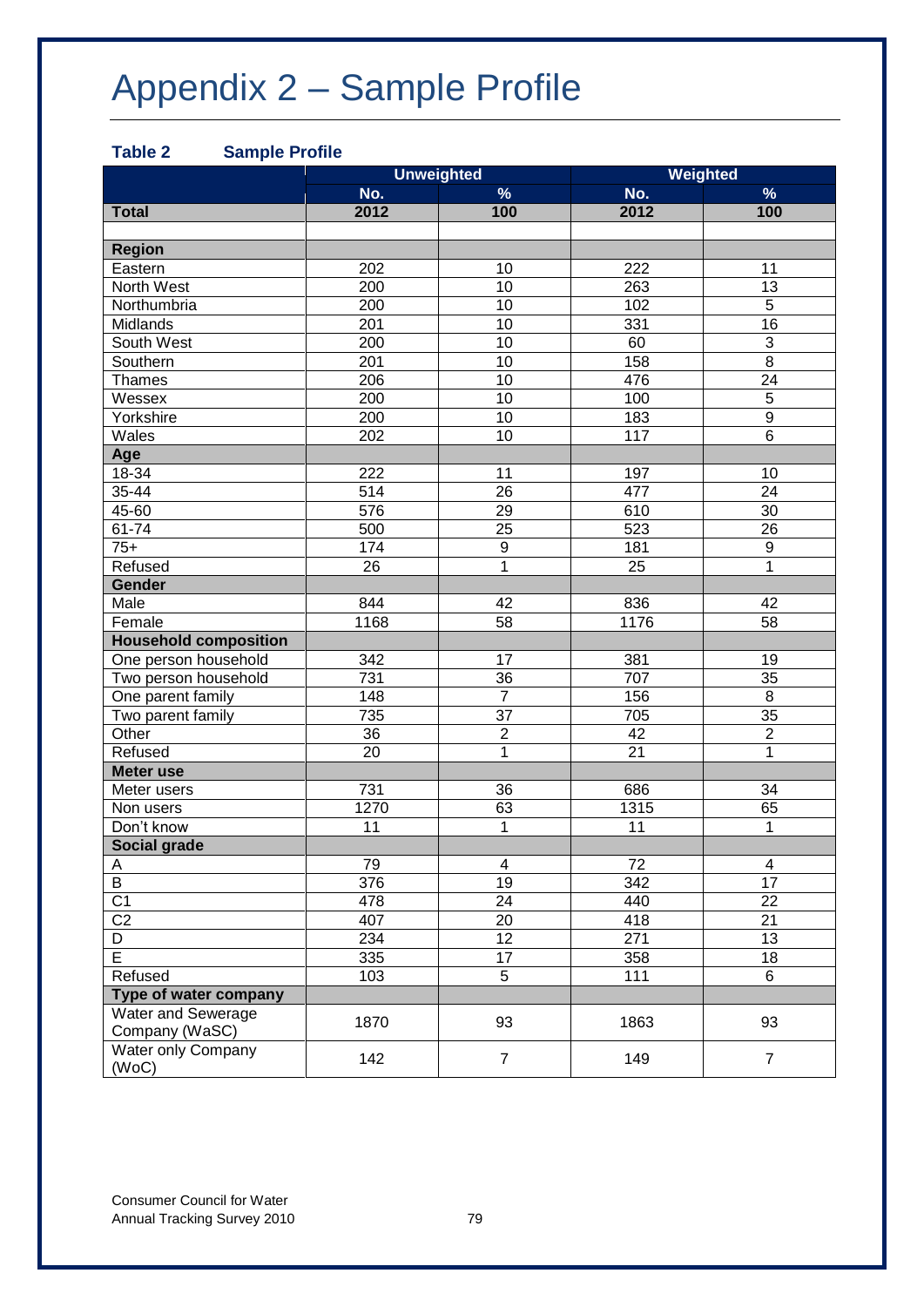# Appendix 2 – Sample Profile

**Table 2 Sample Profile**

| | Unweighted | | Weighted | |
|---|---|---|---|---|
| | No. | % | No. | % |
| **Total** | **2012** | **100** | **2012** | **100** |
| | | | | |
| **Region** | | | | |
| Eastern | 202 | 10 | 222 | 11 |
| North West | 200 | 10 | 263 | 13 |
| Northumbria | 200 | 10 | 102 | 5 |
| Midlands | 201 | 10 | 331 | 16 |
| South West | 200 | 10 | 60 | 3 |
| Southern | 201 | 10 | 158 | 8 |
| Thames | 206 | 10 | 476 | 24 |
| Wessex | 200 | 10 | 100 | 5 |
| Yorkshire | 200 | 10 | 183 | 9 |
| Wales | 202 | 10 | 117 | 6 |
| **Age** | | | | |
| 18-34 | 222 | 11 | 197 | 10 |
| 35-44 | 514 | 26 | 477 | 24 |
| 45-60 | 576 | 29 | 610 | 30 |
| 61-74 | 500 | 25 | 523 | 26 |
| 75+ | 174 | 9 | 181 | 9 |
| Refused | 26 | 1 | 25 | 1 |
| **Gender** | | | | |
| Male | 844 | 42 | 836 | 42 |
| Female | 1168 | 58 | 1176 | 58 |
| **Household composition** | | | | |
| One person household | 342 | 17 | 381 | 19 |
| Two person household | 731 | 36 | 707 | 35 |
| One parent family | 148 | 7 | 156 | 8 |
| Two parent family | 735 | 37 | 705 | 35 |
| Other | 36 | 2 | 42 | 2 |
| Refused | 20 | 1 | 21 | 1 |
| **Meter use** | | | | |
| Meter users | 731 | 36 | 686 | 34 |
| Non users | 1270 | 63 | 1315 | 65 |
| Don't know | 11 | 1 | 11 | 1 |
| **Social grade** | | | | |
| A | 79 | 4 | 72 | 4 |
| B | 376 | 19 | 342 | 17 |
| C1 | 478 | 24 | 440 | 22 |
| C2 | 407 | 20 | 418 | 21 |
| D | 234 | 12 | 271 | 13 |
| E | 335 | 17 | 358 | 18 |
| Refused | 103 | 5 | 111 | 6 |
| **Type of water company** | | | | |
| Water and Sewerage Company (WaSC) | 1870 | 93 | 1863 | 93 |
| Water only Company (WoC) | 142 | 7 | 149 | 7 |